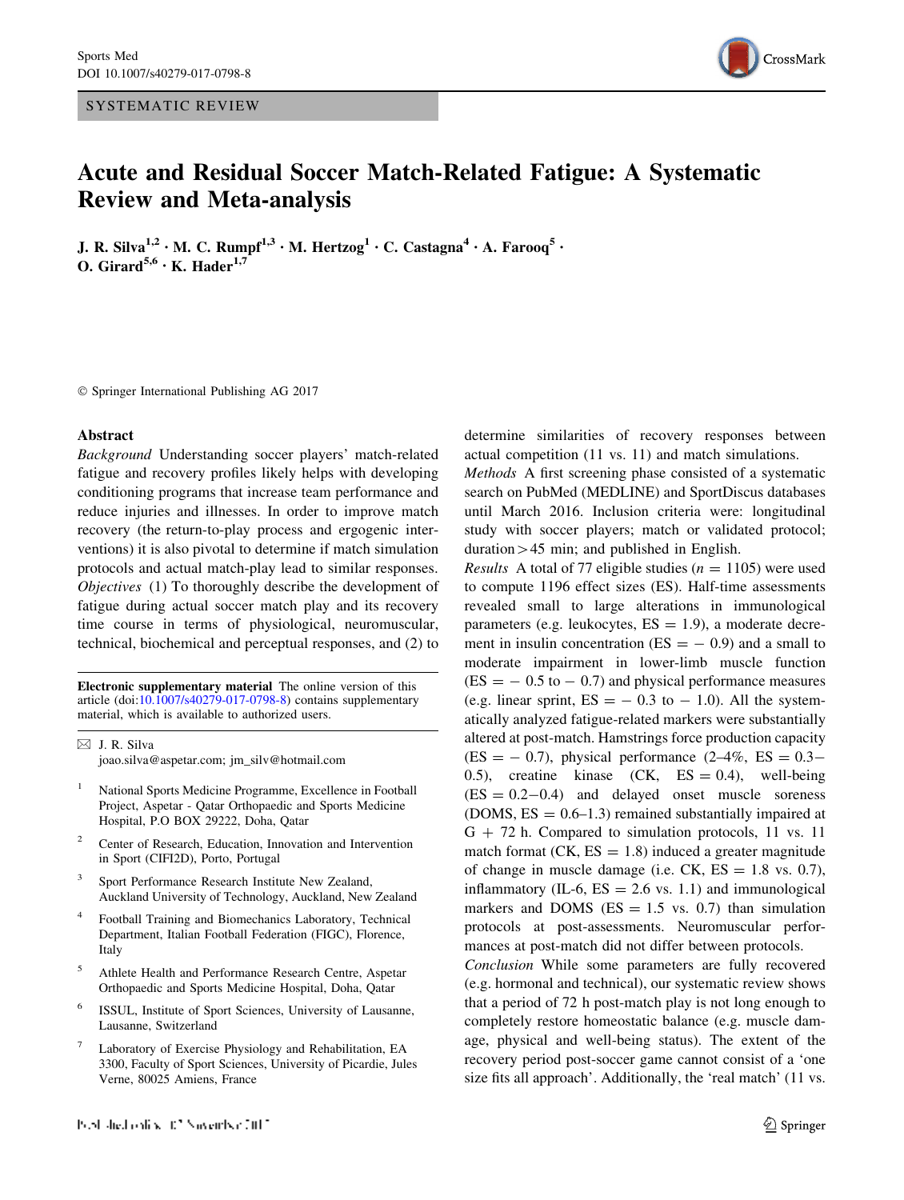SYSTEMATIC REVIEW

# Acute and Residual Soccer Match-Related Fatigue: A Systematic Review and Meta-analysis

**J. R. Silva[1,2] · M. C. Rumpf[1,3] · M. Hertzog[1] · C. Castagna[4] · A. Farooq[5] · O. Girard[5,6] · K. Hader[1,7]**

© Springer International Publishing AG 2017

## Abstract

*Background* Understanding soccer players' match-related fatigue and recovery profiles likely helps with developing conditioning programs that increase team performance and reduce injuries and illnesses. In order to improve match recovery (the return-to-play process and ergogenic interventions) it is also pivotal to determine if match simulation protocols and actual match-play lead to similar responses.

*Objectives* (1) To thoroughly describe the development of fatigue during actual soccer match play and its recovery time course in terms of physiological, neuromuscular, technical, biochemical and perceptual responses, and (2) to determine similarities of recovery responses between actual competition (11 vs. 11) and match simulations.

*Methods* A first screening phase consisted of a systematic search on PubMed (MEDLINE) and SportDiscus databases until March 2016. Inclusion criteria were: longitudinal study with soccer players; match or validated protocol; duration > 45 min; and published in English.

*Results* A total of 77 eligible studies ($n = 1105$) were used to compute 1196 effect sizes (ES). Half-time assessments revealed small to large alterations in immunological parameters (e.g. leukocytes, ES = 1.9), a moderate decrement in insulin concentration (ES = − 0.9) and a small to moderate impairment in lower-limb muscle function (ES = − 0.5 to − 0.7) and physical performance measures (e.g. linear sprint, ES = − 0.3 to − 1.0). All the systematically analyzed fatigue-related markers were substantially altered at post-match. Hamstrings force production capacity (ES = − 0.7), physical performance (2–4%, ES = 0.3−0.5), creatine kinase (CK, ES = 0.4), well-being (ES = 0.2−0.4) and delayed onset muscle soreness (DOMS, ES = 0.6–1.3) remained substantially impaired at G + 72 h. Compared to simulation protocols, 11 vs. 11 match format (CK, ES = 1.8) induced a greater magnitude of change in muscle damage (i.e. CK, ES = 1.8 vs. 0.7), inflammatory (IL-6, ES = 2.6 vs. 1.1) and immunological markers and DOMS (ES = 1.5 vs. 0.7) than simulation protocols at post-assessments. Neuromuscular performances at post-match did not differ between protocols.

*Conclusion* While some parameters are fully recovered (e.g. hormonal and technical), our systematic review shows that a period of 72 h post-match play is not long enough to completely restore homeostatic balance (e.g. muscle damage, physical and well-being status). The extent of the recovery period post-soccer game cannot consist of a 'one size fits all approach'. Additionally, the 'real match' (11 vs.

---

**Electronic supplementary material** The online version of this article (doi:10.1007/s40279-017-0798-8) contains supplementary material, which is available to authorized users.

✉ J. R. Silva
joao.silva@aspetar.com; jm_silv@hotmail.com

[1] National Sports Medicine Programme, Excellence in Football Project, Aspetar - Qatar Orthopaedic and Sports Medicine Hospital, P.O BOX 29222, Doha, Qatar

[2] Center of Research, Education, Innovation and Intervention in Sport (CIFI2D), Porto, Portugal

[3] Sport Performance Research Institute New Zealand, Auckland University of Technology, Auckland, New Zealand

[4] Football Training and Biomechanics Laboratory, Technical Department, Italian Football Federation (FIGC), Florence, Italy

[5] Athlete Health and Performance Research Centre, Aspetar Orthopaedic and Sports Medicine Hospital, Doha, Qatar

[6] ISSUL, Institute of Sport Sciences, University of Lausanne, Lausanne, Switzerland

[7] Laboratory of Exercise Physiology and Rehabilitation, EA 3300, Faculty of Sport Sciences, University of Picardie, Jules Verne, 80025 Amiens, France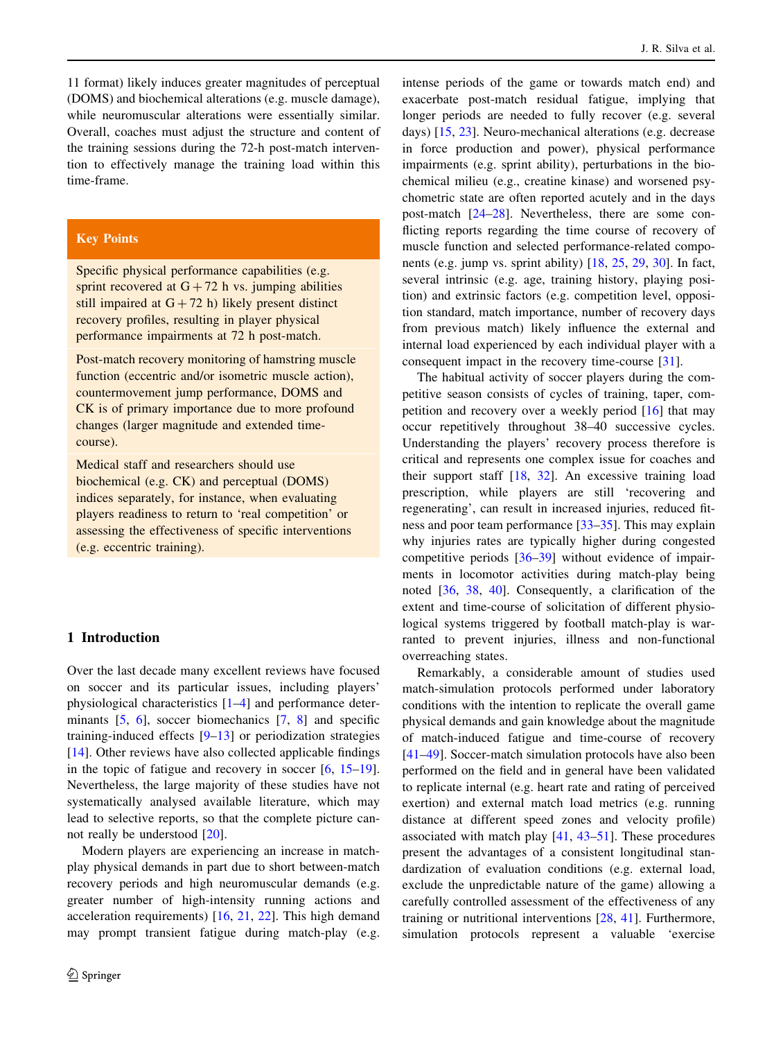11 format) likely induces greater magnitudes of perceptual (DOMS) and biochemical alterations (e.g. muscle damage), while neuromuscular alterations were essentially similar. Overall, coaches must adjust the structure and content of the training sessions during the 72-h post-match intervention to effectively manage the training load within this time-frame.

**Key Points**

Specific physical performance capabilities (e.g. sprint recovered at G + 72 h vs. jumping abilities still impaired at G + 72 h) likely present distinct recovery profiles, resulting in player physical performance impairments at 72 h post-match.

Post-match recovery monitoring of hamstring muscle function (eccentric and/or isometric muscle action), countermovement jump performance, DOMS and CK is of primary importance due to more profound changes (larger magnitude and extended time-course).

Medical staff and researchers should use biochemical (e.g. CK) and perceptual (DOMS) indices separately, for instance, when evaluating players readiness to return to 'real competition' or assessing the effectiveness of specific interventions (e.g. eccentric training).

## 1 Introduction

Over the last decade many excellent reviews have focused on soccer and its particular issues, including players' physiological characteristics [1–4] and performance determinants [5, 6], soccer biomechanics [7, 8] and specific training-induced effects [9–13] or periodization strategies [14]. Other reviews have also collected applicable findings in the topic of fatigue and recovery in soccer [6, 15–19]. Nevertheless, the large majority of these studies have not systematically analysed available literature, which may lead to selective reports, so that the complete picture cannot really be understood [20].

Modern players are experiencing an increase in match-play physical demands in part due to short between-match recovery periods and high neuromuscular demands (e.g. greater number of high-intensity running actions and acceleration requirements) [16, 21, 22]. This high demand may prompt transient fatigue during match-play (e.g. intense periods of the game or towards match end) and exacerbate post-match residual fatigue, implying that longer periods are needed to fully recover (e.g. several days) [15, 23]. Neuro-mechanical alterations (e.g. decrease in force production and power), physical performance impairments (e.g. sprint ability), perturbations in the biochemical milieu (e.g., creatine kinase) and worsened psychometric state are often reported acutely and in the days post-match [24–28]. Nevertheless, there are some conflicting reports regarding the time course of recovery of muscle function and selected performance-related components (e.g. jump vs. sprint ability) [18, 25, 29, 30]. In fact, several intrinsic (e.g. age, training history, playing position) and extrinsic factors (e.g. competition level, opposition standard, match importance, number of recovery days from previous match) likely influence the external and internal load experienced by each individual player with a consequent impact in the recovery time-course [31].

The habitual activity of soccer players during the competitive season consists of cycles of training, taper, competition and recovery over a weekly period [16] that may occur repetitively throughout 38–40 successive cycles. Understanding the players' recovery process therefore is critical and represents one complex issue for coaches and their support staff [18, 32]. An excessive training load prescription, while players are still 'recovering and regenerating', can result in increased injuries, reduced fitness and poor team performance [33–35]. This may explain why injuries rates are typically higher during congested competitive periods [36–39] without evidence of impairments in locomotor activities during match-play being noted [36, 38, 40]. Consequently, a clarification of the extent and time-course of solicitation of different physiological systems triggered by football match-play is warranted to prevent injuries, illness and non-functional overreaching states.

Remarkably, a considerable amount of studies used match-simulation protocols performed under laboratory conditions with the intention to replicate the overall game physical demands and gain knowledge about the magnitude of match-induced fatigue and time-course of recovery [41–49]. Soccer-match simulation protocols have also been performed on the field and in general have been validated to replicate internal (e.g. heart rate and rating of perceived exertion) and external match load metrics (e.g. running distance at different speed zones and velocity profile) associated with match play [41, 43–51]. These procedures present the advantages of a consistent longitudinal standardization of evaluation conditions (e.g. external load, exclude the unpredictable nature of the game) allowing a carefully controlled assessment of the effectiveness of any training or nutritional interventions [28, 41]. Furthermore, simulation protocols represent a valuable 'exercise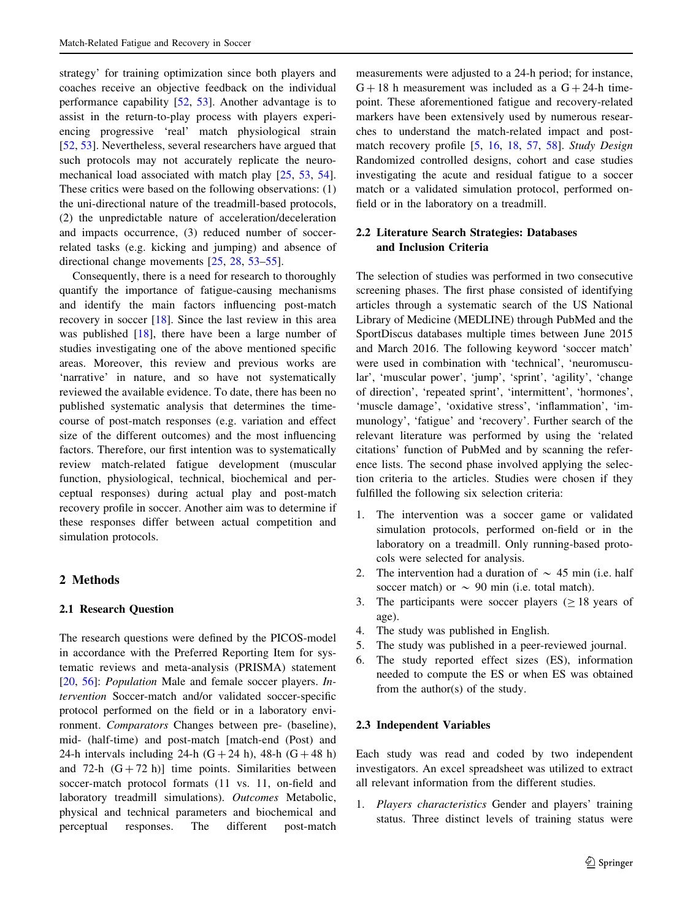strategy' for training optimization since both players and coaches receive an objective feedback on the individual performance capability [52, 53]. Another advantage is to assist in the return-to-play process with players experiencing progressive 'real' match physiological strain [52, 53]. Nevertheless, several researchers have argued that such protocols may not accurately replicate the neuromechanical load associated with match play [25, 53, 54]. These critics were based on the following observations: (1) the uni-directional nature of the treadmill-based protocols, (2) the unpredictable nature of acceleration/deceleration and impacts occurrence, (3) reduced number of soccer-related tasks (e.g. kicking and jumping) and absence of directional change movements [25, 28, 53–55].

Consequently, there is a need for research to thoroughly quantify the importance of fatigue-causing mechanisms and identify the main factors influencing post-match recovery in soccer [18]. Since the last review in this area was published [18], there have been a large number of studies investigating one of the above mentioned specific areas. Moreover, this review and previous works are 'narrative' in nature, and so have not systematically reviewed the available evidence. To date, there has been no published systematic analysis that determines the time-course of post-match responses (e.g. variation and effect size of the different outcomes) and the most influencing factors. Therefore, our first intention was to systematically review match-related fatigue development (muscular function, physiological, technical, biochemical and perceptual responses) during actual play and post-match recovery profile in soccer. Another aim was to determine if these responses differ between actual competition and simulation protocols.

## 2 Methods

### 2.1 Research Question

The research questions were defined by the PICOS-model in accordance with the Preferred Reporting Item for systematic reviews and meta-analysis (PRISMA) statement [20, 56]: *Population* Male and female soccer players. *Intervention* Soccer-match and/or validated soccer-specific protocol performed on the field or in a laboratory environment. *Comparators* Changes between pre- (baseline), mid- (half-time) and post-match [match-end (Post) and 24-h intervals including 24-h (G + 24 h), 48-h (G + 48 h) and 72-h (G + 72 h)] time points. Similarities between soccer-match protocol formats (11 vs. 11, on-field and laboratory treadmill simulations). *Outcomes* Metabolic, physical and technical parameters and biochemical and perceptual responses. The different post-match measurements were adjusted to a 24-h period; for instance, G + 18 h measurement was included as a G + 24-h time-point. These aforementioned fatigue and recovery-related markers have been extensively used by numerous researches to understand the match-related impact and post-match recovery profile [5, 16, 18, 57, 58]. *Study Design* Randomized controlled designs, cohort and case studies investigating the acute and residual fatigue to a soccer match or a validated simulation protocol, performed on-field or in the laboratory on a treadmill.

### 2.2 Literature Search Strategies: Databases and Inclusion Criteria

The selection of studies was performed in two consecutive screening phases. The first phase consisted of identifying articles through a systematic search of the US National Library of Medicine (MEDLINE) through PubMed and the SportDiscus databases multiple times between June 2015 and March 2016. The following keyword 'soccer match' were used in combination with 'technical', 'neuromuscular', 'muscular power', 'jump', 'sprint', 'agility', 'change of direction', 'repeated sprint', 'intermittent', 'hormones', 'muscle damage', 'oxidative stress', 'inflammation', 'immunology', 'fatigue' and 'recovery'. Further search of the relevant literature was performed by using the 'related citations' function of PubMed and by scanning the reference lists. The second phase involved applying the selection criteria to the articles. Studies were chosen if they fulfilled the following six selection criteria:

1. The intervention was a soccer game or validated simulation protocols, performed on-field or in the laboratory on a treadmill. Only running-based protocols were selected for analysis.
2. The intervention had a duration of $\sim$ 45 min (i.e. half soccer match) or $\sim$ 90 min (i.e. total match).
3. The participants were soccer players ($\geq$ 18 years of age).
4. The study was published in English.
5. The study was published in a peer-reviewed journal.
6. The study reported effect sizes (ES), information needed to compute the ES or when ES was obtained from the author(s) of the study.

### 2.3 Independent Variables

Each study was read and coded by two independent investigators. An excel spreadsheet was utilized to extract all relevant information from the different studies.

1. *Players characteristics* Gender and players' training status. Three distinct levels of training status were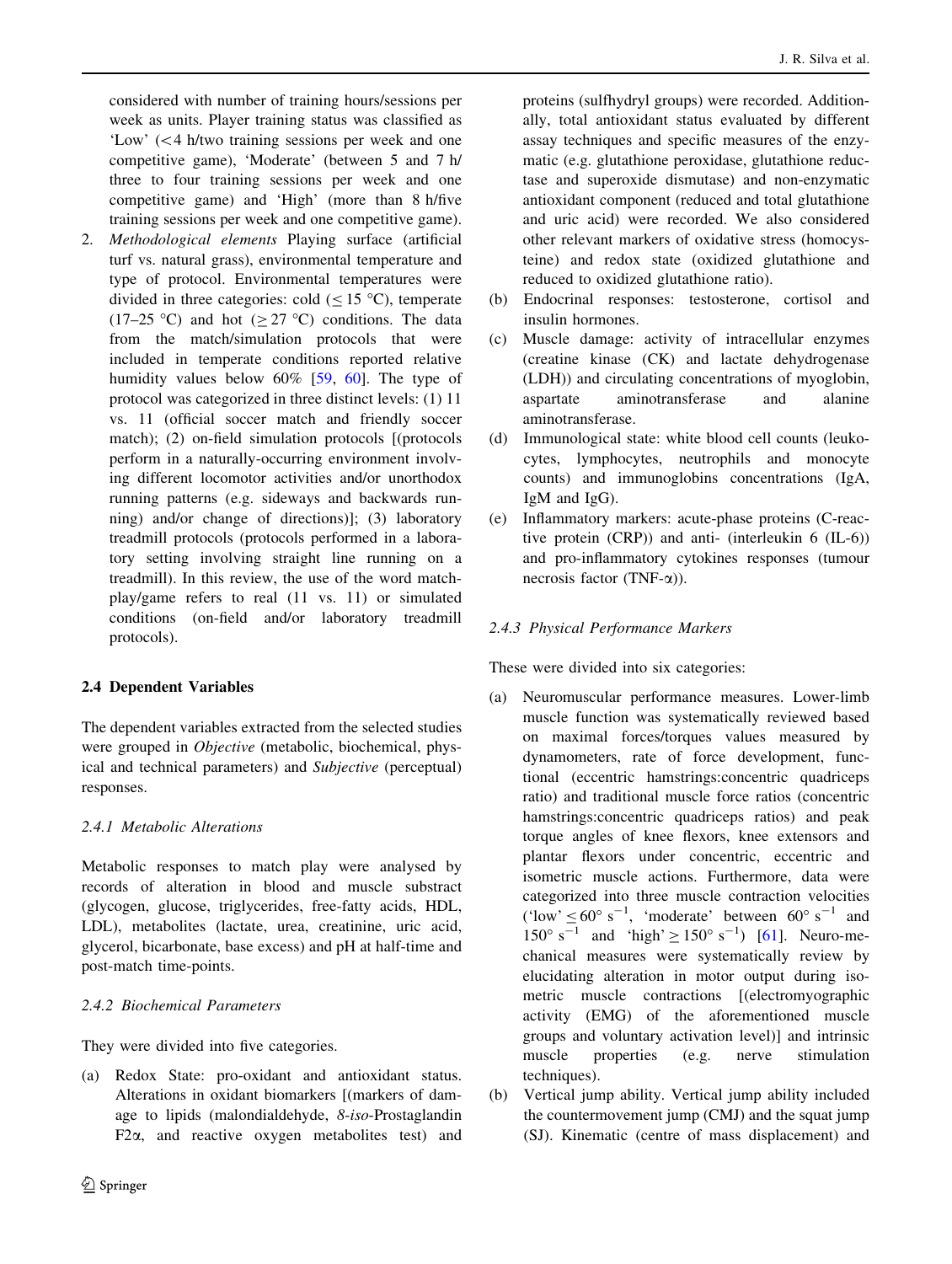considered with number of training hours/sessions per week as units. Player training status was classified as 'Low' (<4 h/two training sessions per week and one competitive game), 'Moderate' (between 5 and 7 h/three to four training sessions per week and one competitive game) and 'High' (more than 8 h/five training sessions per week and one competitive game).

2. *Methodological elements* Playing surface (artificial turf vs. natural grass), environmental temperature and type of protocol. Environmental temperatures were divided in three categories: cold (≤ 15 °C), temperate (17–25 °C) and hot (≥ 27 °C) conditions. The data from the match/simulation protocols that were included in temperate conditions reported relative humidity values below 60% [59, 60]. The type of protocol was categorized in three distinct levels: (1) 11 vs. 11 (official soccer match and friendly soccer match); (2) on-field simulation protocols [(protocols perform in a naturally-occurring environment involving different locomotor activities and/or unorthodox running patterns (e.g. sideways and backwards running) and/or change of directions)]; (3) laboratory treadmill protocols (protocols performed in a laboratory setting involving straight line running on a treadmill). In this review, the use of the word match-play/game refers to real (11 vs. 11) or simulated conditions (on-field and/or laboratory treadmill protocols).

### 2.4 Dependent Variables

The dependent variables extracted from the selected studies were grouped in *Objective* (metabolic, biochemical, physical and technical parameters) and *Subjective* (perceptual) responses.

#### 2.4.1 Metabolic Alterations

Metabolic responses to match play were analysed by records of alteration in blood and muscle substract (glycogen, glucose, triglycerides, free-fatty acids, HDL, LDL), metabolites (lactate, urea, creatinine, uric acid, glycerol, bicarbonate, base excess) and pH at half-time and post-match time-points.

#### 2.4.2 Biochemical Parameters

They were divided into five categories.

(a) Redox State: pro-oxidant and antioxidant status. Alterations in oxidant biomarkers [(markers of damage to lipids (malondialdehyde, *8-iso*-Prostaglandin F2α, and reactive oxygen metabolites test) and proteins (sulfhydryl groups) were recorded. Additionally, total antioxidant status evaluated by different assay techniques and specific measures of the enzymatic (e.g. glutathione peroxidase, glutathione reductase and superoxide dismutase) and non-enzymatic antioxidant component (reduced and total glutathione and uric acid) were recorded. We also considered other relevant markers of oxidative stress (homocysteine) and redox state (oxidized glutathione and reduced to oxidized glutathione ratio).

(b) Endocrinal responses: testosterone, cortisol and insulin hormones.

(c) Muscle damage: activity of intracellular enzymes (creatine kinase (CK) and lactate dehydrogenase (LDH)) and circulating concentrations of myoglobin, aspartate aminotransferase and alanine aminotransferase.

(d) Immunological state: white blood cell counts (leukocytes, lymphocytes, neutrophils and monocyte counts) and immunoglobins concentrations (IgA, IgM and IgG).

(e) Inflammatory markers: acute-phase proteins (C-reactive protein (CRP)) and anti- (interleukin 6 (IL-6)) and pro-inflammatory cytokines responses (tumour necrosis factor (TNF-α)).

#### 2.4.3 Physical Performance Markers

These were divided into six categories:

(a) Neuromuscular performance measures. Lower-limb muscle function was systematically reviewed based on maximal forces/torques values measured by dynamometers, rate of force development, functional (eccentric hamstrings:concentric quadriceps ratio) and traditional muscle force ratios (concentric hamstrings:concentric quadriceps ratios) and peak torque angles of knee flexors, knee extensors and plantar flexors under concentric, eccentric and isometric muscle actions. Furthermore, data were categorized into three muscle contraction velocities ('low' ≤ 60° $s^{-1}$, 'moderate' between 60° $s^{-1}$ and 150° $s^{-1}$ and 'high' ≥ 150° $s^{-1}$) [61]. Neuro-mechanical measures were systematically review by elucidating alteration in motor output during isometric muscle contractions [(electromyographic activity (EMG) of the aforementioned muscle groups and voluntary activation level)] and intrinsic muscle properties (e.g. nerve stimulation techniques).

(b) Vertical jump ability. Vertical jump ability included the countermovement jump (CMJ) and the squat jump (SJ). Kinematic (centre of mass displacement) and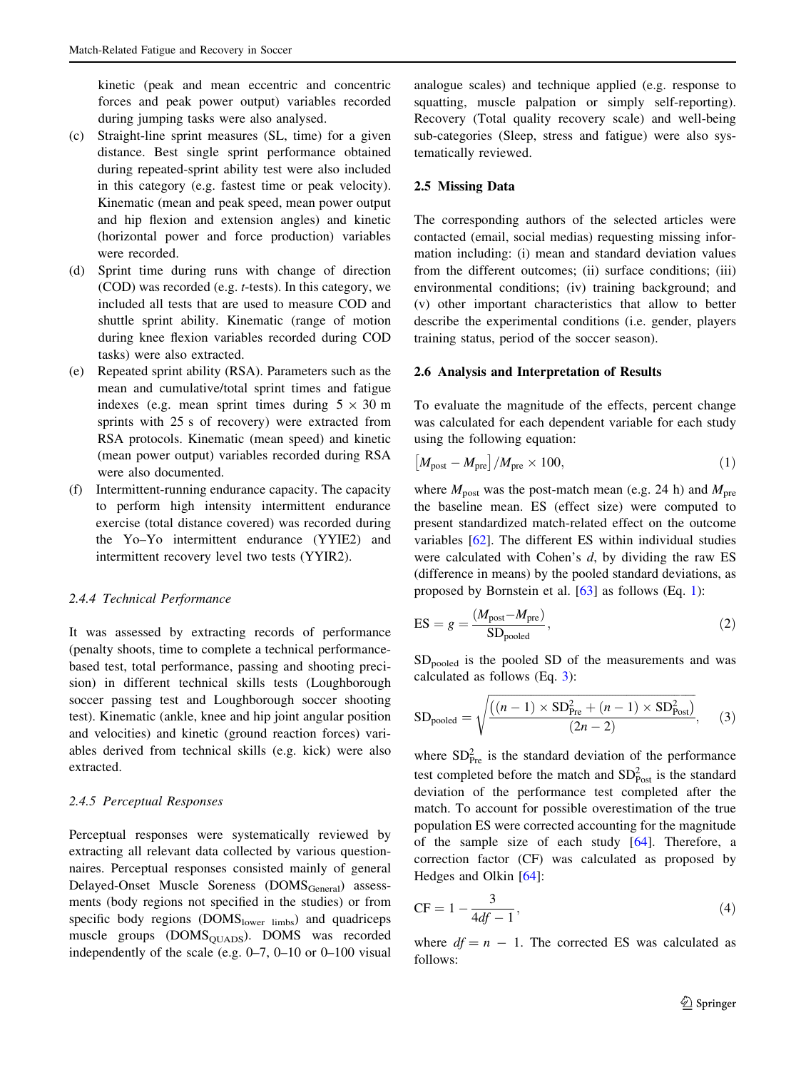kinetic (peak and mean eccentric and concentric forces and peak power output) variables recorded during jumping tasks were also analysed.

(c) Straight-line sprint measures (SL, time) for a given distance. Best single sprint performance obtained during repeated-sprint ability test were also included in this category (e.g. fastest time or peak velocity). Kinematic (mean and peak speed, mean power output and hip flexion and extension angles) and kinetic (horizontal power and force production) variables were recorded.

(d) Sprint time during runs with change of direction (COD) was recorded (e.g. *t*-tests). In this category, we included all tests that are used to measure COD and shuttle sprint ability. Kinematic (range of motion during knee flexion variables recorded during COD tasks) were also extracted.

(e) Repeated sprint ability (RSA). Parameters such as the mean and cumulative/total sprint times and fatigue indexes (e.g. mean sprint times during 5 × 30 m sprints with 25 s of recovery) were extracted from RSA protocols. Kinematic (mean speed) and kinetic (mean power output) variables recorded during RSA were also documented.

(f) Intermittent-running endurance capacity. The capacity to perform high intensity intermittent endurance exercise (total distance covered) was recorded during the Yo–Yo intermittent endurance (YYIE2) and intermittent recovery level two tests (YYIR2).

#### 2.4.4 Technical Performance

It was assessed by extracting records of performance (penalty shoots, time to complete a technical performance-based test, total performance, passing and shooting precision) in different technical skills tests (Loughborough soccer passing test and Loughborough soccer shooting test). Kinematic (ankle, knee and hip joint angular position and velocities) and kinetic (ground reaction forces) variables derived from technical skills (e.g. kick) were also extracted.

#### 2.4.5 Perceptual Responses

Perceptual responses were systematically reviewed by extracting all relevant data collected by various questionnaires. Perceptual responses consisted mainly of general Delayed-Onset Muscle Soreness ($DOMS_{General}$) assessments (body regions not specified in the studies) or from specific body regions ($DOMS_{lower\ limbs}$) and quadriceps muscle groups ($DOMS_{QUADS}$). DOMS was recorded independently of the scale (e.g. 0–7, 0–10 or 0–100 visual analogue scales) and technique applied (e.g. response to squatting, muscle palpation or simply self-reporting). Recovery (Total quality recovery scale) and well-being sub-categories (Sleep, stress and fatigue) were also systematically reviewed.

### 2.5 Missing Data

The corresponding authors of the selected articles were contacted (email, social medias) requesting missing information including: (i) mean and standard deviation values from the different outcomes; (ii) surface conditions; (iii) environmental conditions; (iv) training background; and (v) other important characteristics that allow to better describe the experimental conditions (i.e. gender, players training status, period of the soccer season).

### 2.6 Analysis and Interpretation of Results

To evaluate the magnitude of the effects, percent change was calculated for each dependent variable for each study using the following equation:

$$\left[M_{\text{post}} - M_{\text{pre}}\right] / M_{\text{pre}} \times 100, \quad (1)$$

where $M_{\text{post}}$ was the post-match mean (e.g. 24 h) and $M_{\text{pre}}$ the baseline mean. ES (effect size) were computed to present standardized match-related effect on the outcome variables [62]. The different ES within individual studies were calculated with Cohen's *d*, by dividing the raw ES (difference in means) by the pooled standard deviations, as proposed by Bornstein et al. [63] as follows (Eq. 1):

$$\text{ES} = g = \frac{(M_{\text{post}} - M_{\text{pre}})}{\text{SD}_{\text{pooled}}}, \quad (2)$$

$\text{SD}_{\text{pooled}}$ is the pooled SD of the measurements and was calculated as follows (Eq. 3):

$$\text{SD}_{\text{pooled}} = \sqrt{\frac{\left((n-1) \times \text{SD}_{\text{Pre}}^2 + (n-1) \times \text{SD}_{\text{Post}}^2\right)}{(2n-2)}}, \quad (3)$$

where $\text{SD}_{\text{Pre}}^2$ is the standard deviation of the performance test completed before the match and $\text{SD}_{\text{Post}}^2$ is the standard deviation of the performance test completed after the match. To account for possible overestimation of the true population ES were corrected accounting for the magnitude of the sample size of each study [64]. Therefore, a correction factor (CF) was calculated as proposed by Hedges and Olkin [64]:

$$\text{CF} = 1 - \frac{3}{4df - 1}, \quad (4)$$

where $df = n - 1$. The corrected ES was calculated as follows: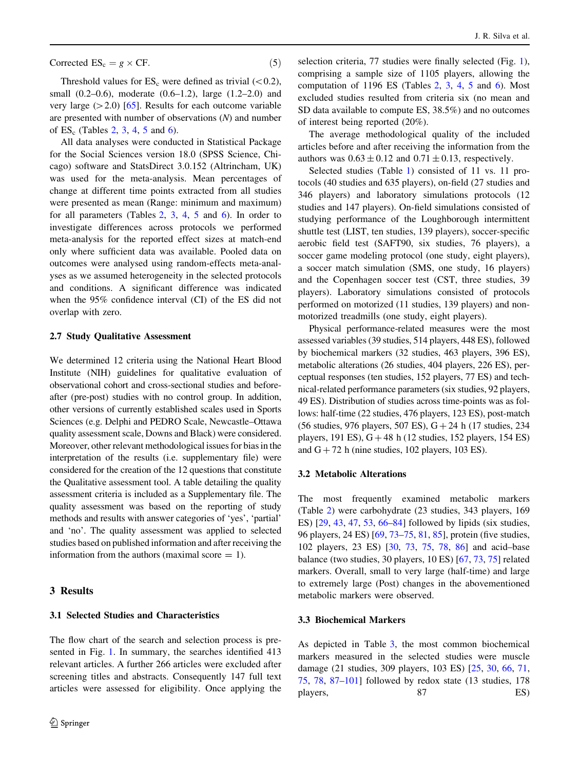$$\text{Corrected ES}_c = g \times \text{CF}. \tag{5}$$

Threshold values for $ES_c$ were defined as trivial (<0.2), small (0.2–0.6), moderate (0.6–1.2), large (1.2–2.0) and very large (>2.0) [65]. Results for each outcome variable are presented with number of observations (*N*) and number of $ES_c$ (Tables 2, 3, 4, 5 and 6).

All data analyses were conducted in Statistical Package for the Social Sciences version 18.0 (SPSS Science, Chicago) software and StatsDirect 3.0.152 (Altrincham, UK) was used for the meta-analysis. Mean percentages of change at different time points extracted from all studies were presented as mean (Range: minimum and maximum) for all parameters (Tables 2, 3, 4, 5 and 6). In order to investigate differences across protocols we performed meta-analysis for the reported effect sizes at match-end only where sufficient data was available. Pooled data on outcomes were analysed using random-effects meta-analyses as we assumed heterogeneity in the selected protocols and conditions. A significant difference was indicated when the 95% confidence interval (CI) of the ES did not overlap with zero.

### 2.7 Study Qualitative Assessment

We determined 12 criteria using the National Heart Blood Institute (NIH) guidelines for qualitative evaluation of observational cohort and cross-sectional studies and before-after (pre-post) studies with no control group. In addition, other versions of currently established scales used in Sports Sciences (e.g. Delphi and PEDRO Scale, Newcastle–Ottawa quality assessment scale, Downs and Black) were considered. Moreover, other relevant methodological issues for bias in the interpretation of the results (i.e. supplementary file) were considered for the creation of the 12 questions that constitute the Qualitative assessment tool. A table detailing the quality assessment criteria is included as a Supplementary file. The quality assessment was based on the reporting of study methods and results with answer categories of 'yes', 'partial' and 'no'. The quality assessment was applied to selected studies based on published information and after receiving the information from the authors (maximal score = 1).

## 3 Results

### 3.1 Selected Studies and Characteristics

The flow chart of the search and selection process is presented in Fig. 1. In summary, the searches identified 413 relevant articles. A further 266 articles were excluded after screening titles and abstracts. Consequently 147 full text articles were assessed for eligibility. Once applying the selection criteria, 77 studies were finally selected (Fig. 1), comprising a sample size of 1105 players, allowing the computation of 1196 ES (Tables 2, 3, 4, 5 and 6). Most excluded studies resulted from criteria six (no mean and SD data available to compute ES, 38.5%) and no outcomes of interest being reported (20%).

The average methodological quality of the included articles before and after receiving the information from the authors was $0.63 \pm 0.12$ and $0.71 \pm 0.13$, respectively.

Selected studies (Table 1) consisted of 11 vs. 11 protocols (40 studies and 635 players), on-field (27 studies and 346 players) and laboratory simulations protocols (12 studies and 147 players). On-field simulations consisted of studying performance of the Loughborough intermittent shuttle test (LIST, ten studies, 139 players), soccer-specific aerobic field test (SAFT90, six studies, 76 players), a soccer game modeling protocol (one study, eight players), a soccer match simulation (SMS, one study, 16 players) and the Copenhagen soccer test (CST, three studies, 39 players). Laboratory simulations consisted of protocols performed on motorized (11 studies, 139 players) and non-motorized treadmills (one study, eight players).

Physical performance-related measures were the most assessed variables (39 studies, 514 players, 448 ES), followed by biochemical markers (32 studies, 463 players, 396 ES), metabolic alterations (26 studies, 404 players, 226 ES), perceptual responses (ten studies, 152 players, 77 ES) and technical-related performance parameters (six studies, 92 players, 49 ES). Distribution of studies across time-points was as follows: half-time (22 studies, 476 players, 123 ES), post-match (56 studies, 976 players, 507 ES), G + 24 h (17 studies, 234 players, 191 ES), G + 48 h (12 studies, 152 players, 154 ES) and G + 72 h (nine studies, 102 players, 103 ES).

### 3.2 Metabolic Alterations

The most frequently examined metabolic markers (Table 2) were carbohydrate (23 studies, 343 players, 169 ES) [29, 43, 47, 53, 66–84] followed by lipids (six studies, 96 players, 24 ES) [69, 73–75, 81, 85], protein (five studies, 102 players, 23 ES) [30, 73, 75, 78, 86] and acid–base balance (two studies, 30 players, 10 ES) [67, 73, 75] related markers. Overall, small to very large (half-time) and large to extremely large (Post) changes in the abovementioned metabolic markers were observed.

### 3.3 Biochemical Markers

As depicted in Table 3, the most common biochemical markers measured in the selected studies were muscle damage (21 studies, 309 players, 103 ES) [25, 30, 66, 71, 75, 78, 87–101] followed by redox state (13 studies, 178 players, 87 ES)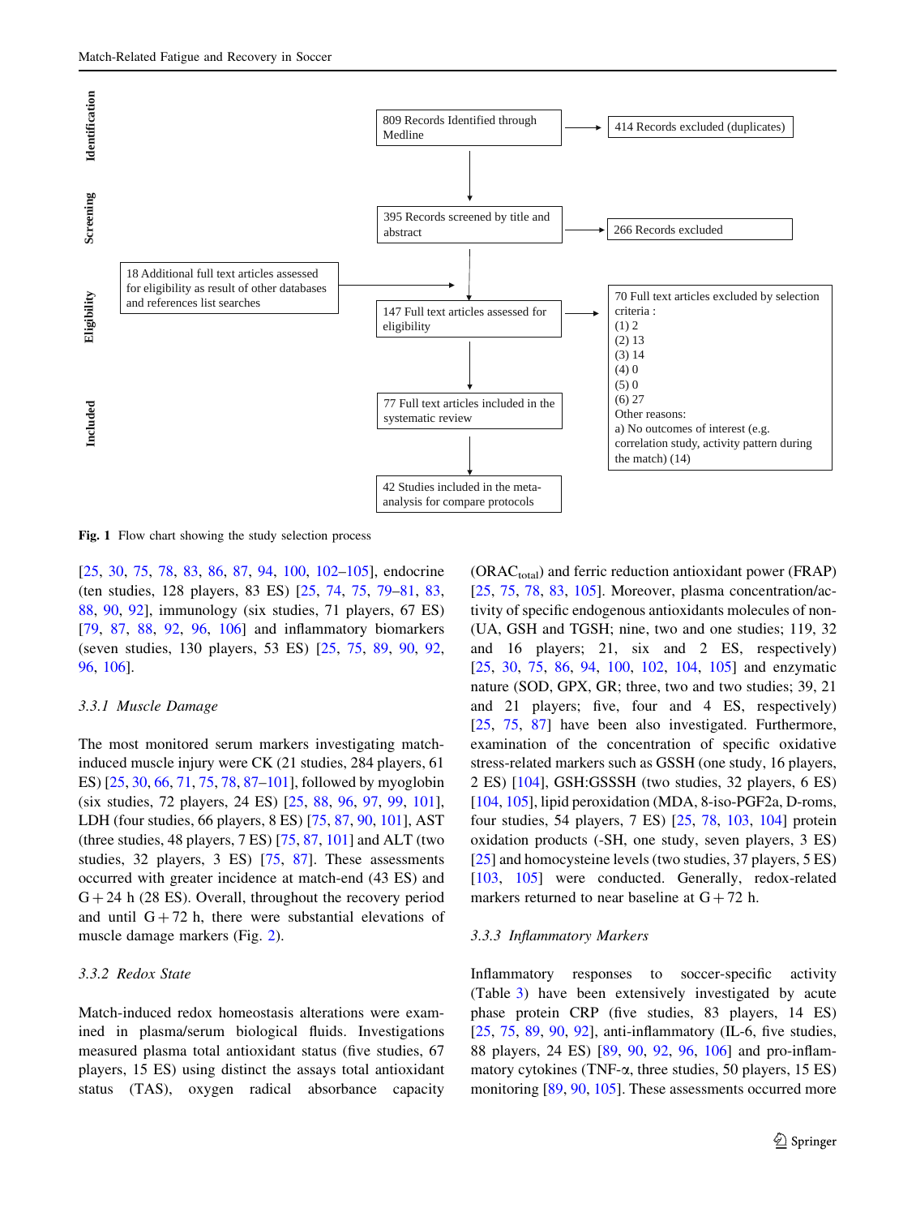| Identification | | | |
|---|---|---|---|
| | | 809 Records Identified through Medline | 414 Records excluded (duplicates) |
| Screening | | 395 Records screened by title and abstract | 266 Records excluded |
| Eligibility | 18 Additional full text articles assessed for eligibility as result of other databases and references list searches | 147 Full text articles assessed for eligibility | 70 Full text articles excluded by selection criteria : (1) 2 (2) 13 (3) 14 (4) 0 (5) 0 (6) 27 Other reasons: a) No outcomes of interest (e.g. correlation study, activity pattern during the match) (14) |
| Included | | 77 Full text articles included in the systematic review | |
| | | 42 Studies included in the meta-analysis for compare protocols | |

**Fig. 1** Flow chart showing the study selection process

[25, 30, 75, 78, 83, 86, 87, 94, 100, 102–105], endocrine (ten studies, 128 players, 83 ES) [25, 74, 75, 79–81, 83, 88, 90, 92], immunology (six studies, 71 players, 67 ES) [79, 87, 88, 92, 96, 106] and inflammatory biomarkers (seven studies, 130 players, 53 ES) [25, 75, 89, 90, 92, 96, 106].

### 3.3.1 Muscle Damage

The most monitored serum markers investigating match-induced muscle injury were CK (21 studies, 284 players, 61 ES) [25, 30, 66, 71, 75, 78, 87–101], followed by myoglobin (six studies, 72 players, 24 ES) [25, 88, 96, 97, 99, 101], LDH (four studies, 66 players, 8 ES) [75, 87, 90, 101], AST (three studies, 48 players, 7 ES) [75, 87, 101] and ALT (two studies, 32 players, 3 ES) [75, 87]. These assessments occurred with greater incidence at match-end (43 ES) and G + 24 h (28 ES). Overall, throughout the recovery period and until G + 72 h, there were substantial elevations of muscle damage markers (Fig. 2).

### 3.3.2 Redox State

Match-induced redox homeostasis alterations were examined in plasma/serum biological fluids. Investigations measured plasma total antioxidant status (five studies, 67 players, 15 ES) using distinct the assays total antioxidant status (TAS), oxygen radical absorbance capacity ($ORAC_{total}$) and ferric reduction antioxidant power (FRAP) [25, 75, 78, 83, 105]. Moreover, plasma concentration/activity of specific endogenous antioxidants molecules of non-(UA, GSH and TGSH; nine, two and one studies; 119, 32 and 16 players; 21, six and 2 ES, respectively) [25, 30, 75, 86, 94, 100, 102, 104, 105] and enzymatic nature (SOD, GPX, GR; three, two and two studies; 39, 21 and 21 players; five, four and 4 ES, respectively) [25, 75, 87] have been also investigated. Furthermore, examination of the concentration of specific oxidative stress-related markers such as GSSH (one study, 16 players, 2 ES) [104], GSH:GSSSH (two studies, 32 players, 6 ES) [104, 105], lipid peroxidation (MDA, 8-iso-PGF2a, D-roms, four studies, 54 players, 7 ES) [25, 78, 103, 104] protein oxidation products (-SH, one study, seven players, 3 ES) [25] and homocysteine levels (two studies, 37 players, 5 ES) [103, 105] were conducted. Generally, redox-related markers returned to near baseline at G + 72 h.

### 3.3.3 Inflammatory Markers

Inflammatory responses to soccer-specific activity (Table 3) have been extensively investigated by acute phase protein CRP (five studies, 83 players, 14 ES) [25, 75, 89, 90, 92], anti-inflammatory (IL-6, five studies, 88 players, 24 ES) [89, 90, 92, 96, 106] and pro-inflammatory cytokines (TNF-$\alpha$, three studies, 50 players, 15 ES) monitoring [89, 90, 105]. These assessments occurred more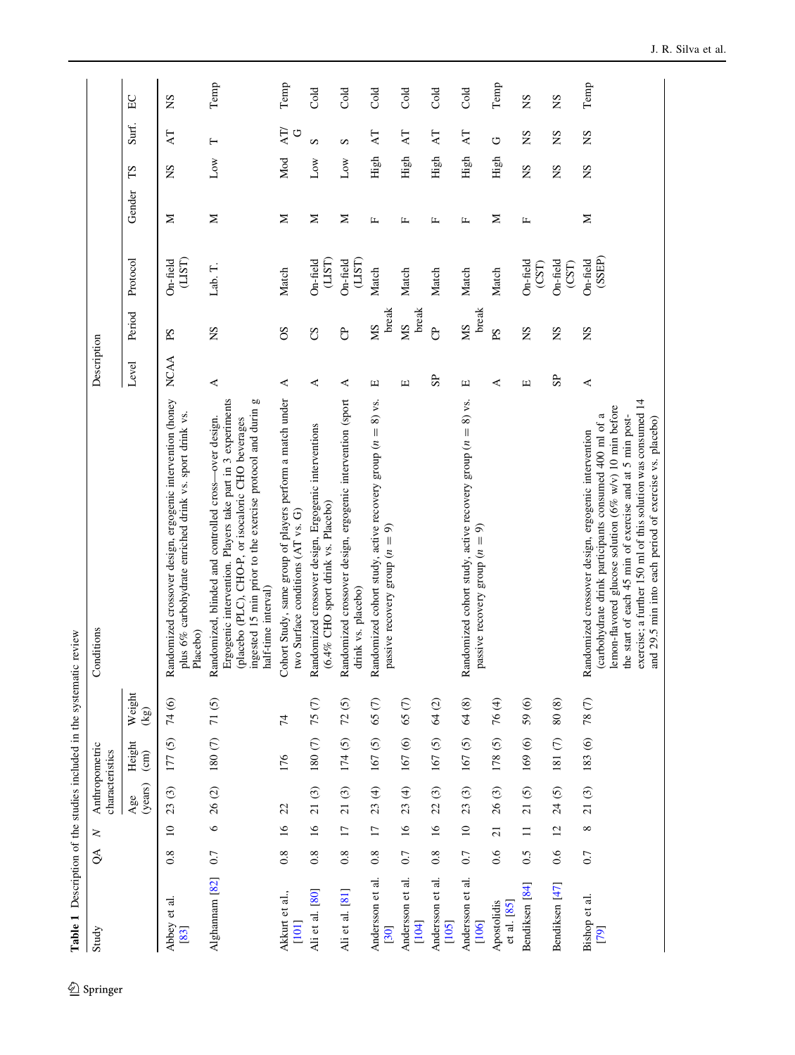**Table 1** Description of the studies included in the systematic review

| Study | QA | N | Anthropometric characteristics | | | Conditions | Description | | | | | | | |
|---|---|---|---|---|---|---|---|---|---|---|---|---|---|---|
| | | | Age (years) | Height (cm) | Weight (kg) | | Level | Period | Protocol | Gender | TS | Surf. | EC |
| Abbey et al. [83] | 0.8 | 10 | 23 (3) | 177 (5) | 74 (6) | Randomized crossover design, ergogenic intervention (honey plus 6% carbohydrate enriched drink vs. sport drink vs. Placebo) | NCAA | PS | On-field (LIST) | M | NS | AT | NS |
| Alghannam [82] | 0.7 | 6 | 26 (2) | 180 (7) | 71 (5) | Randomized, blinded and controlled cross—over design. Ergogenic intervention. Players take part in 3 experiments (placebo (PLC), CHO-P, or isocaloric CHO beverages ingested 15 min prior to the exercise protocol and durin g half-time interval) | A | NS | Lab. T. | M | Low | T | Temp |
| Akkurt et al., [101] | 0.8 | 16 | 22 | 176 | 74 | Cohort Study, same group of players perform a match under two Surface conditions (AT vs. G) | A | OS | Match | M | Mod | AT/G | Temp |
| Ali et al. [80] | 0.8 | 16 | 21 (3) | 180 (7) | 75 (7) | Randomized crossover design, Ergogenic interventions (6.4% CHO sport drink vs. Placebo) | A | CS | On-field (LIST) | M | Low | S | Cold |
| Ali et al. [81] | 0.8 | 17 | 21 (3) | 174 (5) | 72 (5) | Randomized crossover design, ergogenic intervention (sport drink vs. placebo) | A | CP | On-field (LIST) | M | Low | S | Cold |
| Andersson et al. [30] | 0.8 | 17 | 23 (4) | 167 (5) | 65 (7) | Randomized cohort study, active recovery group ($n = 8$) vs. passive recovery group ($n = 9$) | E | MS break | Match | F | High | AT | Cold |
| Andersson et al. [104] | 0.7 | 16 | 23 (4) | 167 (6) | 65 (7) | | E | MS break | Match | F | High | AT | Cold |
| Andersson et al. [105] | 0.8 | 16 | 22 (3) | 167 (5) | 64 (2) | | SP | CP | Match | F | High | AT | Cold |
| Andersson et al. [106] | 0.7 | 10 | 23 (3) | 167 (5) | 64 (8) | Randomized cohort study, active recovery group ($n = 8$) vs. passive recovery group ($n = 9$) | E | MS break | Match | F | High | AT | Cold |
| Apostolidis et al. [85] | 0.6 | 21 | 26 (3) | 178 (5) | 76 (4) | | A | PS | Match | M | High | G | Temp |
| Bendiksen [84] | 0.5 | 11 | 21 (5) | 169 (6) | 59 (6) | | E | NS | On-field (CST) | F | NS | NS | NS |
| Bendiksen [47] | 0.6 | 12 | 24 (5) | 181 (7) | 80 (8) | | SP | NS | On-field (CST) | | NS | NS | NS |
| Bishop et al. [79] | 0.7 | 8 | 21 (3) | 183 (6) | 78 (7) | Randomized crossover design, ergogenic intervention (carbohydrate drink participants consumed 400 ml of a lemon-flavored glucose solution (6% w/v) 10 min before the start of each 45 min of exercise and at 5 min post-exercise; a further 150 ml of this solution was consumed 14 and 29.5 min into each period of exercise vs. placebo) | A | NS | On-field (SSEP) | M | NS | NS | Temp |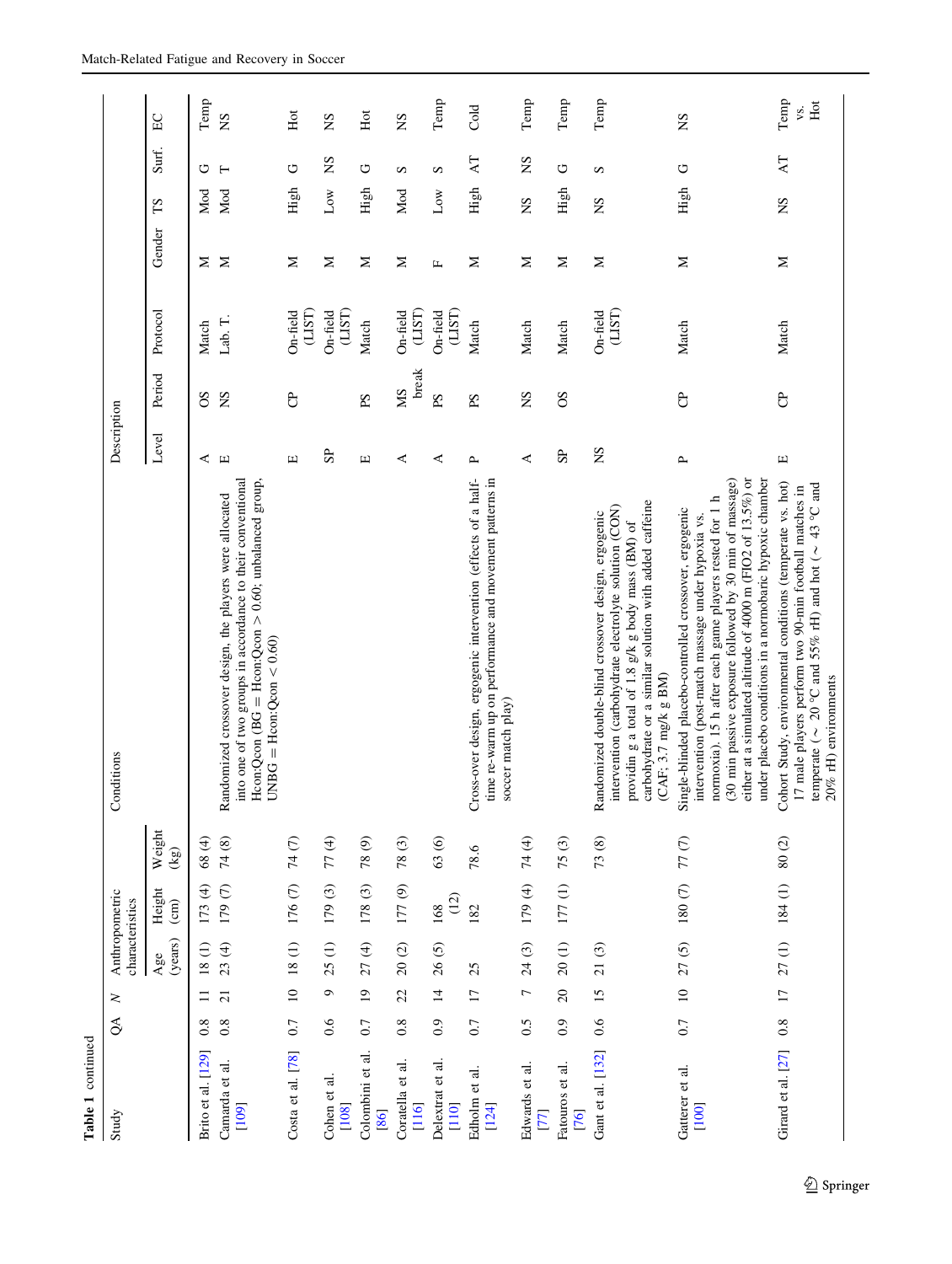**Table 1** continued

| Study | QA | N | Anthropometric characteristics | | | Conditions | Description | | | | | | |
|---|---|---|---|---|---|---|---|---|---|---|---|---|---|
| | | | Age (years) | Height (cm) | Weight (kg) | | Level | Period | Protocol | Gender | TS | Surf. | EC |
| Brito et al. [129] | 0.8 | 11 | 18 (1) | 173 (4) | 68 (4) | | A | OS | Match | M | Mod | G | Temp |
| Camarda et al. [109] | 0.8 | 21 | 23 (4) | 179 (7) | 74 (8) | Randomized crossover design, the players were allocated into one of two groups in accordance to their conventional Hcon:Qcon (BG = Hcon:Qcon > 0.60; unbalanced group, UNBG = Hcon:Qcon < 0.60) | E | NS | Lab. T. | M | Mod | T | NS |
| Costa et al. [78] | 0.7 | 10 | 18 (1) | 176 (7) | 74 (7) | | E | CP | On-field (LIST) | M | High | G | Hot |
| Cohen et al. [108] | 0.6 | 9 | 25 (1) | 179 (3) | 77 (4) | | SP | | On-field (LIST) | M | Low | NS | NS |
| Colombini et al. [86] | 0.7 | 19 | 27 (4) | 178 (3) | 78 (9) | | E | PS | Match | M | High | G | Hot |
| Coratella et al. [116] | 0.8 | 22 | 20 (2) | 177 (9) | 78 (3) | | A | MS break | On-field (LIST) | M | Mod | S | NS |
| Delextrat et al. [110] | 0.9 | 14 | 26 (5) | 168 (12) | 63 (6) | | A | PS | On-field (LIST) | F | Low | S | Temp |
| Edholm et al. [124] | 0.7 | 17 | 25 | 182 | 78.6 | Cross-over design, ergogenic intervention (effects of a half-time re-warm up on performance and movement patterns in soccer match play) | P | PS | Match | M | High | AT | Cold |
| Edwards et al. [77] | 0.5 | 7 | 24 (3) | 179 (4) | 74 (4) | | A | NS | Match | M | NS | NS | Temp |
| Fatouros et al. [76] | 0.9 | 20 | 20 (1) | 177 (1) | 75 (3) | | SP | OS | Match | M | High | G | Temp |
| Gant et al. [132] | 0.6 | 15 | 21 (3) | | 73 (8) | Randomized double-blind crossover design, ergogenic intervention (carbohydrate electrolyte solution (CON) providin g a total of 1.8 g/k g body mass (BM) of carbohydrate or a similar solution with added caffeine (CAF; 3.7 mg/k g BM) | NS | | On-field (LIST) | M | NS | S | Temp |
| Gatterer et al. [100] | 0.7 | 10 | 27 (5) | 180 (7) | 77 (7) | Single-blinded placebo-controlled crossover, ergogenic intervention (post-match massage under hypoxia vs. normoxia). 15 h after each game players rested for 1 h (30 min passive exposure followed by 30 min of massage) either at a simulated altitude of 4000 m (FIO2 of 13.5%) or under placebo conditions in a normobaric hypoxic chamber | P | CP | Match | M | High | G | NS |
| Girard et al. [27] | 0.8 | 17 | 27 (1) | 184 (1) | 80 (2) | Cohort Study, environmental conditions (temperate vs. hot) 17 male players perform two 90-min football matches in temperate (~ 20 °C and 55% rH) and hot (~ 43 °C and 20% rH) environments | E | CP | Match | M | NS | AT | Temp vs. Hot |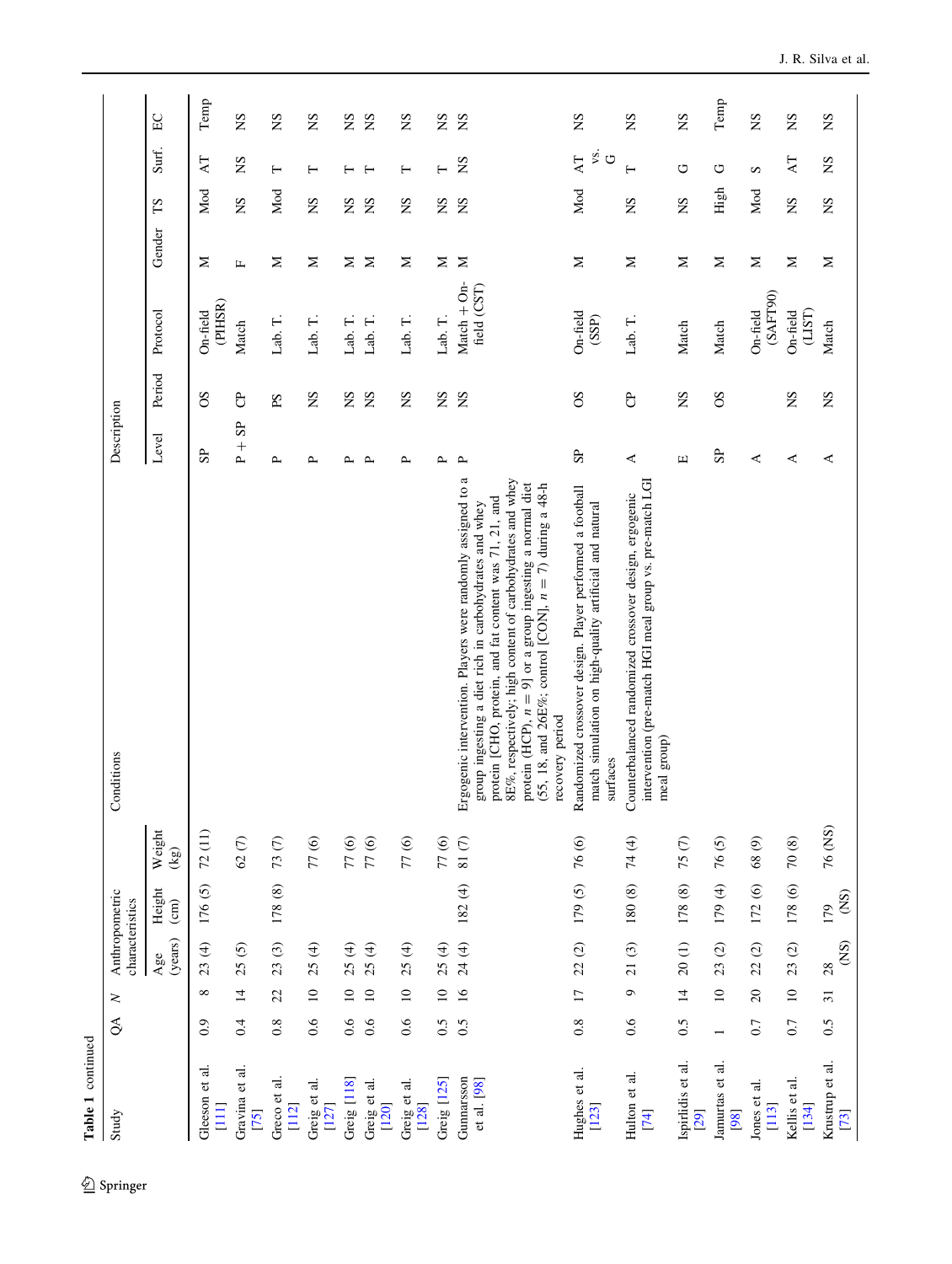Table 1 continued

| Study | QA | N | Anthropometric characteristics | | | Conditions | Description | | | | | | |
|---|---|---|---|---|---|---|---|---|---|---|---|---|---|
| | | | Age (years) | Height (cm) | Weight (kg) | | Level | Period | Protocol | Gender | TS | Surf. | EC |
| Gleeson et al. [111] | 0.9 | 8 | 23 (4) | 176 (5) | 72 (11) | | SP | OS | On-field (PIHSR) | M | Mod | AT | Temp |
| Gravina et al. [75] | 0.4 | 14 | 25 (5) | | 62 (7) | | P + SP | CP | Match | F | NS | NS | NS |
| Greco et al. [112] | 0.8 | 22 | 23 (3) | 178 (8) | 73 (7) | | P | PS | Lab. T. | M | Mod | T | NS |
| Greig et al. [127] | 0.6 | 10 | 25 (4) | | 77 (6) | | P | NS | Lab. T. | M | NS | T | NS |
| Greig [118] | 0.6 | 10 | 25 (4) | | 77 (6) | | P | NS | Lab. T. | M | NS | T | NS |
| Greig et al. [120] | 0.6 | 10 | 25 (4) | | 77 (6) | | P | NS | Lab. T. | M | NS | T | NS |
| Greig et al. [128] | 0.6 | 10 | 25 (4) | | 77 (6) | | P | NS | Lab. T. | M | NS | T | NS |
| Greig [125] | 0.5 | 10 | 25 (4) | | 77 (6) | | P | NS | Lab. T. | M | NS | T | NS |
| Gunnarsson et al. [98] | 0.5 | 16 | 24 (4) | 182 (4) | 81 (7) | Ergogenic intervention. Players were randomly assigned to a group ingesting a diet rich in carbohydrates and whey protein [CHO, protein, and fat content was 71, 21, and 8E%, respectively; high content of carbohydrates and whey protein (HCP), n = 9] or a group ingesting a normal diet (55, 18, and 26E%; control [CON], n = 7) during a 48-h recovery period | P | NS | Match + On-field (CST) | M | NS | NS | NS |
| Hughes et al. [123] | 0.8 | 17 | 22 (2) | 179 (5) | 76 (6) | Randomized crossover design. Player performed a football match simulation on high-quality artificial and natural surfaces | SP | OS | On-field (SSP) | M | Mod | AT vs. G | NS |
| Hulton et al. [74] | 0.6 | 9 | 21 (3) | 180 (8) | 74 (4) | Counterbalanced randomized crossover design, ergogenic intervention (pre-match HGI meal group vs. pre-match LGI meal group) | A | CP | Lab. T. | M | NS | T | NS |
| Ispirlidis et al. [29] | 0.5 | 14 | 20 (1) | 178 (8) | 75 (7) | | E | NS | Match | M | NS | G | NS |
| Jamurtas et al. [98] | 1 | 10 | 23 (2) | 179 (4) | 76 (5) | | SP | OS | Match | M | High | G | Temp |
| Jones et al. [113] | 0.7 | 20 | 22 (2) | 172 (6) | 68 (9) | | A | | On-field (SAFT90) | M | Mod | S | NS |
| Kellis et al. [134] | 0.7 | 10 | 23 (2) | 178 (6) | 70 (8) | | A | NS | On-field (LIST) | M | NS | AT | NS |
| Krustrup et al. [73] | 0.5 | 31 | 28 (NS) | 179 (NS) | 76 (NS) | | A | NS | Match | M | NS | NS | NS |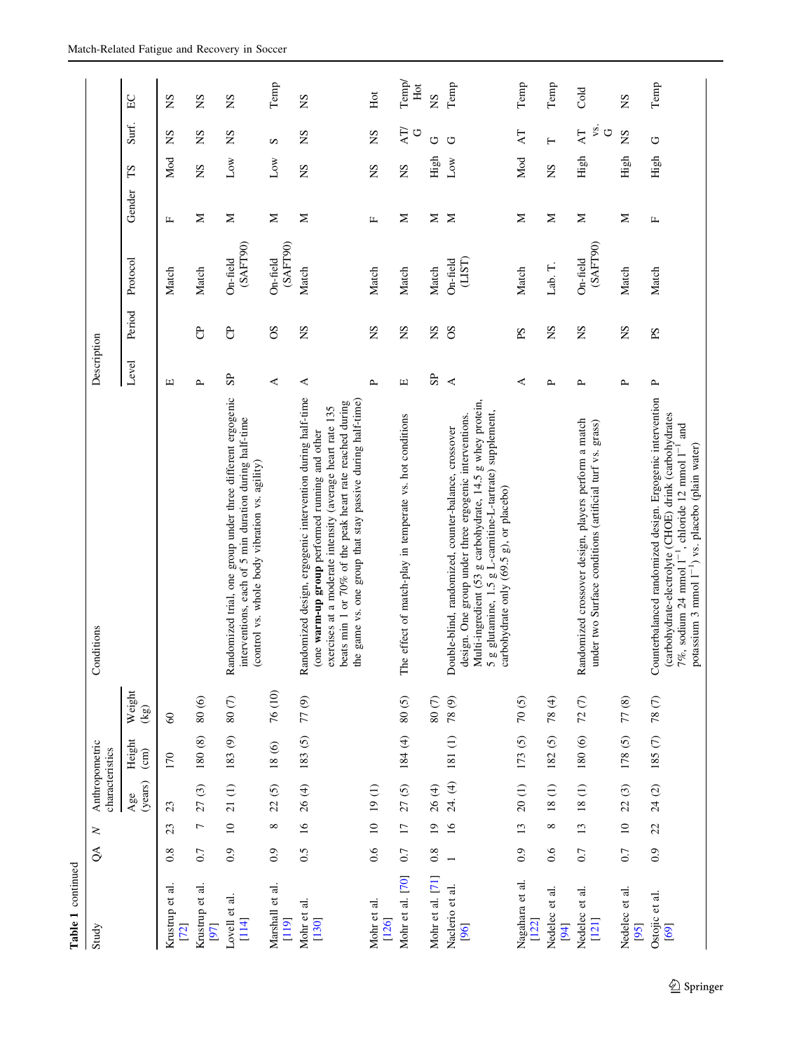**Table 1** continued

| Study | QA | N | Anthropometric characteristics | | | Conditions | Description | | | | | | |
|---|---|---|---|---|---|---|---|---|---|---|---|---|---|
| | | | Age (years) | Height (cm) | Weight (kg) | | Level | Period | Protocol | Gender | TS | Surf. | EC |
| Krustrup et al. [72] | 0.8 | 23 | 23 | 170 | 60 | | E | | Match | F | Mod | NS | NS |
| Krustrup et al. [97] | 0.7 | 7 | 27 (3) | 180 (8) | 80 (6) | | P | CP | Match | M | NS | NS | NS |
| Lovell et al. [114] | 0.9 | 10 | 21 (1) | 183 (9) | 80 (7) | Randomized trial, one group under three different ergogenic interventions, each of 5 min duration during half-time (control vs. whole body vibration vs. agility) | SP | CP | On-field (SAFT90) | M | Low | NS | NS |
| Marshall et al. [119] | 0.9 | 8 | 22 (5) | 18 (6) | 76 (10) | | A | OS | On-field (SAFT90) | M | Low | S | Temp |
| Mohr et al. [130] | 0.5 | 16 | 26 (4) | 183 (5) | 77 (9) | Randomized design, ergogenic intervention during half-time (one **warm-up group** performed running and other exercises at a moderate intensity (average heart rate 135 beats min 1 or 70% of the peak heart rate reached during the game vs. one group that stay passive during half-time) | A | NS | Match | M | NS | NS | NS |
| Mohr et al. [126] | 0.6 | 10 | 19 (1) | | | | P | NS | Match | F | NS | NS | Hot |
| Mohr et al. [70] | 0.7 | 17 | 27 (5) | 184 (4) | 80 (5) | The effect of match-play in temperate vs. hot conditions | E | NS | Match | M | NS | AT/G | Temp/Hot |
| Mohr et al. [71] | 0.8 | 19 | 26 (4) | | 80 (7) | | SP | NS | Match | M | High | G | NS |
| Naclerio et al. [96] | 1 | 16 | 24. (4) | 181 (1) | 78 (9) | Double-blind, randomized, counter-balance, crossover design. One group under three ergogenic interventions. Multi-ingredient (53 g carbohydrate, 14.5 g whey protein, 5 g glutamine, 1.5 g L-carnitine-L-tartrate) supplement, carbohydrate only (69.5 g), or placebo) | A | OS | On-field (LIST) | M | Low | G | Temp |
| Nagahara et al. [122] | 0.9 | 13 | 20 (1) | 173 (5) | 70 (5) | | A | PS | Match | M | Mod | AT | Temp |
| Nedelec et al. [94] | 0.6 | 8 | 18 (1) | 182 (5) | 78 (4) | | P | NS | Lab. T. | M | NS | T | Temp |
| Nedelec et al. [121] | 0.7 | 13 | 18 (1) | 180 (6) | 72 (7) | Randomized crossover design, players perform a match under two Surface conditions (artificial turf vs. grass) | P | NS | On-field (SAFT90) | M | High | AT vs. G | Cold |
| Nedelec et al. [95] | 0.7 | 10 | 22 (3) | 178 (5) | 77 (8) | | P | NS | Match | M | High | NS | NS |
| Ostojic et al. [69] | 0.9 | 22 | 24 (2) | 185 (7) | 78 (7) | Counterbalanced randomized design. Ergogenic intervention (carbohydrate-electrolyte (CHOE) drink (carbohydrates 7%, sodium 24 mmol $l^{-1}$, chloride 12 mmol $l^{-1}$ and potassium 3 mmol $l^{-1}$) vs. placebo (plain water) | P | PS | Match | F | High | G | Temp |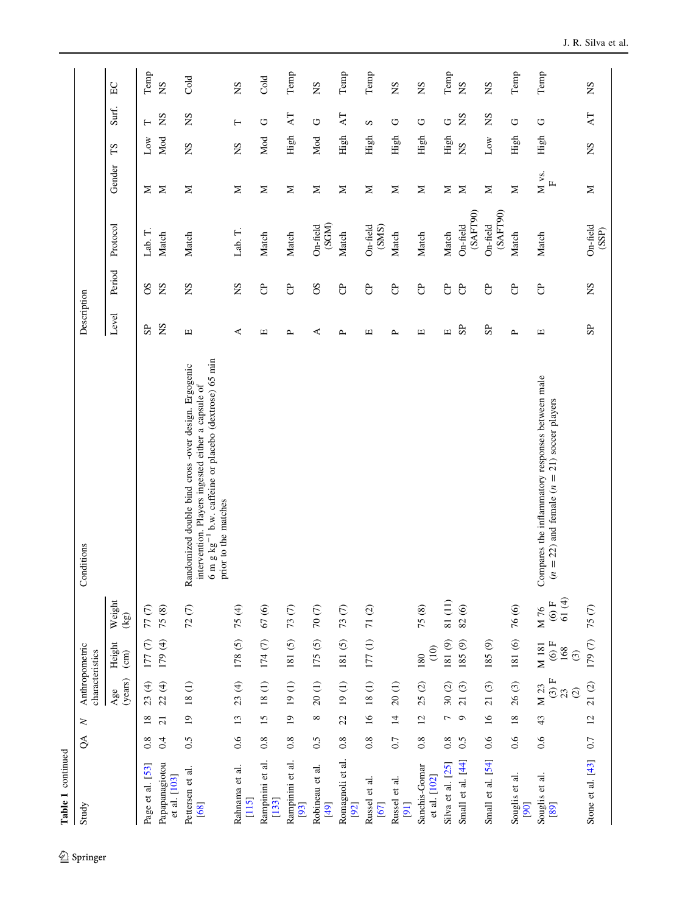**Table 1** continued

| Study | QA | N | Anthropometric characteristics | | | Conditions | Description | | | | | | |
|---|---|---|---|---|---|---|---|---|---|---|---|---|---|
| | | | Age (years) | Height (cm) | Weight (kg) | | Level | Period | Protocol | Gender | TS | Surf. | EC |
| Page et al. [53] | 0.8 | 18 | 23 (4) | 177 (7) | 77 (7) | | SP | OS | Lab. T. | M | Low | T | Temp |
| Papapanagiotou et al. [103] | 0.4 | 21 | 22 (4) | 179 (4) | 75 (8) | | NS | NS | Match | M | Mod | NS | NS |
| Pettersen et al. [68] | 0.5 | 19 | 18 (1) | | 72 (7) | Randomized double bind cross -over design. Ergogenic intervention. Players ingested either a capsule of 6 m g kg$^{-1}$ b.w. caffeine or placebo (dextrose) 65 min prior to the matches | E | NS | Match | M | NS | NS | Cold |
| Rahnama et al. [115] | 0.6 | 13 | 23 (4) | 178 (5) | 75 (4) | | A | NS | Lab. T. | M | NS | T | NS |
| Rampinini et al. [133] | 0.8 | 15 | 18 (1) | 174 (7) | 67 (6) | | E | CP | Match | M | Mod | G | Cold |
| Rampinini et al. [93] | 0.8 | 19 | 19 (1) | 181 (5) | 73 (7) | | P | CP | Match | M | High | AT | Temp |
| Robineau et al. [49] | 0.5 | 8 | 20 (1) | 175 (5) | 70 (7) | | A | OS | On-field (SGM) | M | Mod | G | NS |
| Romagnoli et al. [92] | 0.8 | 22 | 19 (1) | 181 (5) | 73 (7) | | P | CP | Match | M | High | AT | Temp |
| Russel et al. [67] | 0.8 | 16 | 18 (1) | 177 (1) | 71 (2) | | E | CP | On-field (SMS) | M | High | S | Temp |
| Russel et al. [91] | 0.7 | 14 | 20 (1) | | | | P | CP | Match | M | High | G | NS |
| Sanchis-Gomar et al. [102] | 0.8 | 12 | 25 (2) | 180 (10) | 75 (8) | | E | CP | Match | M | High | G | NS |
| Silva et al. [25] | 0.8 | 7 | 30 (2) | 181 (9) | 81 (11) | | E | CP | Match | M | High | G | Temp |
| Small et al. [44] | 0.5 | 9 | 21 (3) | 185 (9) | 82 (6) | | SP | CP | On-field (SAFT90) | M | NS | NS | NS |
| Small et al. [54] | 0.6 | 16 | 21 (3) | 185 (9) | | | SP | CP | On-field (SAFT90) | M | Low | NS | NS |
| Souglis et al. [90] | 0.6 | 18 | 26 (3) | 181 (6) | 76 (6) | | P | CP | Match | M | High | G | Temp |
| Souglis et al. [89] | 0.6 | 43 | M 23 (3) F 23 (2) | M 181 (6) F 168 (3) | M 76 (6) F 61 (4) | Compares the inflammatory responses between male ($n = 22$) and female ($n = 21$) soccer players | E | CP | Match | M vs. F | High | G | Temp |
| Stone et al. [43] | 0.7 | 12 | 21 (2) | 179 (7) | 75 (7) | | SP | NS | On-field (SSP) | M | NS | AT | NS |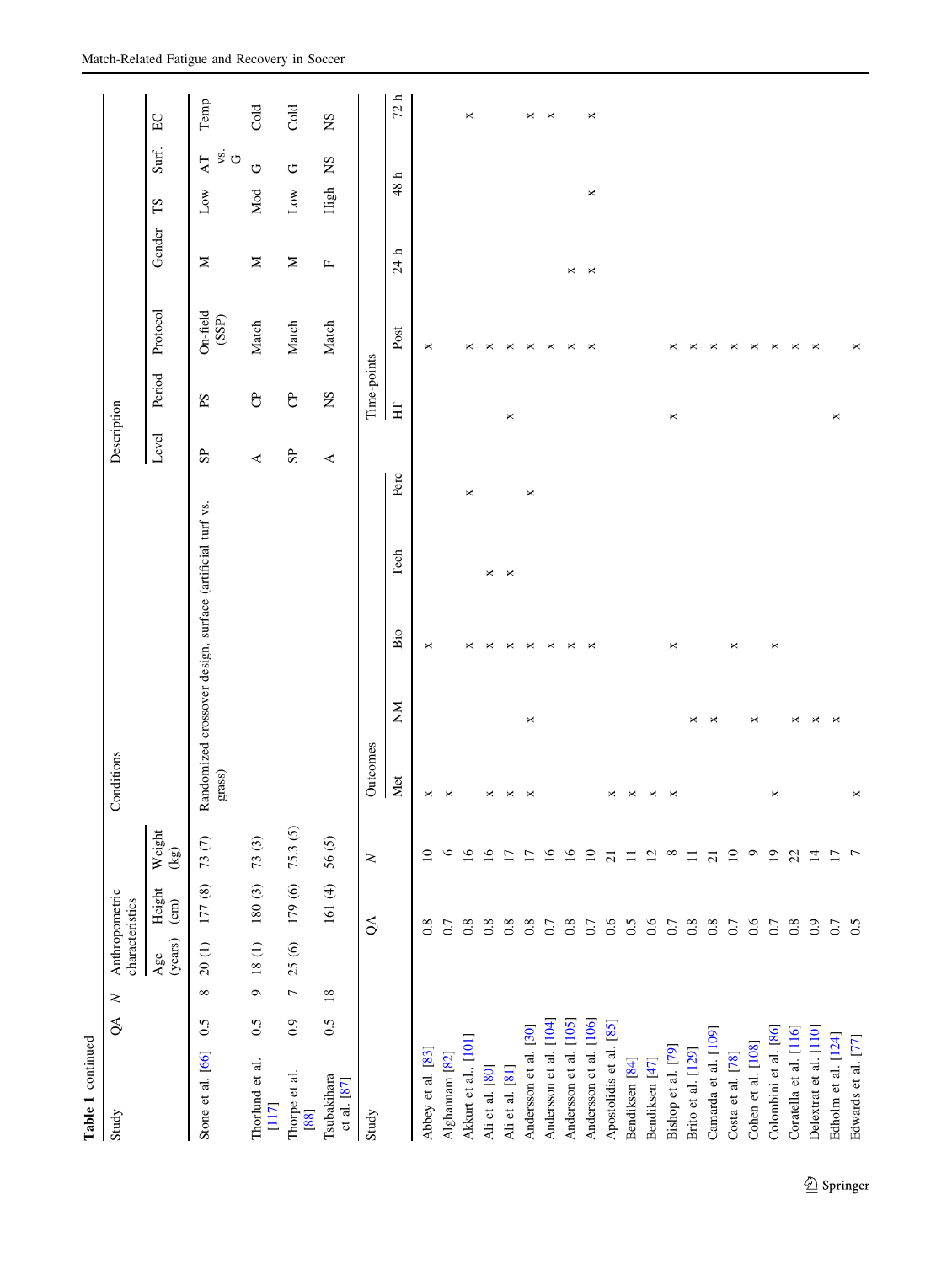**Table 1** continued

| Study | QA | N | Anthropometric characteristics | | | Conditions | Description | | | | | | |
|---|---|---|---|---|---|---|---|---|---|---|---|---|---|
| | | | Age (years) | Height (cm) | Weight (kg) | | Level | Period | Protocol | Gender | TS | Surf. | EC |
| Stone et al. [66] | 0.5 | 8 | 20 (1) | 177 (8) | 73 (7) | Randomized crossover design, surface (artificial turf vs. grass) | SP | PS | On-field (SSP) | M | Low | AT vs. G | Temp |
| Thorlund et al. [117] | 0.5 | 9 | 18 (1) | 180 (3) | 73 (3) | | A | CP | Match | M | Mod | G | Cold |
| Thorpe et al. [88] | 0.9 | 7 | 25 (6) | 179 (6) | 75.3 (5) | | SP | CP | Match | M | Low | G | Cold |
| Tsubakihara et al. [87] | 0.5 | 18 | | 161 (4) | 56 (5) | | A | NS | Match | F | High | NS | NS |

| Study | QA | N | Outcomes | | | | | Time-points | | | | |
|---|---|---|---|---|---|---|---|---|---|---|---|---|
| | | | Met | NM | Bio | Tech | Perc | HT | Post | 24 h | 48 h | 72 h |
| Abbey et al. [83] | 0.8 | 10 | x | | x | | | | x | | | |
| Alghannam [82] | 0.7 | 6 | x | | | | | | | | | |
| Akkurt et al., [101] | 0.8 | 16 | | | x | | x | | x | | | x |
| Ali et al. [80] | 0.8 | 16 | x | | x | x | | | x | | | |
| Ali et al. [81] | 0.8 | 17 | x | | x | x | | x | x | | | |
| Andersson et al. [30] | 0.8 | 17 | x | x | x | | x | | x | | | x |
| Andersson et al. [104] | 0.7 | 16 | | | x | | | | x | | | x |
| Andersson et al. [105] | 0.8 | 16 | | | x | | | | x | x | | |
| Andersson et al. [106] | 0.7 | 10 | | | x | | | | x | x | x | x |
| Apostolidis et al. [85] | 0.6 | 21 | x | | | | | | | | | |
| Bendiksen [84] | 0.5 | 11 | x | | | | | | | | | |
| Bendiksen [47] | 0.6 | 12 | x | | | | | | | | | |
| Bishop et al. [79] | 0.7 | 8 | x | | x | | | x | x | | | |
| Brito et al. [129] | 0.8 | 11 | | x | | | | | x | | | |
| Camarda et al. [109] | 0.8 | 21 | | x | | | | | x | | | |
| Costa et al. [78] | 0.7 | 10 | | | x | | | | x | | | |
| Cohen et al. [108] | 0.6 | 9 | | x | | | | | x | | | |
| Colombini et al. [86] | 0.7 | 19 | x | | x | | | | x | | | |
| Coratella et al. [116] | 0.8 | 22 | | x | | | | | x | | | |
| Delextrat et al. [110] | 0.9 | 14 | | x | | | | | x | | | |
| Edholm et al. [124] | 0.7 | 17 | | x | | | | x | | | | |
| Edwards et al. [77] | 0.5 | 7 | x | | | | | | x | | | |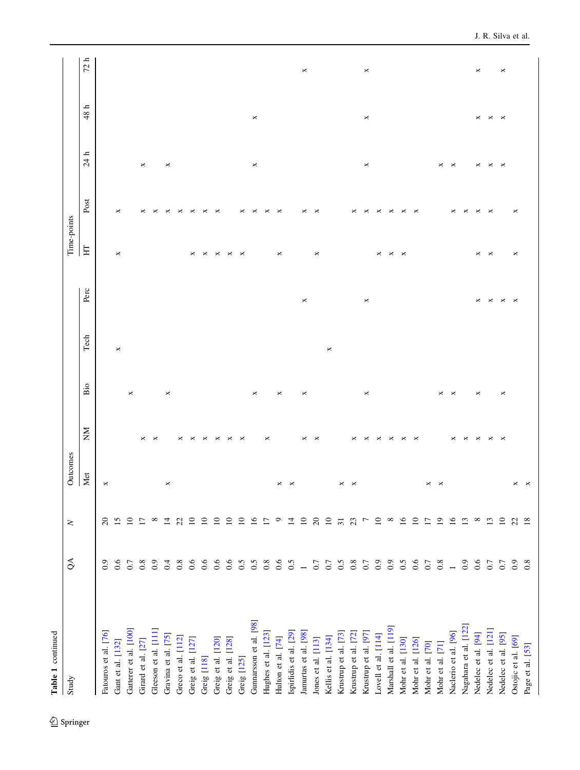**Table 1** continued

| Study | QA | *N* | Outcomes | | | | | Time-points | | | | |
|---|---|---|---|---|---|---|---|---|---|---|---|---|
| | | | Met | NM | Bio | Tech | Perc | HT | Post | 24 h | 48 h | 72 h |
| Fatouros et al. [76] | 0.9 | 20 | × | | | | | | | | | |
| Gant et al. [132] | 0.6 | 15 | | | | × | | × | × | | | |
| Gatterer et al. [100] | 0.7 | 10 | | | × | | | | | | | |
| Girard et al. [27] | 0.8 | 17 | | × | | | | | × | × | | |
| Gleeson et al. [111] | 0.9 | 8 | | × | | | | | × | | | |
| Gravina et al. [75] | 0.4 | 14 | × | | × | | | | × | × | | |
| Greco et al. [112] | 0.8 | 22 | | × | | | | | × | | | |
| Greig et al. [127] | 0.6 | 10 | | × | | | | × | × | | | |
| Greig [118] | 0.6 | 10 | | × | | | | × | × | | | |
| Greig et al. [120] | 0.6 | 10 | | × | | | | × | × | | | |
| Greig et al. [128] | 0.6 | 10 | | × | | | | × | | | | |
| Greig [125] | 0.5 | 10 | | × | | | | × | × | | | |
| Gunnarsson et al. [98] | 0.5 | 16 | | | × | | | | × | × | × | |
| Hughes et al. [123] | 0.8 | 17 | | × | | | | | × | | | |
| Hulton et al. [74] | 0.6 | 9 | × | | × | | | × | × | | | |
| Ispirlidis et al. [29] | 0.5 | 14 | × | | × | | | | | | | |
| Jamurtas et al. [98] | 1 | 10 | | × | × | | × | | × | | | × |
| Jones et al. [113] | 0.7 | 20 | | × | | | | × | × | | | |
| Kellis et al. [134] | 0.7 | 10 | | | | × | | | | | | |
| Krustrup et al. [73] | 0.5 | 31 | × | | | | | | | | | |
| Krustrup et al. [72] | 0.8 | 23 | × | × | | | | | × | | | |
| Krustrup et al. [97] | 0.7 | 7 | | × | × | | × | | × | × | × | × |
| Lovell et al. [114] | 0.9 | 10 | | × | | | | × | × | | | |
| Marshall et al. [119] | 0.9 | 8 | | × | | | | × | × | | | |
| Mohr et al. [130] | 0.5 | 16 | | × | | | | × | × | | | |
| Mohr et al. [126] | 0.6 | 10 | | × | | | | | × | | | |
| Mohr et al. [70] | 0.7 | 17 | × | | | | | | | | | |
| Mohr et al. [71] | 0.8 | 19 | × | | × | | | | | × | | |
| Naclerio et al. [96] | 1 | 16 | | × | × | | | | × | × | | |
| Nagahara et al. [122] | 0.9 | 13 | | × | | | | | × | | | |
| Nedelec et al. [94] | 0.6 | 8 | | × | × | | × | × | × | × | × | × |
| Nedelec et al. [121] | 0.7 | 13 | | × | | | × | × | × | × | × | |
| Nedelec et al. [95] | 0.7 | 10 | | × | × | | × | | | × | × | × |
| Ostojic et al. [69] | 0.9 | 22 | × | | | | × | × | × | | | |
| Page et al. [53] | 0.8 | 18 | × | | | | | | | | | |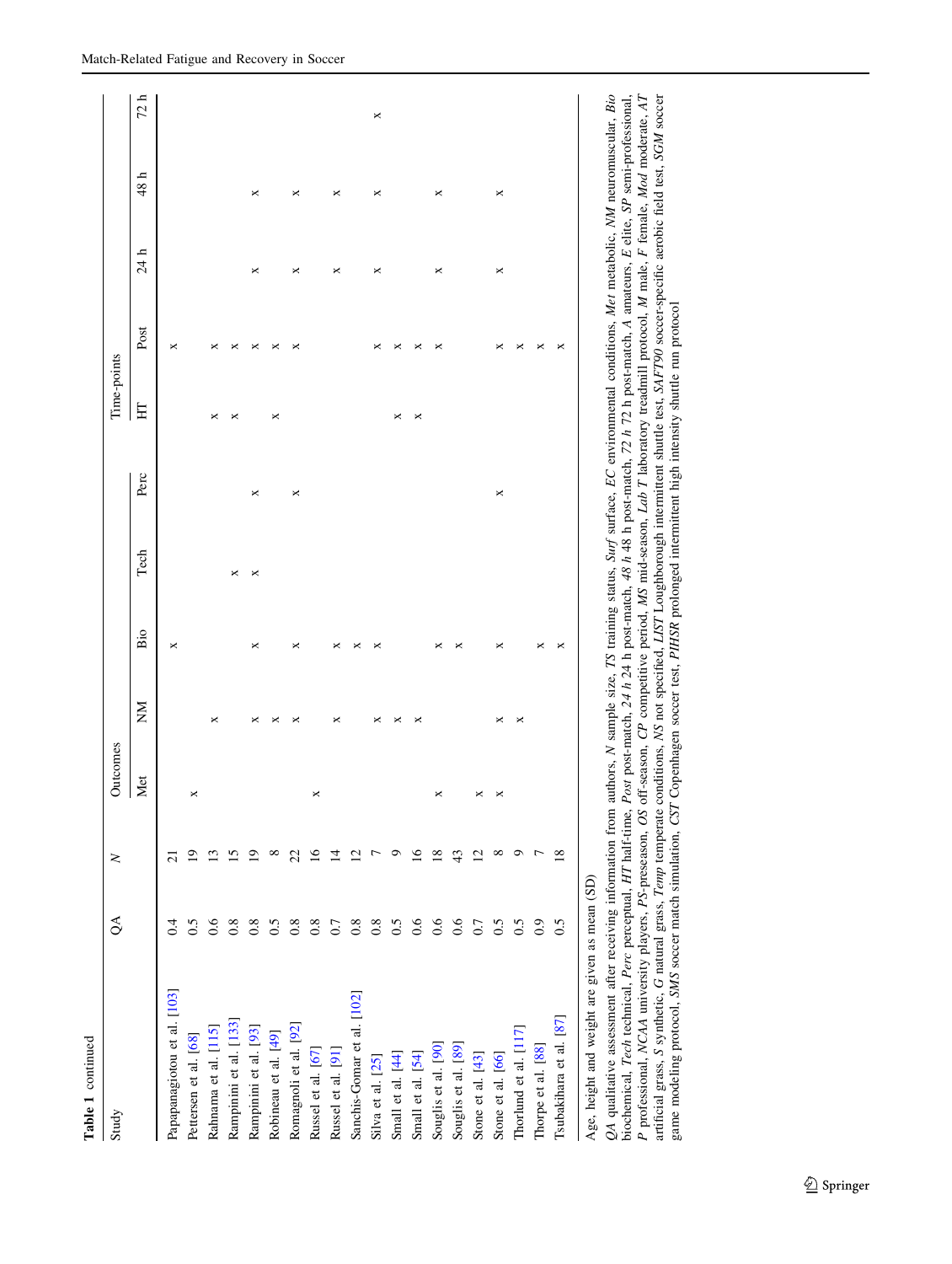**Table 1** continued

| Study | QA | N | Outcomes | | | | | Time-points | | | | |
|---|---|---|---|---|---|---|---|---|---|---|---|---|
| | | | Met | NM | Bio | Tech | Perc | HT | Post | 24 h | 48 h | 72 h |
| Papapanagiotou et al. [103] | 0.4 | 21 | | | × | | | | × | | | |
| Pettersen et al. [68] | 0.5 | 19 | × | | | | | | | | | |
| Rahnama et al. [115] | 0.6 | 13 | | × | | | | × | × | | | |
| Rampinini et al. [133] | 0.8 | 15 | | | | × | | × | × | | | |
| Rampinini et al. [93] | 0.8 | 19 | | × | × | × | × | | × | × | × | |
| Robineau et al. [49] | 0.5 | 8 | | × | | | | × | × | | | |
| Romagnoli et al. [92] | 0.8 | 22 | | × | × | | × | | × | × | × | |
| Russel et al. [67] | 0.8 | 16 | × | | | | | | | | | |
| Russel et al. [91] | 0.7 | 14 | | × | × | | | | | × | × | |
| Sanchis-Gomar et al. [102] | 0.8 | 12 | | | × | | | | | | | |
| Silva et al. [25] | 0.8 | 7 | | × | × | | | | × | × | × | × |
| Small et al. [44] | 0.5 | 9 | | × | | | | × | × | | | |
| Small et al. [54] | 0.6 | 16 | | × | | | | × | × | | | |
| Souglis et al. [90] | 0.6 | 18 | × | | × | | | | × | × | × | |
| Souglis et al. [89] | 0.6 | 43 | | | × | | | | | | | |
| Stone et al. [43] | 0.7 | 12 | × | | | | | | | | | |
| Stone et al. [66] | 0.5 | 8 | × | × | × | | × | | × | × | × | |
| Thorlund et al. [117] | 0.5 | 9 | | × | | | | | × | | | |
| Thorpe et al. [88] | 0.9 | 7 | | | × | | | | × | | | |
| Tsubakihara et al. [87] | 0.5 | 18 | | | × | | | | × | | | |

Age, height and weight are given as mean (SD)

*QA* qualitative assessment after receiving information from authors, *N* sample size, *TS* training status, *Surf* surface, *EC* environmental conditions, *Met* metabolic, *NM* neuromuscular, *Bio* biochemical, *Tech* technical, *Perc* perceptual, *HT* half-time, *Post* post-match, *24 h* 24 h post-match, *48 h* 48 h post-match, *72 h* 72 h post-match, *A* amateurs, *E* elite, *SP* semi-professional, *P* professional, *NCAA* university players, *PS*-preseason, *OS* off-season, *CP* competitive period, *MS* mid-season, *Lab T* laboratory treadmill protocol, *M* male, *F* female, *Mod* moderate, *AT* artificial grass, *S* synthetic, *G* natural grass, *Temp* temperate conditions, *NS* not specified, *LIST* Loughborough intermittent shuttle test, *SAFT90* soccer-specific aerobic field test, *SGM* soccer game modeling protocol, *SMS* soccer match simulation, *CST* Copenhagen soccer test, *PIHSR* prolonged intermittent high intensity shuttle run protocol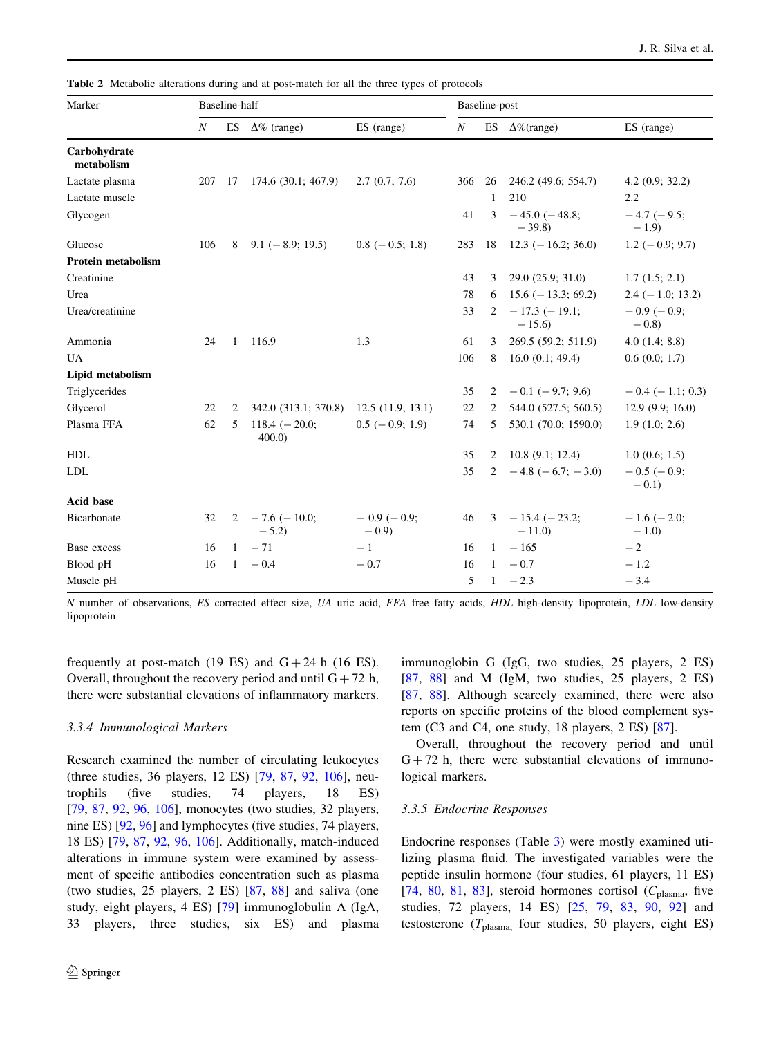**Table 2** Metabolic alterations during and at post-match for all the three types of protocols

| Marker | Baseline-half | | | | Baseline-post | | | |
|---|---|---|---|---|---|---|---|---|
| | N | ES | Δ% (range) | ES (range) | N | ES | Δ%(range) | ES (range) |
| **Carbohydrate metabolism** | | | | | | | | |
| Lactate plasma | 207 | 17 | 174.6 (30.1; 467.9) | 2.7 (0.7; 7.6) | 366 | 26 | 246.2 (49.6; 554.7) | 4.2 (0.9; 32.2) |
| Lactate muscle | | | | | | 1 | 210 | 2.2 |
| Glycogen | | | | | 41 | 3 | − 45.0 (− 48.8; − 39.8) | − 4.7 (− 9.5; − 1.9) |
| Glucose | 106 | 8 | 9.1 (− 8.9; 19.5) | 0.8 (− 0.5; 1.8) | 283 | 18 | 12.3 (− 16.2; 36.0) | 1.2 (− 0.9; 9.7) |
| **Protein metabolism** | | | | | | | | |
| Creatinine | | | | | 43 | 3 | 29.0 (25.9; 31.0) | 1.7 (1.5; 2.1) |
| Urea | | | | | 78 | 6 | 15.6 (− 13.3; 69.2) | 2.4 (− 1.0; 13.2) |
| Urea/creatinine | | | | | 33 | 2 | − 17.3 (− 19.1; − 15.6) | − 0.9 (− 0.9; − 0.8) |
| Ammonia | 24 | 1 | 116.9 | 1.3 | 61 | 3 | 269.5 (59.2; 511.9) | 4.0 (1.4; 8.8) |
| UA | | | | | 106 | 8 | 16.0 (0.1; 49.4) | 0.6 (0.0; 1.7) |
| **Lipid metabolism** | | | | | | | | |
| Triglycerides | | | | | 35 | 2 | − 0.1 (− 9.7; 9.6) | − 0.4 (− 1.1; 0.3) |
| Glycerol | 22 | 2 | 342.0 (313.1; 370.8) | 12.5 (11.9; 13.1) | 22 | 2 | 544.0 (527.5; 560.5) | 12.9 (9.9; 16.0) |
| Plasma FFA | 62 | 5 | 118.4 (− 20.0; 400.0) | 0.5 (− 0.9; 1.9) | 74 | 5 | 530.1 (70.0; 1590.0) | 1.9 (1.0; 2.6) |
| HDL | | | | | 35 | 2 | 10.8 (9.1; 12.4) | 1.0 (0.6; 1.5) |
| LDL | | | | | 35 | 2 | − 4.8 (− 6.7; − 3.0) | − 0.5 (− 0.9; − 0.1) |
| **Acid base** | | | | | | | | |
| Bicarbonate | 32 | 2 | − 7.6 (− 10.0; − 5.2) | − 0.9 (− 0.9; − 0.9) | 46 | 3 | − 15.4 (− 23.2; − 11.0) | − 1.6 (− 2.0; − 1.0) |
| Base excess | 16 | 1 | − 71 | − 1 | 16 | 1 | − 165 | − 2 |
| Blood pH | 16 | 1 | − 0.4 | − 0.7 | 16 | 1 | − 0.7 | − 1.2 |
| Muscle pH | | | | | 5 | 1 | − 2.3 | − 3.4 |

*N* number of observations, *ES* corrected effect size, *UA* uric acid, *FFA* free fatty acids, *HDL* high-density lipoprotein, *LDL* low-density lipoprotein

frequently at post-match (19 ES) and G + 24 h (16 ES). Overall, throughout the recovery period and until G + 72 h, there were substantial elevations of inflammatory markers.

### 3.3.4 Immunological Markers

Research examined the number of circulating leukocytes (three studies, 36 players, 12 ES) [79, 87, 92, 106], neutrophils (five studies, 74 players, 18 ES) [79, 87, 92, 96, 106], monocytes (two studies, 32 players, nine ES) [92, 96] and lymphocytes (five studies, 74 players, 18 ES) [79, 87, 92, 96, 106]. Additionally, match-induced alterations in immune system were examined by assessment of specific antibodies concentration such as plasma (two studies, 25 players, 2 ES) [87, 88] and saliva (one study, eight players, 4 ES) [79] immunoglobulin A (IgA, 33 players, three studies, six ES) and plasma immunoglobin G (IgG, two studies, 25 players, 2 ES) [87, 88] and M (IgM, two studies, 25 players, 2 ES) [87, 88]. Although scarcely examined, there were also reports on specific proteins of the blood complement system (C3 and C4, one study, 18 players, 2 ES) [87].

Overall, throughout the recovery period and until G + 72 h, there were substantial elevations of immunological markers.

### 3.3.5 Endocrine Responses

Endocrine responses (Table 3) were mostly examined utilizing plasma fluid. The investigated variables were the peptide insulin hormone (four studies, 61 players, 11 ES) [74, 80, 81, 83], steroid hormones cortisol ($C_{plasma}$, five studies, 72 players, 14 ES) [25, 79, 83, 90, 92] and testosterone ($T_{plasma}$, four studies, 50 players, eight ES)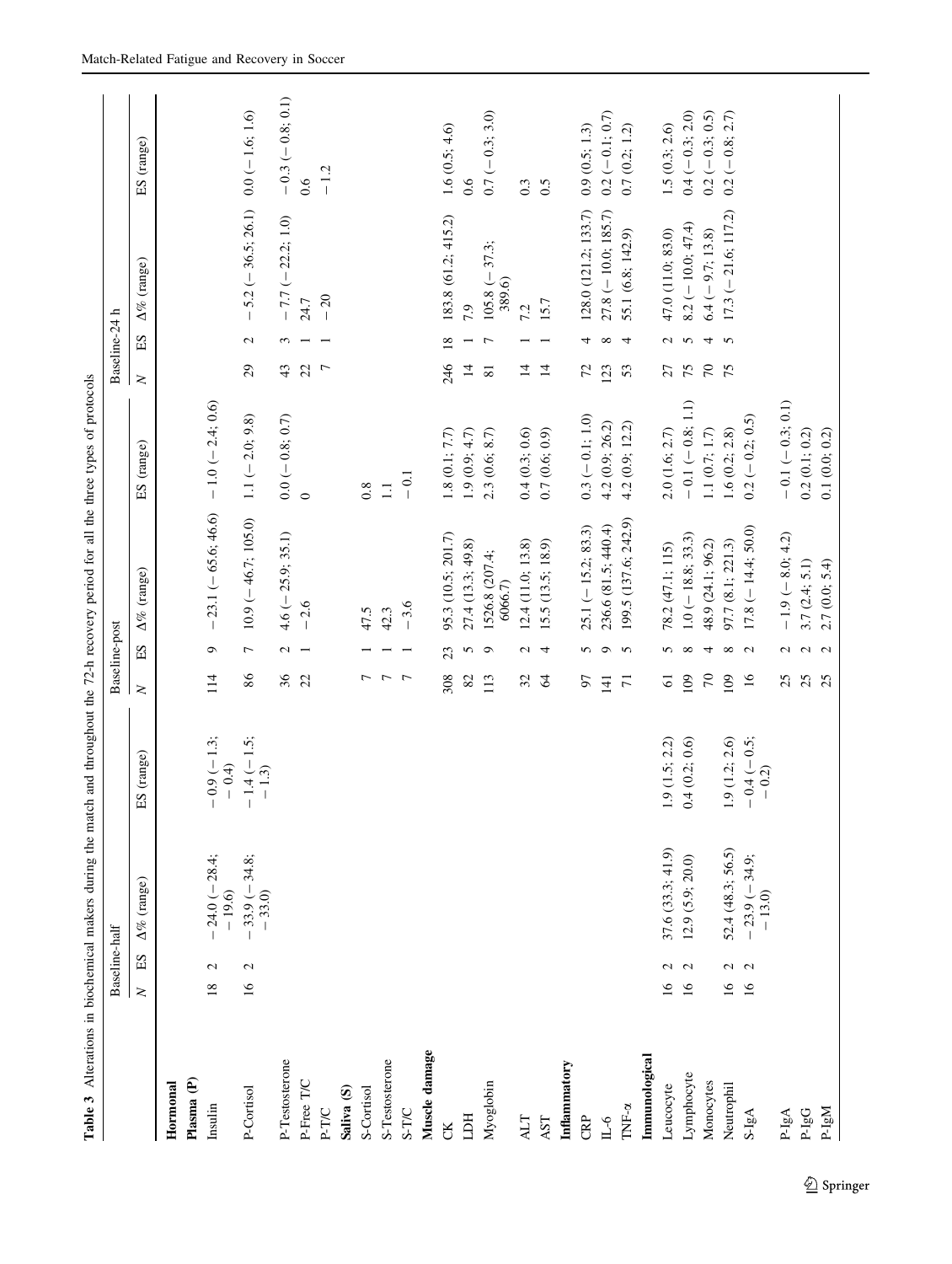**Table 3** Alterations in biochemical makers during the match and throughout the 72-h recovery period for all the three types of protocols

| | Baseline-half | | | | Baseline-post | | | | Baseline-24 h | | | |
|---|---|---|---|---|---|---|---|---|---|---|---|---|
| | N | ES | Δ% (range) | ES (range) | N | ES | Δ% (range) | ES (range) | N | ES | Δ% (range) | ES (range) |
| **Hormonal** | | | | | | | | | | | | |
| **Plasma (P)** | | | | | | | | | | | | |
| Insulin | 18 | 2 | − 24.0 (− 28.4; − 19.6) | − 0.9 (− 1.3; − 0.4) | 114 | 9 | − 23.1 (− 65.6; 46.6) | − 1.0 (− 2.4; 0.6) | | | | |
| P-Cortisol | 16 | 2 | − 33.9 (− 34.8; − 33.0) | − 1.4 (− 1.5; − 1.3) | 86 | 7 | 10.9 (− 46.7; 105.0) | 1.1 (− 2.0; 9.8) | 29 | 2 | − 5.2 (− 36.5; 26.1) | 0.0 (− 1.6; 1.6) |
| P-Testosterone | | | | | 36 | 2 | 4.6 (− 25.9; 35.1) | 0.0 (− 0.8; 0.7) | 43 | 3 | − 7.7 (− 22.2; 1.0) | − 0.3 (− 0.8; 0.1) |
| P-Free T/C | | | | | 22 | 1 | − 2.6 | 0 | 22 | 1 | 24.7 | 0.6 |
| P-T/C | | | | | | | | | 7 | 1 | − 20 | − 1.2 |
| **Saliva (S)** | | | | | | | | | | | | |
| S-Cortisol | | | | | 7 | 1 | 47.5 | 0.8 | | | | |
| S-Testosterone | | | | | 7 | 1 | 42.3 | 1.1 | | | | |
| S-T/C | | | | | 7 | 1 | − 3.6 | − 0.1 | | | | |
| **Muscle damage** | | | | | | | | | | | | |
| CK | | | | | 308 | 23 | 95.3 (10.5; 201.7) | 1.8 (0.1; 7.7) | 246 | 18 | 183.8 (61.2; 415.2) | 1.6 (0.5; 4.6) |
| LDH | | | | | 82 | 5 | 27.4 (13.3; 49.8) | 1.9 (0.9; 4.7) | 14 | 1 | 7.9 | 0.6 |
| Myoglobin | | | | | 113 | 9 | 1526.8 (207.4; 6066.7) | 2.3 (0.6; 8.7) | 81 | 7 | 105.8 (− 37.3; 389.6) | 0.7 (− 0.3; 3.0) |
| ALT | | | | | 32 | 2 | 12.4 (11.0; 13.8) | 0.4 (0.3; 0.6) | 14 | 1 | 7.2 | 0.3 |
| AST | | | | | 64 | 4 | 15.5 (13.5; 18.9) | 0.7 (0.6; 0.9) | 14 | 1 | 15.7 | 0.5 |
| **Inflammatory** | | | | | | | | | | | | |
| CRP | | | | | 97 | 5 | 25.1 (− 15.2; 83.3) | 0.3 (− 0.1; 1.0) | 72 | 4 | 128.0 (121.2; 133.7) | 0.9 (0.5; 1.3) |
| IL-6 | | | | | 141 | 9 | 236.6 (81.5; 440.4) | 4.2 (0.9; 26.2) | 123 | 8 | 27.8 (− 10.0; 185.7) | 0.2 (− 0.1; 0.7) |
| TNF-α | | | | | 71 | 5 | 199.5 (137.6; 242.9) | 4.2 (0.9; 12.2) | 53 | 4 | 55.1 (6.8; 142.9) | 0.7 (0.2; 1.2) |
| **Immunological** | | | | | | | | | | | | |
| Leucocyte | 16 | 2 | 37.6 (33.3; 41.9) | 1.9 (1.5; 2.2) | 61 | 5 | 78.2 (47.1; 115) | 2.0 (1.6; 2.7) | 27 | 2 | 47.0 (11.0; 83.0) | 1.5 (0.3; 2.6) |
| Lymphocyte | 16 | 2 | 12.9 (5.9; 20.0) | 0.4 (0.2; 0.6) | 109 | 8 | 1.0 (− 18.8; 33.3) | − 0.1 (− 0.8; 1.1) | 75 | 5 | 8.2 (− 10.0; 47.4) | 0.4 (− 0.3; 2.0) |
| Monocytes | | | | | 70 | 4 | 48.9 (24.1; 96.2) | 1.1 (0.7; 1.7) | 70 | 4 | 6.4 (− 9.7; 13.8) | 0.2 (− 0.3; 0.5) |
| Neutrophil | 16 | 2 | 52.4 (48.3; 56.5) | 1.9 (1.2; 2.6) | 109 | 8 | 97.7 (8.1; 221.3) | 1.6 (0.2; 2.8) | 75 | 5 | 17.3 (− 21.6; 117.2) | 0.2 (− 0.8; 2.7) |
| S-IgA | 16 | 2 | − 23.9 (− 34.9; − 13.0) | − 0.4 (− 0.5; − 0.2) | 16 | 2 | 17.8 (− 14.4; 50.0) | 0.2 (− 0.2; 0.5) | | | | |
| P-IgA | | | | | 25 | 2 | − 1.9 (− 8.0; 4.2) | − 0.1 (− 0.3; 0.1) | | | | |
| P-IgG | | | | | 25 | 2 | 3.7 (2.4; 5.1) | 0.2 (0.1; 0.2) | | | | |
| P-IgM | | | | | 25 | 2 | 2.7 (0.0; 5.4) | 0.1 (0.0; 0.2) | | | | |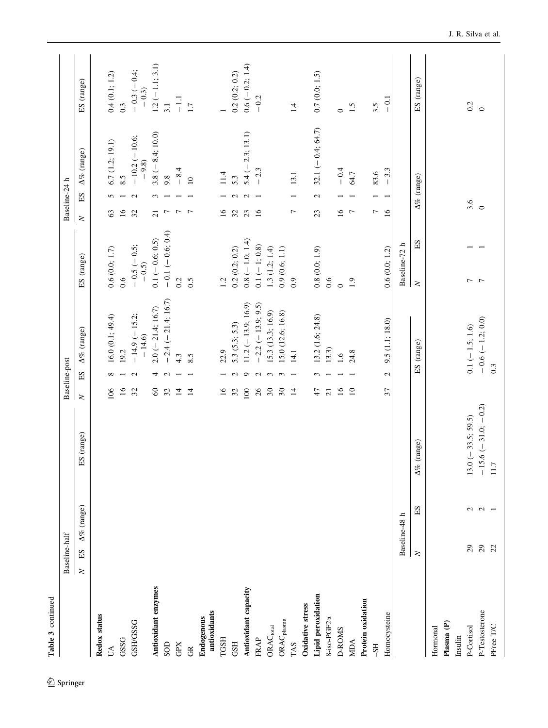**Table 3** continued

| | Baseline-half | | | | Baseline-post | | | | Baseline-24 h | | | |
|---|---|---|---|---|---|---|---|---|---|---|---|---|
| | *N* | ES | Δ% (range) | ES (range) | *N* | ES | Δ% (range) | ES (range) | *N* | ES | Δ% (range) | ES (range) |
| **Redox status** | | | | | | | | | | | | |
| UA | | | | | 106 | 8 | 16.0 (0.1; 49.4) | 0.6 (0.0; 1.7) | 63 | 5 | 6.7 (1.2; 19.1) | 0.4 (0.1; 1.2) |
| GSSG | | | | | 16 | 1 | 19.2 | 0.6 | 16 | 1 | 8.5 | 0.3 |
| GSH/GSSG | | | | | 32 | 2 | − 14.9 (− 15.2; − 14.6) | − 0.5 (− 0.5; − 0.5) | 32 | 2 | − 10.2 (− 10.6; − 9.8) | − 0.3 (− 0.4; − 0.3) |
| **Antioxidant enzymes** | | | | | 60 | 4 | 2.0 (− 21.4; 16.7) | 0.1 (− 0.6; 0.5) | 21 | 3 | 3.8 (− 8.4; 10.0) | 1.2 (− 1.1; 3.1) |
| SOD | | | | | 32 | 2 | − 2.4 (− 21.4; 16.7) | − 0.1 (− 0.6; 0.4) | 7 | 1 | 9.8 | 3.1 |
| GPX | | | | | 14 | 1 | 4.3 | 0.2 | 7 | 1 | − 8.4 | − 1.1 |
| GR | | | | | 14 | 1 | 8.5 | 0.5 | 7 | 1 | 10 | 1.7 |
| **Endogenous antioxidants** | | | | | | | | | | | | |
| TGSH | | | | | 16 | 1 | 22.9 | 1.2 | 16 | 1 | 11.4 | 1 |
| GSH | | | | | 32 | 2 | 5.3 (5.3; 5.3) | 0.2 (0.2; 0.2) | 32 | 2 | 5.3 | 0.2 (0.2; 0.2) |
| **Antioxidant capacity** | | | | | 100 | 9 | 11.2 (− 13.9; 16.9) | 0.8 (− 1.0; 1.4) | 23 | 2 | 5.4 (− 2.3; 13.1) | 0.6 (− 0.2; 1.4) |
| FRAP | | | | | 26 | 2 | − 2.2 (− 13.9; 9.5) | 0.1 (− 1; 0.8) | 16 | 1 | − 2.3 | − 0.2 |
| $ORAC_{total}$ | | | | | 30 | 3 | 15.3 (13.3; 16.9) | 1.3 (1.2; 1.4) | | | | |
| $ORAC_{plasma}$ | | | | | 30 | 3 | 15.0 (12.6; 16.8) | 0.9 (0.6; 1.1) | | | | |
| TAS | | | | | 14 | 1 | 14.1 | 0.9 | 7 | 1 | 13.1 | 1.4 |
| **Oxidative stress** | | | | | | | | | | | | |
| **Lipid peroxidation** | | | | | 47 | 3 | 13.2 (1.6; 24.8) | 0.8 (0.0; 1.9) | 23 | 2 | 32.1 (− 0.4; 64.7) | 0.7 (0.0; 1.5) |
| 8-iso-PGF2α | | | | | 21 | 1 | 13.3) | 0.6 | | | | |
| D-ROMS | | | | | 16 | 1 | 1.6 | 0 | 16 | 1 | − 0.4 | 0 |
| MDA | | | | | 10 | 1 | 24.8 | 1.9 | 7 | 1 | 64.7 | 1.5 |
| **Protein oxidation** | | | | | | | | | | | | |
| -SH | | | | | | | | | 7 | 1 | 83.6 | 3.5 |
| Homocysteine | | | | | 37 | 2 | 9.5 (1.1; 18.0) | 0.6 (0.0; 1.2) | 16 | 1 | − 3.3 | − 0.1 |
| | Baseline-48 h | | | | Baseline-72 h | | | | | | | |
| | *N* | ES | Δ% (range) | ES (range) | *N* | ES | Δ% (range) | ES (range) | | | | |
| Hormonal | | | | | | | | | | | | |
| **Plasma (P)** | | | | | | | | | | | | |
| Insulin | | | | | | | | | | | | |
| P-Cortisol | 29 | 2 | 13.0 (− 33.5; 59.5) | 0.1 (− 1.5; 1.6) | 7 | 1 | 3.6 | 0.2 | | | | |
| P-Testosterone | 29 | 2 | − 15.6 (− 31.0; − 0.2) | − 0.6 (− 1.2; 0.0) | 7 | 1 | 0 | 0 | | | | |
| PFree T/C | 22 | 1 | 11.7 | 0.3 | | | | | | | | |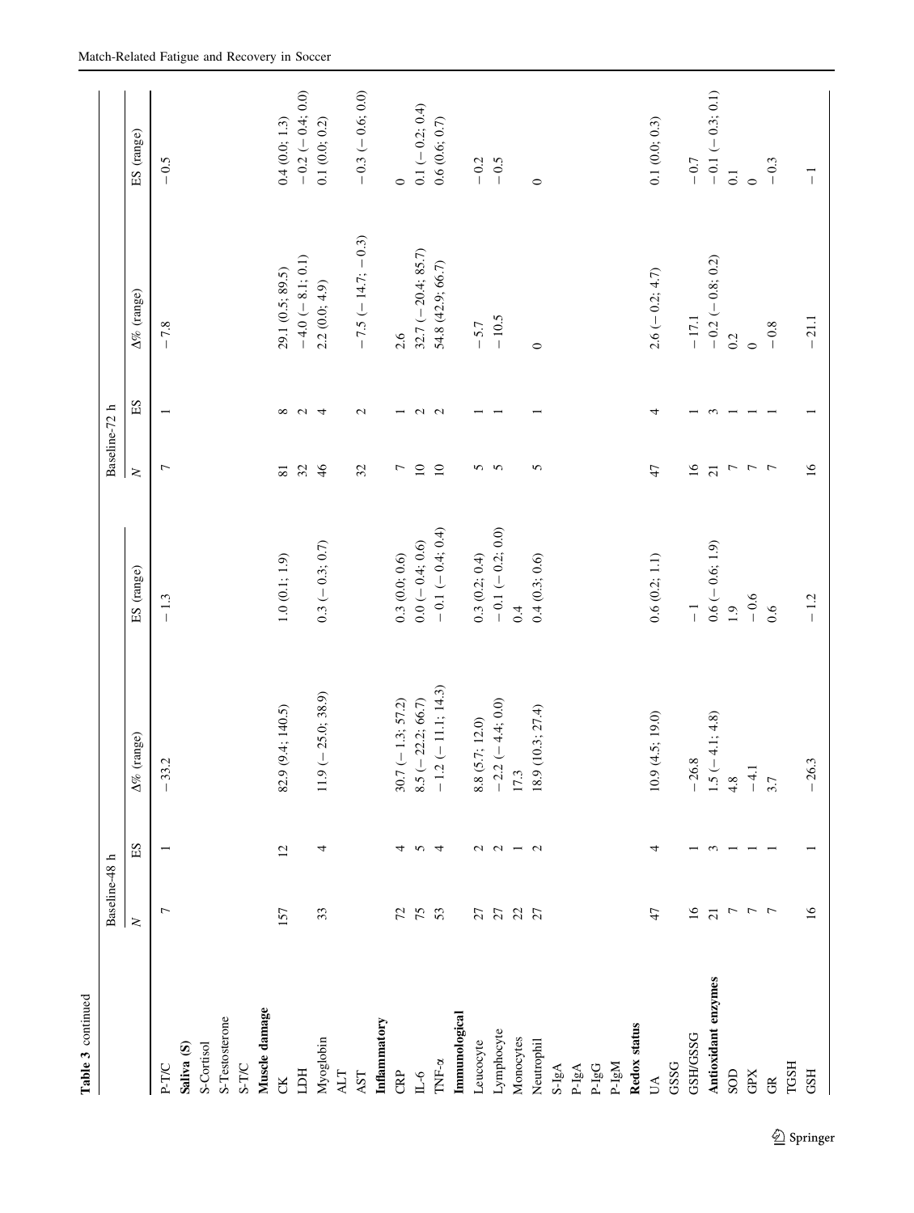**Table 3** continued

| | Baseline-48 h | | | | Baseline-72 h | | | |
|---|---|---|---|---|---|---|---|---|
| | *N* | ES | Δ% (range) | ES (range) | *N* | ES | Δ% (range) | ES (range) |
| P-T/C | 7 | 1 | − 33.2 | − 1.3 | 7 | 1 | − 7.8 | − 0.5 |
| **Saliva (S)** | | | | | | | | |
| S-Cortisol | | | | | | | | |
| S-Testosterone | | | | | | | | |
| S-T/C | | | | | | | | |
| **Muscle damage** | | | | | | | | |
| CK | 157 | 12 | 82.9 (9.4; 140.5) | 1.0 (0.1; 1.9) | 81 | 8 | 29.1 (0.5; 89.5) | 0.4 (0.0; 1.3) |
| LDH | | | | | 32 | 2 | − 4.0 (− 8.1; 0.1) | − 0.2 (− 0.4; 0.0) |
| Myoglobin | 33 | 4 | 11.9 (− 25.0; 38.9) | 0.3 (− 0.3; 0.7) | 46 | 4 | 2.2 (0.0; 4.9) | 0.1 (0.0; 0.2) |
| ALT | | | | | | | | |
| AST | | | | | 32 | 2 | − 7.5 (− 14.7; − 0.3) | − 0.3 (− 0.6; 0.0) |
| **Inflammatory** | | | | | | | | |
| CRP | 72 | 4 | 30.7 (− 1.3; 57.2) | 0.3 (0.0; 0.6) | 7 | 1 | 2.6 | 0 |
| IL-6 | 75 | 5 | 8.5 (− 22.2; 66.7) | 0.0 (− 0.4; 0.6) | 10 | 2 | 32.7 (− 20.4; 85.7) | 0.1 (− 0.2; 0.4) |
| TNF-α | 53 | 4 | − 1.2 (− 11.1; 14.3) | − 0.1 (− 0.4; 0.4) | 10 | 2 | 54.8 (42.9; 66.7) | 0.6 (0.6; 0.7) |
| **Immunological** | | | | | | | | |
| Leucocyte | 27 | 2 | 8.8 (5.7; 12.0) | 0.3 (0.2; 0.4) | 5 | 1 | − 5.7 | − 0.2 |
| Lymphocyte | 27 | 2 | − 2.2 (− 4.4; 0.0) | − 0.1 (− 0.2; 0.0) | 5 | 1 | − 10.5 | − 0.5 |
| Monocytes | 22 | 1 | 17.3 | 0.4 | | | | |
| Neutrophil | 27 | 2 | 18.9 (10.3; 27.4) | 0.4 (0.3; 0.6) | 5 | 1 | 0 | 0 |
| S-IgA | | | | | | | | |
| P-IgA | | | | | | | | |
| P-IgG | | | | | | | | |
| P-IgM | | | | | | | | |
| **Redox status** | | | | | | | | |
| UA | 47 | 4 | 10.9 (4.5; 19.0) | 0.6 (0.2; 1.1) | 47 | 4 | 2.6 (− 0.2; 4.7) | 0.1 (0.0; 0.3) |
| GSSG | | | | | | | | |
| GSH/GSSG | 16 | 1 | − 26.8 | − 1 | 16 | 1 | − 17.1 | − 0.7 |
| **Antioxidant enzymes** | 21 | 3 | 1.5 (− 4.1; 4.8) | 0.6 (− 0.6; 1.9) | 21 | 3 | − 0.2 (− 0.8; 0.2) | − 0.1 (− 0.3; 0.1) |
| SOD | 7 | 1 | 4.8 | 1.9 | 7 | 1 | 0.2 | 0.1 |
| GPX | 7 | 1 | − 4.1 | − 0.6 | 7 | 1 | 0 | 0 |
| GR | 7 | 1 | 3.7 | 0.6 | 7 | 1 | − 0.8 | − 0.3 |
| TGSH | | | | | | | | |
| GSH | 16 | 1 | − 26.3 | − 1.2 | 16 | 1 | − 21.1 | − 1 |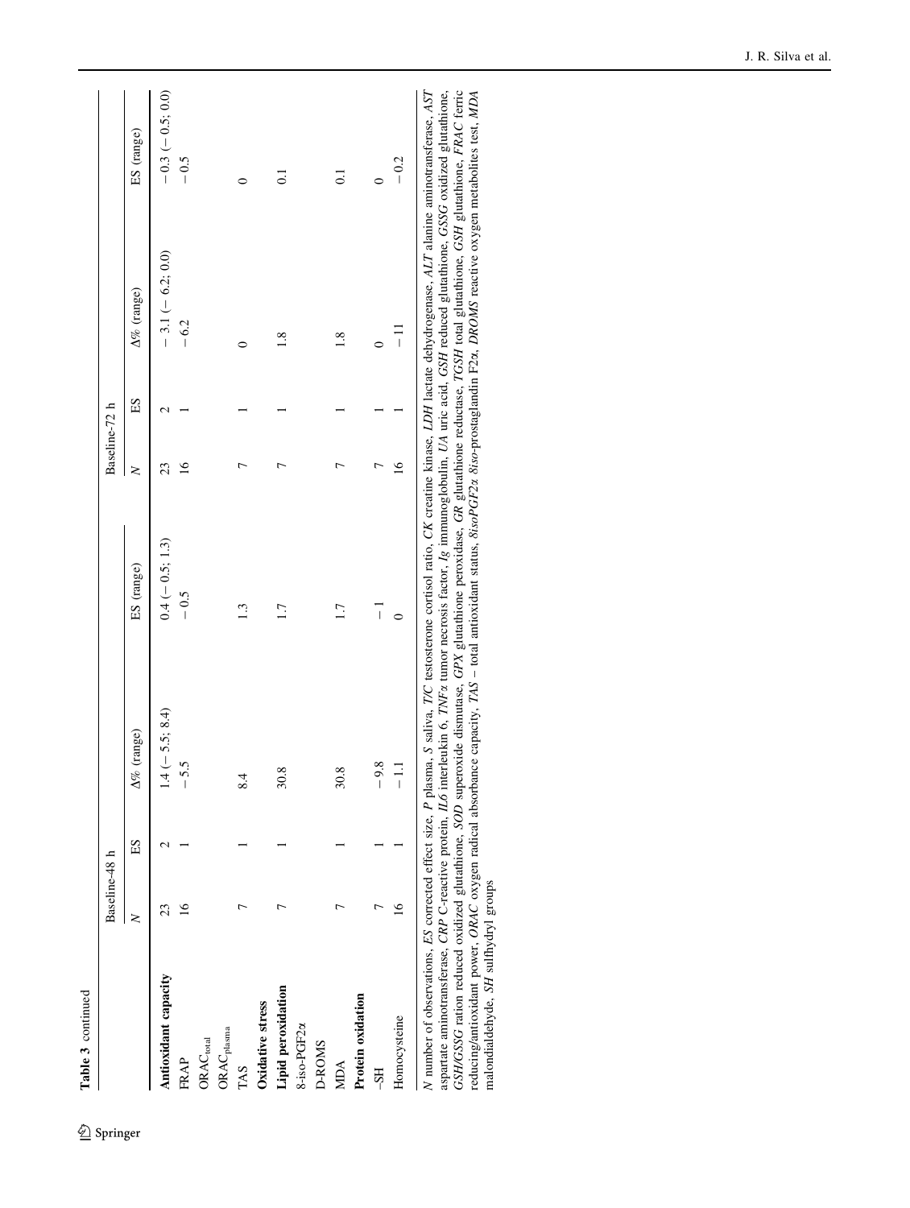Table 3 continued

| | Baseline-48 h | | | | Baseline-72 h | | | |
|---|---|---|---|---|---|---|---|---|
| | *N* | ES | Δ% (range) | ES (range) | *N* | ES | Δ% (range) | ES (range) |
| **Antioxidant capacity** | 23 | 2 | 1.4 (− 5.5; 8.4) | 0.4 (− 0.5; 1.3) | 23 | 2 | − 3.1 (− 6.2; 0.0) | − 0.3 (− 0.5; 0.0) |
| FRAP | 16 | 1 | − 5.5 | − 0.5 | 16 | 1 | − 6.2 | − 0.5 |
| $ORAC_{total}$ | | | | | | | | |
| $ORAC_{plasma}$ | | | | | | | | |
| TAS | 7 | 1 | 8.4 | 1.3 | 7 | 1 | 0 | 0 |
| **Oxidative stress** | | | | | | | | |
| **Lipid peroxidation** | 7 | 1 | 30.8 | 1.7 | 7 | 1 | 1.8 | 0.1 |
| 8-iso-PGF2α | | | | | | | | |
| D-ROMS | | | | | | | | |
| MDA | 7 | 1 | 30.8 | 1.7 | 7 | 1 | 1.8 | 0.1 |
| **Protein oxidation** | | | | | | | | |
| –SH | 7 | 1 | − 9.8 | − 1 | 7 | 1 | 0 | 0 |
| Homocysteine | 16 | 1 | − 1.1 | 0 | 16 | 1 | − 11 | − 0.2 |

*N* number of observations, *ES* corrected effect size, *P* plasma, *S* saliva, *T/C* testosterone cortisol ratio, *CK* creatine kinase, *LDH* lactate dehydrogenase, *ALT* alanine aminotransferase, *AST* aspartate aminotransferase, *CRP* C-reactive protein, *IL6* interleukin 6, *TNFα* tumor necrosis factor, *Ig* immunoglobulin, *UA* uric acid, *GSH* reduced glutathione, *GSSG* oxidized glutathione, *GSH/GSSG* ration reduced oxidized glutathione, *SOD* superoxide dismutase, *GPX* glutathione peroxidase, *GR* glutathione reductase, *TGSH* total glutathione, *GSH* glutathione, *FRAC* ferric reducing/antioxidant power, *ORAC* oxygen radical absorbance capacity, *TAS* – total antioxidant status, *8isoPGF2α* 8iso-prostaglandin F2α, *DROMS* reactive oxygen metabolites test, *MDA* malondialdehyde, *SH* sulfhydryl groups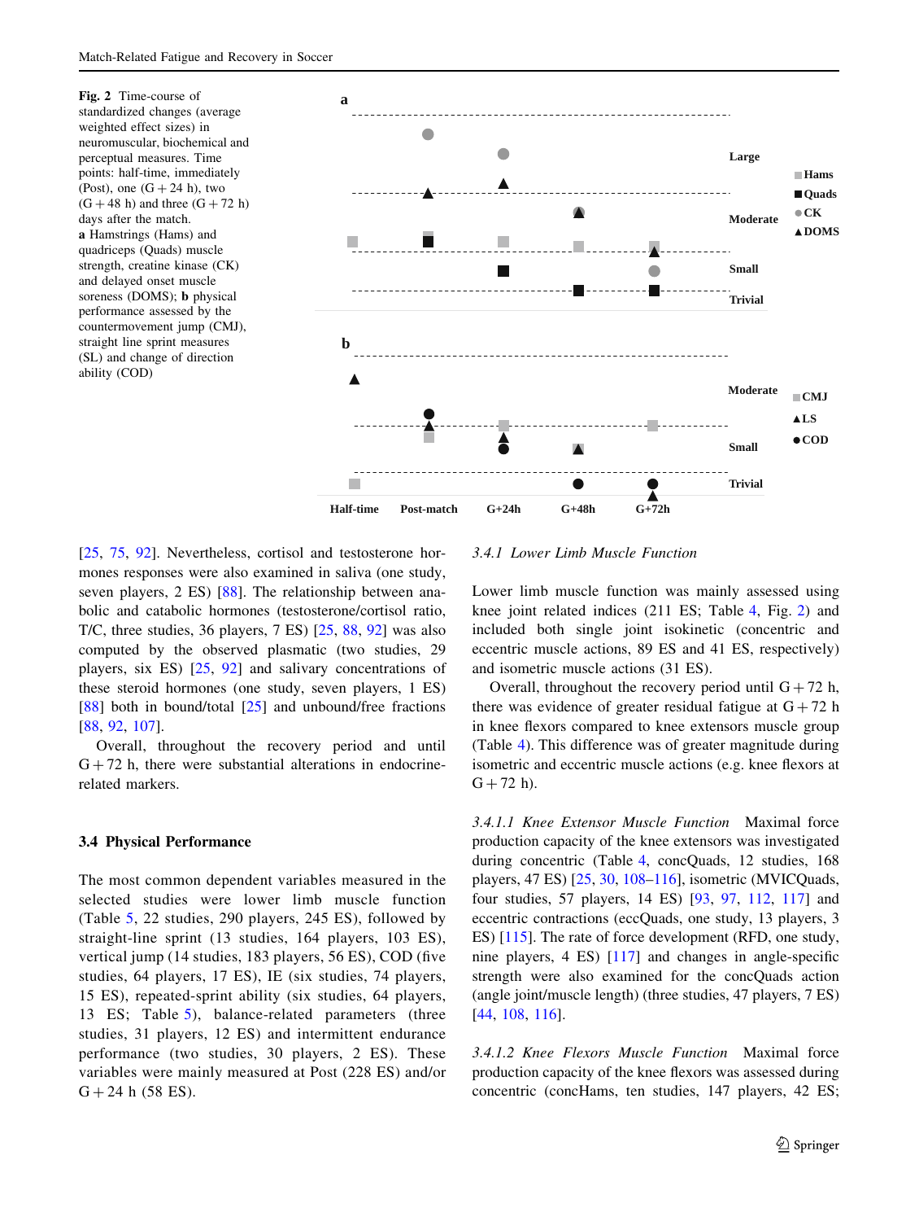**Fig. 2** Time-course of standardized changes (average weighted effect sizes) in neuromuscular, biochemical and perceptual measures. Time points: half-time, immediately (Post), one (G + 24 h), two (G + 48 h) and three (G + 72 h) days after the match. **a** Hamstrings (Hams) and quadriceps (Quads) muscle strength, creatine kinase (CK) and delayed onset muscle soreness (DOMS); **b** physical performance assessed by the countermovement jump (CMJ), straight line sprint measures (SL) and change of direction ability (COD)

[25, 75, 92]. Nevertheless, cortisol and testosterone hormones responses were also examined in saliva (one study, seven players, 2 ES) [88]. The relationship between anabolic and catabolic hormones (testosterone/cortisol ratio, T/C, three studies, 36 players, 7 ES) [25, 88, 92] was also computed by the observed plasmatic (two studies, 29 players, six ES) [25, 92] and salivary concentrations of these steroid hormones (one study, seven players, 1 ES) [88] both in bound/total [25] and unbound/free fractions [88, 92, 107].

Overall, throughout the recovery period and until G + 72 h, there were substantial alterations in endocrine-related markers.

### 3.4 Physical Performance

The most common dependent variables measured in the selected studies were lower limb muscle function (Table 5, 22 studies, 290 players, 245 ES), followed by straight-line sprint (13 studies, 164 players, 103 ES), vertical jump (14 studies, 183 players, 56 ES), COD (five studies, 64 players, 17 ES), IE (six studies, 74 players, 15 ES), repeated-sprint ability (six studies, 64 players, 13 ES; Table 5), balance-related parameters (three studies, 31 players, 12 ES) and intermittent endurance performance (two studies, 30 players, 2 ES). These variables were mainly measured at Post (228 ES) and/or G + 24 h (58 ES).

#### *3.4.1 Lower Limb Muscle Function*

Lower limb muscle function was mainly assessed using knee joint related indices (211 ES; Table 4, Fig. 2) and included both single joint isokinetic (concentric and eccentric muscle actions, 89 ES and 41 ES, respectively) and isometric muscle actions (31 ES).

Overall, throughout the recovery period until G + 72 h, there was evidence of greater residual fatigue at G + 72 h in knee flexors compared to knee extensors muscle group (Table 4). This difference was of greater magnitude during isometric and eccentric muscle actions (e.g. knee flexors at G + 72 h).

*3.4.1.1 Knee Extensor Muscle Function* Maximal force production capacity of the knee extensors was investigated during concentric (Table 4, concQuads, 12 studies, 168 players, 47 ES) [25, 30, 108–116], isometric (MVICQuads, four studies, 57 players, 14 ES) [93, 97, 112, 117] and eccentric contractions (eccQuads, one study, 13 players, 3 ES) [115]. The rate of force development (RFD, one study, nine players, 4 ES) [117] and changes in angle-specific strength were also examined for the concQuads action (angle joint/muscle length) (three studies, 47 players, 7 ES) [44, 108, 116].

*3.4.1.2 Knee Flexors Muscle Function* Maximal force production capacity of the knee flexors was assessed during concentric (concHams, ten studies, 147 players, 42 ES;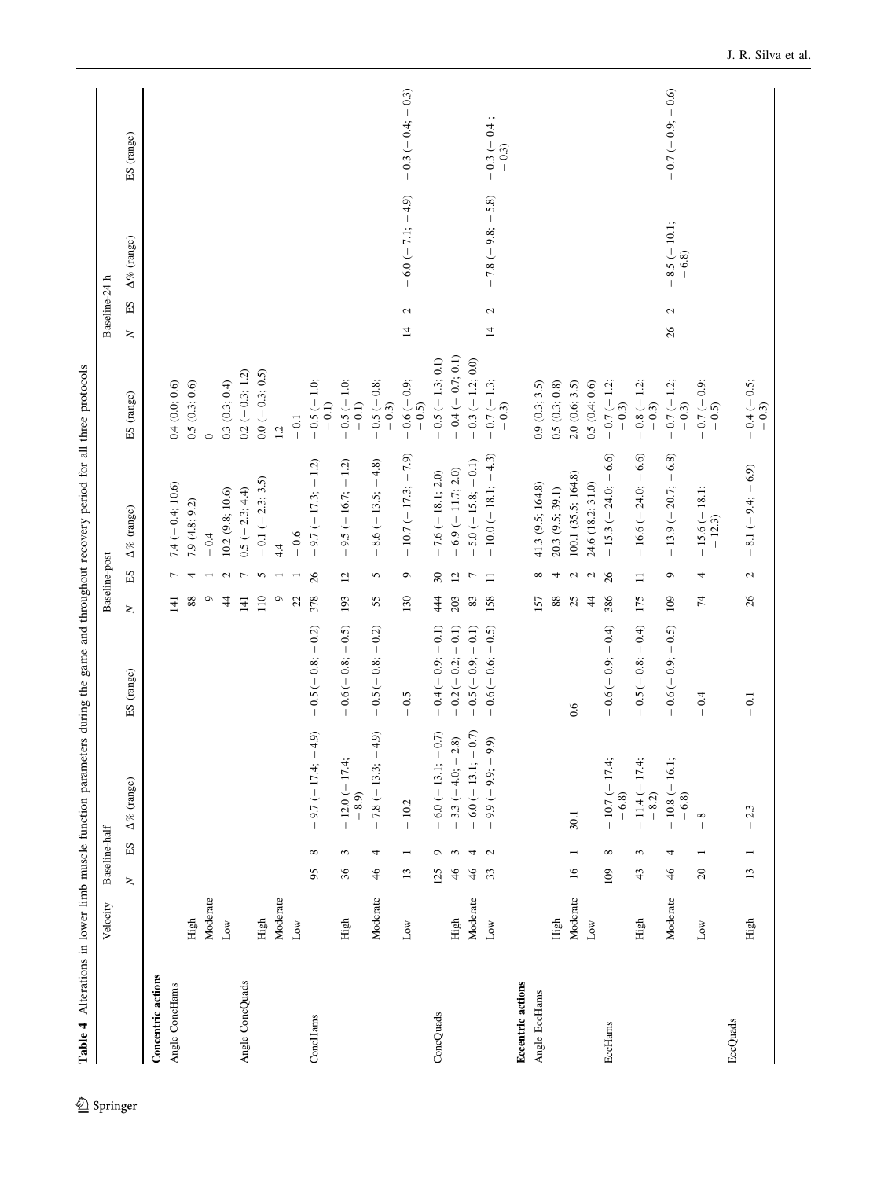**Table 4** Alterations in lower limb muscle function parameters during the game and throughout recovery period for all three protocols

| | Velocity | Baseline-half | | | | Baseline-post | | | | Baseline-24 h | | | |
|---|---|---|---|---|---|---|---|---|---|---|---|---|---|
| | | N | ES | Δ% (range) | ES (range) | N | ES | Δ% (range) | ES (range) | N | ES | Δ% (range) | ES (range) |
| **Concentric actions** | | | | | | | | | | | | | |
| Angle ConcHams | | | | | | 141 | 7 | 7.4 (− 0.4; 10.6) | 0.4 (0.0; 0.6) | | | | |
| | High | | | | | 88 | 4 | 7.9 (4.8; 9.2) | 0.5 (0.3; 0.6) | | | | |
| | Moderate | | | | | 9 | 1 | − 0.4 | 0 | | | | |
| | Low | | | | | 44 | 2 | 10.2 (9.8; 10.6) | 0.3 (0.3; 0.4) | | | | |
| Angle ConcQuads | | | | | | 141 | 7 | 0.5 (− 2.3; 4.4) | 0.2 (− 0.3; 1.2) | | | | |
| | High | | | | | 110 | 5 | − 0.1 (− 2.3; 3.5) | 0.0 (− 0.3; 0.5) | | | | |
| | Moderate | | | | | 9 | 1 | 4.4 | 1.2 | | | | |
| | Low | | | | | 22 | 1 | − 0.6 | − 0.1 | | | | |
| ConcHams | | 95 | 8 | − 9.7 (− 17.4; − 4.9) | − 0.5 (− 0.8; − 0.2) | 378 | 26 | − 9.7 (− 17.3; − 1.2) | − 0.5 (− 1.0; − 0.1) | | | | |
| | High | 36 | 3 | − 12.0 (− 17.4; − 8.9) | − 0.6 (− 0.8; − 0.5) | 193 | 12 | − 9.5 (− 16.7; − 1.2) | − 0.5 (− 1.0; − 0.1) | | | | |
| | Moderate | 46 | 4 | − 7.8 (− 13.3; − 4.9) | − 0.5 (− 0.8; − 0.2) | 55 | 5 | − 8.6 (− 13.5; − 4.8) | − 0.5 (− 0.8; − 0.3) | | | | |
| | Low | 13 | 1 | − 10.2 | − 0.5 | 130 | 9 | − 10.7 (− 17.3; − 7.9) | − 0.6 (− 0.9; − 0.5) | 14 | 2 | − 6.0 (− 7.1; − 4.9) | − 0.3 (− 0.4; − 0.3) |
| ConcQuads | | 125 | 9 | − 6.0 (− 13.1; − 0.7) | − 0.4 (− 0.9; − 0.1) | 444 | 30 | − 7.6 (− 18.1; 2.0) | − 0.5 (− 1.3; 0.1) | | | | |
| | High | 46 | 3 | − 3.3 (− 4.0; − 2.8) | − 0.2 (− 0.2; − 0.1) | 203 | 12 | − 6.9 (− 11.7; 2.0) | − 0.4 (− 0.7; 0.1) | | | | |
| | Moderate | 46 | 4 | − 6.0 (− 13.1; − 0.7) | − 0.5 (− 0.9; − 0.1) | 83 | 7 | − 5.0 (− 15.8; − 0.1) | − 0.3 (− 1.2; 0.0) | | | | |
| | Low | 33 | 2 | − 9.9 (− 9.9; − 9.9) | − 0.6 (− 0.6; − 0.5) | 158 | 11 | − 10.0 (− 18.1; − 4.3) | − 0.7 (− 1.3; − 0.3) | 14 | 2 | − 7.8 (− 9.8; − 5.8) | − 0.3 (− 0.4 ; − 0.3) |
| **Eccentric actions** | | | | | | | | | | | | | |
| Angle EccHams | | | | | | 157 | 8 | 41.3 (9.5; 164.8) | 0.9 (0.3; 3.5) | | | | |
| | High | | | | | 88 | 4 | 20.3 (9.5; 39.1) | 0.5 (0.3; 0.8) | | | | |
| | Moderate | 16 | 1 | 30.1 | 0.6 | 25 | 2 | 100.1 (35.5; 164.8) | 2.0 (0.6; 3.5) | | | | |
| | Low | | | | | 44 | 2 | 24.6 (18.2; 31.0) | 0.5 (0.4; 0.6) | | | | |
| EccHams | | 109 | 8 | − 10.7 (− 17.4; − 6.8) | − 0.6 (− 0.9; − 0.4) | 386 | 26 | − 15.3 (− 24.0; − 6.6) | − 0.7 (− 1.2; − 0.3) | | | | |
| | High | 43 | 3 | − 11.4 (− 17.4; − 8.2) | − 0.5 (− 0.8; − 0.4) | 175 | 11 | − 16.6 (− 24.0; − 6.6) | − 0.8 (− 1.2; − 0.3) | | | | |
| | Moderate | 46 | 4 | − 10.8 (− 16.1; − 6.8) | − 0.6 (− 0.9; − 0.5) | 109 | 9 | − 13.9 (− 20.7; − 6.8) | − 0.7 (− 1.2; − 0.3) | 26 | 2 | − 8.5 (− 10.1; − 6.8) | − 0.7 (− 0.9; − 0.6) |
| | Low | 20 | 1 | − 8 | − 0.4 | 74 | 4 | − 15.6 (− 18.1; − 12.3) | − 0.7 (− 0.9; − 0.5) | | | | |
| EccQuads | | | | | | | | | | | | | |
| | High | 13 | 1 | − 2.3 | − 0.1 | 26 | 2 | − 8.1 (− 9.4; − 6.9) | − 0.4 (− 0.5; − 0.3) | | | | |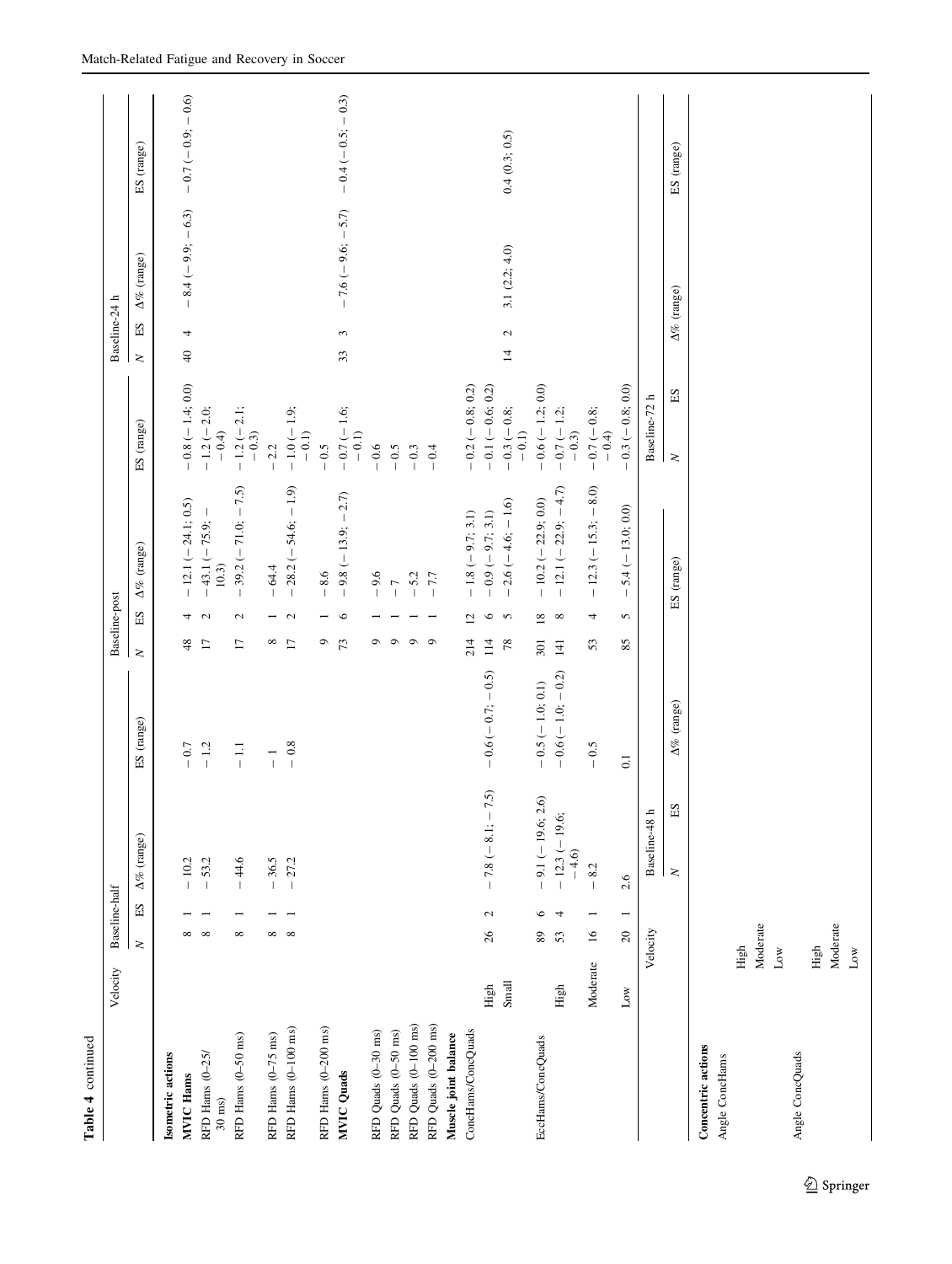**Table 4** continued

| | Velocity | Baseline-half | | | | Baseline-post | | | | Baseline-24 h | | | |
|---|---|---|---|---|---|---|---|---|---|---|---|---|---|
| | | *N* | ES | Δ% (range) | ES (range) | *N* | ES | Δ% (range) | ES (range) | *N* | ES | Δ% (range) | ES (range) |
| **Isometric actions** | | | | | | | | | | | | | |
| **MVIC Hams** | | 8 | 1 | − 10.2 | − 0.7 | 48 | 4 | − 12.1 (− 24.1; 0.5) | − 0.8 (− 1.4; 0.0) | 40 | 4 | − 8.4 (− 9.9; − 6.3) | − 0.7 (− 0.9; − 0.6) |
| RFD Hams (0–25/30 ms) | | 8 | 1 | − 53.2 | − 1.2 | 17 | 2 | − 43.1 (− 75.9; − 10.3) | − 1.2 (− 2.0; − 0.4) | | | | |
| RFD Hams (0–50 ms) | | 8 | 1 | − 44.6 | − 1.1 | 17 | 2 | − 39.2 (− 71.0; − 7.5) | − 1.2 (− 2.1; − 0.3) | | | | |
| RFD Hams (0–75 ms) | | 8 | 1 | − 36.5 | − 1 | 8 | 1 | − 64.4 | − 2.2 | | | | |
| RFD Hams (0–100 ms) | | 8 | 1 | − 27.2 | − 0.8 | 17 | 2 | − 28.2 (− 54.6; − 1.9) | − 1.0 (− 1.9; − 0.1) | | | | |
| RFD Hams (0–200 ms) | | | | | | 9 | 1 | − 8.6 | − 0.5 | | | | |
| **MVIC Quads** | | | | | | 73 | 6 | − 9.8 (− 13.9; − 2.7) | − 0.7 (− 1.6; − 0.1) | 33 | 3 | − 7.6 (− 9.6; − 5.7) | − 0.4 (− 0.5; − 0.3) |
| RFD Quads (0–30 ms) | | | | | | 9 | 1 | − 9.6 | − 0.6 | | | | |
| RFD Quads (0–50 ms) | | | | | | 9 | 1 | − 7 | − 0.5 | | | | |
| RFD Quads (0–100 ms) | | | | | | 9 | 1 | − 5.2 | − 0.3 | | | | |
| RFD Quads (0–200 ms) | | | | | | 9 | 1 | − 7.7 | − 0.4 | | | | |
| **Muscle joint balance** | | | | | | | | | | | | | |
| ConcHams/ConcQuads | | | | | | 214 | 12 | − 1.8 (− 9.7; 3.1) | − 0.2 (− 0.8; 0.2) | | | | |
| | High | 26 | 2 | − 7.8 (− 8.1; − 7.5) | − 0.6 (− 0.7; − 0.5) | 114 | 6 | − 0.9 (− 9.7; 3.1) | − 0.1 (− 0.6; 0.2) | | | | |
| | Small | | | | | 78 | 5 | − 2.6 (− 4.6; − 1.6) | − 0.3 (− 0.8; − 0.1) | 14 | 2 | 3.1 (2.2; 4.0) | 0.4 (0.3; 0.5) |
| EccHams/ConcQuads | | 89 | 6 | − 9.1 (− 19.6; 2.6) | − 0.5 (− 1.0; 0.1) | 301 | 18 | − 10.2 (− 22.9; 0.0) | − 0.6 (− 1.2; 0.0) | | | | |
| | High | 53 | 4 | − 12.3 (− 19.6; − 4.6) | − 0.6 (− 1.0; − 0.2) | 141 | 8 | − 12.1 (− 22.9; − 4.7) | − 0.7 (− 1.2; − 0.3) | | | | |
| | Moderate | 16 | 1 | − 8.2 | − 0.5 | 53 | 4 | − 12.3 (− 15.3; − 8.0) | − 0.7 (− 0.8; − 0.4) | | | | |
| | Low | 20 | 1 | 2.6 | 0.1 | 85 | 5 | − 5.4 (− 13.0; 0.0) | − 0.3 (− 0.8; 0.0) | | | | |

| | Velocity | Baseline-48 h | | | | Baseline-72 h | | | |
|---|---|---|---|---|---|---|---|---|---|
| | | *N* | ES | Δ% (range) | ES (range) | *N* | ES | Δ% (range) | ES (range) |
| **Concentric actions** | | | | | | | | | |
| Angle ConcHams | High | | | | | | | | |
| | Moderate | | | | | | | | |
| | Low | | | | | | | | |
| Angle ConcQuads | High | | | | | | | | |
| | Moderate | | | | | | | | |
| | Low | | | | | | | | |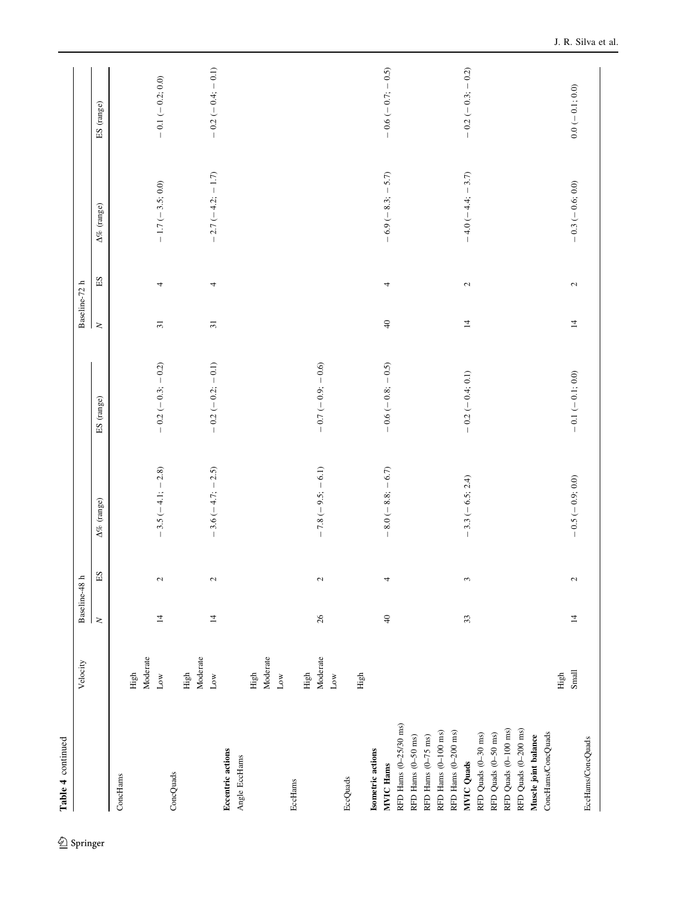**Table 4** continued

| | Velocity | Baseline-48 h | | | | Baseline-72 h | | | |
|---|---|---|---|---|---|---|---|---|---|
| | | *N* | ES | Δ% (range) | ES (range) | *N* | ES | Δ% (range) | ES (range) |
| ConcHams | High | | | | | | | | |
| | Moderate | | | | | | | | |
| | Low | 14 | 2 | − 3.5 (− 4.1; − 2.8) | − 0.2 (− 0.3; − 0.2) | 31 | 4 | − 1.7 (− 3.5; 0.0) | − 0.1 (− 0.2; 0.0) |
| ConcQuads | High | | | | | | | | |
| | Moderate | | | | | | | | |
| | Low | 14 | 2 | − 3.6 (− 4.7; − 2.5) | − 0.2 (− 0.2; − 0.1) | 31 | 4 | − 2.7 (− 4.2; − 1.7) | − 0.2 (− 0.4; − 0.1) |
| **Eccentric actions** | | | | | | | | | |
| Angle EccHams | High | | | | | | | | |
| | Moderate | | | | | | | | |
| | Low | | | | | | | | |
| EccHams | High | | | | | | | | |
| | Moderate | 26 | 2 | − 7.8 (− 9.5; − 6.1) | − 0.7 (− 0.9; − 0.6) | | | | |
| | Low | | | | | | | | |
| EccQuads | High | | | | | | | | |
| **Isometric actions** | | | | | | | | | |
| **MVIC Hams** | | 40 | 4 | − 8.0 (− 8.8; − 6.7) | − 0.6 (− 0.8; − 0.5) | 40 | 4 | − 6.9 (− 8.3; − 5.7) | − 0.6 (− 0.7; − 0.5) |
| RFD Hams (0–25/30 ms) | | | | | | | | | |
| RFD Hams (0–50 ms) | | | | | | | | | |
| RFD Hams (0–75 ms) | | | | | | | | | |
| RFD Hams (0–100 ms) | | | | | | | | | |
| RFD Hams (0–200 ms) | | | | | | | | | |
| **MVIC Quads** | | 33 | 3 | − 3.3 (− 6.5; 2.4) | − 0.2 (− 0.4; 0.1) | 14 | 2 | − 4.0 (− 4.4; − 3.7) | − 0.2 (− 0.3; − 0.2) |
| RFD Quads (0–30 ms) | | | | | | | | | |
| RFD Quads (0–50 ms) | | | | | | | | | |
| RFD Quads (0–100 ms) | | | | | | | | | |
| RFD Quads (0–200 ms) | | | | | | | | | |
| **Muscle joint balance** | | | | | | | | | |
| ConcHams/ConcQuads | | | | | | | | | |
| | High | | | | | | | | |
| | Small | 14 | 2 | − 0.5 (− 0.9; 0.0) | − 0.1 (− 0.1; 0.0) | 14 | 2 | − 0.3 (− 0.6; 0.0) | 0.0 (− 0.1; 0.0) |
| EccHams/ConcQuads | | | | | | | | | |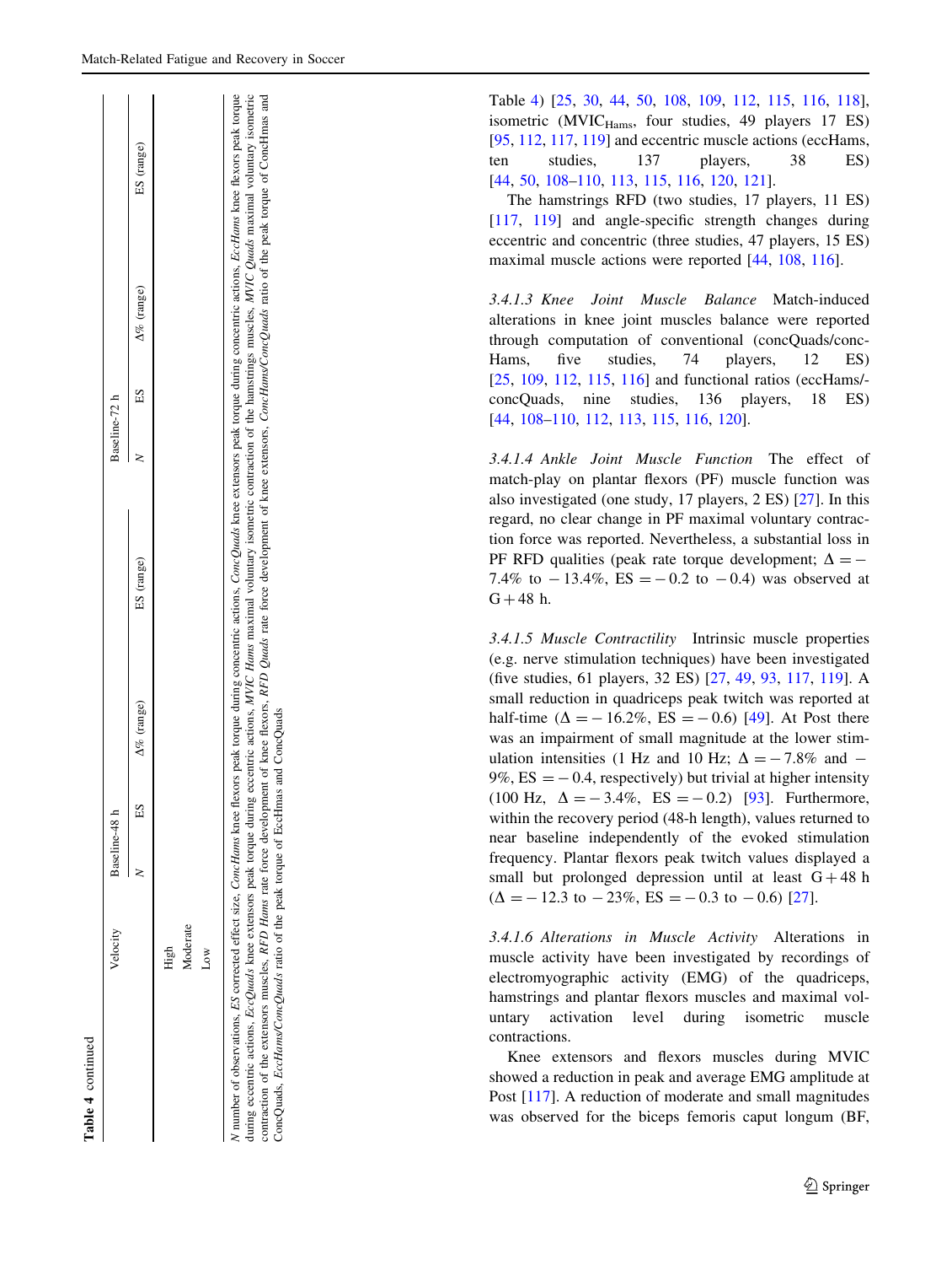**Table 4** continued

| | Velocity | Baseline-48 h | | | Baseline-72 h | | |
|---|---|---|---|---|---|---|---|
| | | N | ES | Δ% (range) | ES (range) | N | ES | Δ% (range) | ES (range) |
| | High | | | | | | | | |
| | Moderate | | | | | | | | |
| | Low | | | | | | | | |

*N* number of observations, *ES* corrected effect size, *ConcHams* knee flexors peak torque during concentric actions, *ConcQuads* knee extensors peak torque during concentric actions, *EccHams* knee flexors peak torque during eccentric actions, *EccQuads* knee extensors peak torque during eccentric actions, *MVIC Hams* maximal voluntary isometric contraction of the hamstrings muscles, *MVIC Quads* maximal voluntary isometric contraction of the extensors muscles, *RFD Hams* rate force development of knee flexors, *RFD Quads* rate force development of knee extensors, *ConcHams/ConcQuads* ratio of the peak torque of ConcHmas and ConcQuads, *EccHams/ConcQuads* ratio of the peak torque of EccHmas and ConcQuads

Table 4) [25, 30, 44, 50, 108, 109, 112, 115, 116, 118], isometric ($MVIC_{Hams}$, four studies, 49 players 17 ES) [95, 112, 117, 119] and eccentric muscle actions (eccHams, ten studies, 137 players, 38 ES) [44, 50, 108–110, 113, 115, 116, 120, 121].

The hamstrings RFD (two studies, 17 players, 11 ES) [117, 119] and angle-specific strength changes during eccentric and concentric (three studies, 47 players, 15 ES) maximal muscle actions were reported [44, 108, 116].

*3.4.1.3 Knee Joint Muscle Balance* Match-induced alterations in knee joint muscles balance were reported through computation of conventional (concQuads/concHams, five studies, 74 players, 12 ES) [25, 109, 112, 115, 116] and functional ratios (eccHams/concQuads, nine studies, 136 players, 18 ES) [44, 108–110, 112, 113, 115, 116, 120].

*3.4.1.4 Ankle Joint Muscle Function* The effect of match-play on plantar flexors (PF) muscle function was also investigated (one study, 17 players, 2 ES) [27]. In this regard, no clear change in PF maximal voluntary contraction force was reported. Nevertheless, a substantial loss in PF RFD qualities (peak rate torque development; $\Delta = -7.4\%$ to $-13.4\%$, ES $= -0.2$ to $-0.4$) was observed at G + 48 h.

*3.4.1.5 Muscle Contractility* Intrinsic muscle properties (e.g. nerve stimulation techniques) have been investigated (five studies, 61 players, 32 ES) [27, 49, 93, 117, 119]. A small reduction in quadriceps peak twitch was reported at half-time ($\Delta = -16.2\%$, ES $= -0.6$) [49]. At Post there was an impairment of small magnitude at the lower stimulation intensities (1 Hz and 10 Hz; $\Delta = -7.8\%$ and $-9\%$, ES $= -0.4$, respectively) but trivial at higher intensity (100 Hz, $\Delta = -3.4\%$, ES $= -0.2$) [93]. Furthermore, within the recovery period (48-h length), values returned to near baseline independently of the evoked stimulation frequency. Plantar flexors peak twitch values displayed a small but prolonged depression until at least G + 48 h ($\Delta = -12.3$ to $-23\%$, ES $= -0.3$ to $-0.6$) [27].

*3.4.1.6 Alterations in Muscle Activity* Alterations in muscle activity have been investigated by recordings of electromyographic activity (EMG) of the quadriceps, hamstrings and plantar flexors muscles and maximal voluntary activation level during isometric muscle contractions.

Knee extensors and flexors muscles during MVIC showed a reduction in peak and average EMG amplitude at Post [117]. A reduction of moderate and small magnitudes was observed for the biceps femoris caput longum (BF,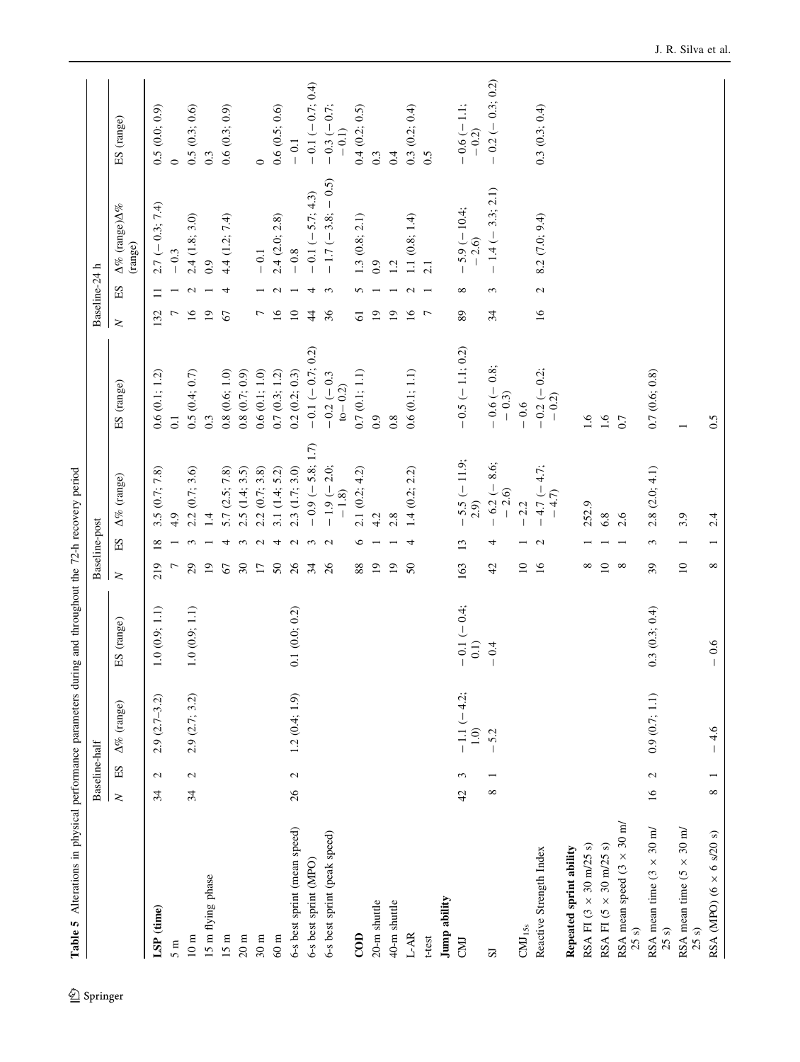**Table 5** Alterations in physical performance parameters during and throughout the 72-h recovery period

| | Baseline-half | | | | Baseline-post | | | | Baseline-24 h | | | |
|---|---|---|---|---|---|---|---|---|---|---|---|---|
| | N | ES | Δ% (range) | ES (range) | N | ES | Δ% (range) | ES (range) | N | ES | Δ% (range)Δ% (range) | ES (range) |
| **LSP (time)** | 34 | 2 | 2.9 (2.7–3.2) | 1.0 (0.9; 1.1) | 219 | 18 | 3.5 (0.7; 7.8) | 0.6 (0.1; 1.2) | 132 | 11 | 2.7 (− 0.3; 7.4) | 0.5 (0.0; 0.9) |
| 5 m | | | | | 7 | 1 | 4.9 | 0.1 | 7 | 1 | − 0.3 | 0 |
| 10 m | 34 | 2 | 2.9 (2.7; 3.2) | 1.0 (0.9; 1.1) | 29 | 3 | 2.2 (0.7; 3.6) | 0.5 (0.4; 0.7) | 16 | 2 | 2.4 (1.8; 3.0) | 0.5 (0.3; 0.6) |
| 15 m flying phase | | | | | 19 | 1 | 1.4 | 0.3 | 19 | 1 | 0.9 | 0.3 |
| 15 m | | | | | 67 | 4 | 5.7 (2.5; 7.8) | 0.8 (0.6; 1.0) | 67 | 4 | 4.4 (1.2; 7.4) | 0.6 (0.3; 0.9) |
| 20 m | | | | | 30 | 3 | 2.5 (1.4; 3.5) | 0.8 (0.7; 0.9) | | | | |
| 30 m | | | | | 17 | 2 | 2.2 (0.7; 3.8) | 0.6 (0.1; 1.0) | 7 | 1 | − 0.1 | 0 |
| 60 m | | | | | 50 | 4 | 3.1 (1.4; 5.2) | 0.7 (0.3; 1.2) | 16 | 2 | 2.4 (2.0; 2.8) | 0.6 (0.5; 0.6) |
| 6-s best sprint (mean speed) | 26 | 2 | 1.2 (0.4; 1.9) | 0.1 (0.0; 0.2) | 26 | 2 | 2.3 (1.7; 3.0) | 0.2 (0.2; 0.3) | 10 | 1 | − 0.8 | − 0.1 |
| 6-s best sprint (MPO) | | | | | 34 | 3 | − 0.9 (− 5.8; 1.7) | − 0.1 (− 0.7; 0.2) | 44 | 4 | − 0.1 (− 5.7; 4.3) | − 0.1 (− 0.7; 0.4) |
| 6-s best sprint (peak speed) | | | | | 26 | 2 | − 1.9 (− 2.0; − 1.8) | − 0.2 (− 0.3 to − 0.2) | 36 | 3 | − 1.7 (− 3.8; − 0.5) | − 0.3 (− 0.7; − 0.1) |
| **COD** | | | | | 88 | 6 | 2.1 (0.2; 4.2) | 0.7 (0.1; 1.1) | 61 | 5 | 1.3 (0.8; 2.1) | 0.4 (0.2; 0.5) |
| 20-m shuttle | | | | | 19 | 1 | 4.2 | 0.9 | 19 | 1 | 0.9 | 0.3 |
| 40-m shuttle | | | | | 19 | 1 | 2.8 | 0.8 | 19 | 1 | 1.2 | 0.4 |
| L-AR | | | | | 50 | 4 | 1.4 (0.2; 2.2) | 0.6 (0.1; 1.1) | 16 | 2 | 1.1 (0.8; 1.4) | 0.3 (0.2; 0.4) |
| t-test | | | | | | | | | 7 | 1 | 2.1 | 0.5 |
| **Jump ability** | | | | | | | | | | | | |
| CMJ | 42 | 3 | − 1.1 (− 4.2; 1.0) | − 0.1 (− 0.4; 0.1) | 163 | 13 | − 5.5 (− 11.9; 2.9) | − 0.5 (− 1.1; 0.2) | 89 | 8 | − 5.9 (− 10.4; − 2.6) | − 0.6 (− 1.1; − 0.2) |
| SJ | 8 | 1 | − 5.2 | − 0.4 | 42 | 4 | − 6.2 (− 8.6; − 2.6) | − 0.6 (− 0.8; − 0.3) | 34 | 3 | − 1.4 (− 3.3; 2.1) | − 0.2 (− 0.3; 0.2) |
| $CMJ_{15s}$ | | | | | 10 | 1 | − 2.2 | − 0.6 | | | | |
| Reactive Strength Index | | | | | 16 | 2 | − 4.7 (− 4.7; − 4.7) | − 0.2 (− 0.2; − 0.2) | 16 | 2 | 8.2 (7.0; 9.4) | 0.3 (0.3; 0.4) |
| **Repeated sprint ability** | | | | | | | | | | | | |
| RSA FI (3 × 30 m/25 s) | | | | | 8 | 1 | 252.9 | 1.6 | | | | |
| RSA FI (5 × 30 m/25 s) | | | | | 10 | 1 | 6.8 | 1.6 | | | | |
| RSA mean speed (3 × 30 m/25 s) | | | | | 8 | 1 | 2.6 | 0.7 | | | | |
| RSA mean time (3 × 30 m/25 s) | 16 | 2 | 0.9 (0.7; 1.1) | 0.3 (0.3; 0.4) | 39 | 3 | 2.8 (2.0; 4.1) | 0.7 (0.6; 0.8) | | | | |
| RSA mean time (5 × 30 m/25 s) | | | | | 10 | 1 | 3.9 | 1 | | | | |
| RSA (MPO) (6 × 6 s/20 s) | 8 | 1 | − 4.6 | − 0.6 | 8 | 1 | 2.4 | 0.5 | | | | |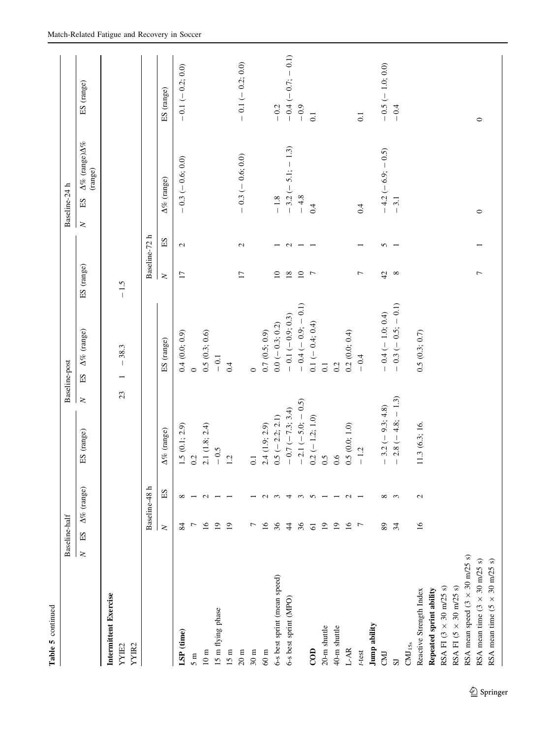**Table 5** continued

| | Baseline-half | | | | Baseline-post | | | | Baseline-24 h | | | |
|---|---|---|---|---|---|---|---|---|---|---|---|---|
| | *N* | ES | Δ% (range) | ES (range) | *N* | ES | Δ% (range) | ES (range) | *N* | ES | Δ% (range) | ES (range) |
| **Intermittent Exercise** | | | | | | | | | | | | |
| YYIE2 | | | | | | | | | | | | |
| YYIR2 | | | | | 23 | 1 | − 38.3 | − 1.5 | | | | |

| | Baseline-48 h | | | | Baseline-72 h | | | |
|---|---|---|---|---|---|---|---|---|
| | *N* | ES | Δ% (range) | ES (range) | *N* | ES | Δ% (range) | ES (range) |
| **LSP (time)** | 84 | 8 | 1.5 (0.1; 2.9) | 0.4 (0.0; 0.9) | 17 | 2 | − 0.3 (− 0.6; 0.0) | − 0.1 (− 0.2; 0.0) |
| 5 m | 7 | 1 | 0.2 | 0 | | | | |
| 10 m | 16 | 2 | 2.1 (1.8; 2.4) | 0.5 (0.3; 0.6) | | | | |
| 15 m flying phase | 19 | 1 | − 0.5 | − 0.1 | | | | |
| 15 m | 19 | 1 | 1.2 | 0.4 | | | | |
| 20 m | | | | | 17 | 2 | − 0.3 (− 0.6; 0.0) | − 0.1 (− 0.2; 0.0) |
| 30 m | 7 | 1 | 0.1 | 0 | | | | |
| 60 m | 16 | 2 | 2.4 (1.9; 2.9) | 0.7 (0.5; 0.9) | | | | |
| 6-s best sprint (mean speed) | 36 | 3 | 0.5 (− 2.2; 2.1) | 0.0 (− 0.3; 0.2) | 10 | 1 | − 1.8 | − 0.2 |
| 6-s best sprint (MPO) | 44 | 4 | − 0.7 (− 7.3; 3.4) | − 0.1 (− 0.9; 0.3) | 18 | 2 | − 3.2 (− 5.1; − 1.3) | − 0.4 (− 0.7; − 0.1) |
| **COD** | 36 | 3 | − 2.1 (− 5.0; − 0.5) | − 0.4 (− 0.9; − 0.1) | 10 | 1 | − 4.8 | − 0.9 |
| 20-m shuttle | 61 | 5 | 0.2 (− 1.2; 1.0) | 0.1 (− 0.4; 0.4) | 7 | 1 | 0.4 | 0.1 |
| 40-m shuttle | 19 | 1 | 0.5 | 0.1 | | | | |
| L-AR | 19 | 1 | 0.6 | 0.2 | | | | |
| *t*-test | 16 | 2 | 0.5 (0.0; 1.0) | 0.2 (0.0; 0.4) | | | | |
| **Jump ability** | 7 | 1 | − 1.2 | − 0.4 | 7 | 1 | 0.4 | 0.1 |
| CMJ | 89 | 8 | − 3.2 (− 9.3; 4.8) | − 0.4 (− 1.0; 0.4) | 42 | 5 | − 4.2 (− 6.9; − 0.5) | − 0.5 (− 1.0; 0.0) |
| SJ | 34 | 3 | − 2.8 (− 4.8; − 1.3) | − 0.3 (− 0.5; − 0.1) | 8 | 1 | − 3.1 | − 0.4 |
| $CMJ_{15s}$ | | | | | | | | |
| Reactive Strength Index | 16 | 2 | 11.3 (6.3; 16. | 0.5 (0.3; 0.7) | | | | |
| **Repeated sprint ability** | | | | | | | | |
| RSA FI (3 × 30 m/25 s) | | | | | | | | |
| RSA FI (5 × 30 m/25 s) | | | | | | | | |
| RSA mean speed (3 × 30 m/25 s) | | | | | | | | |
| RSA mean time (3 × 30 m/25 s) | | | | | 7 | 1 | 0 | 0 |
| RSA mean time (5 × 30 m/25 s) | | | | | | | | |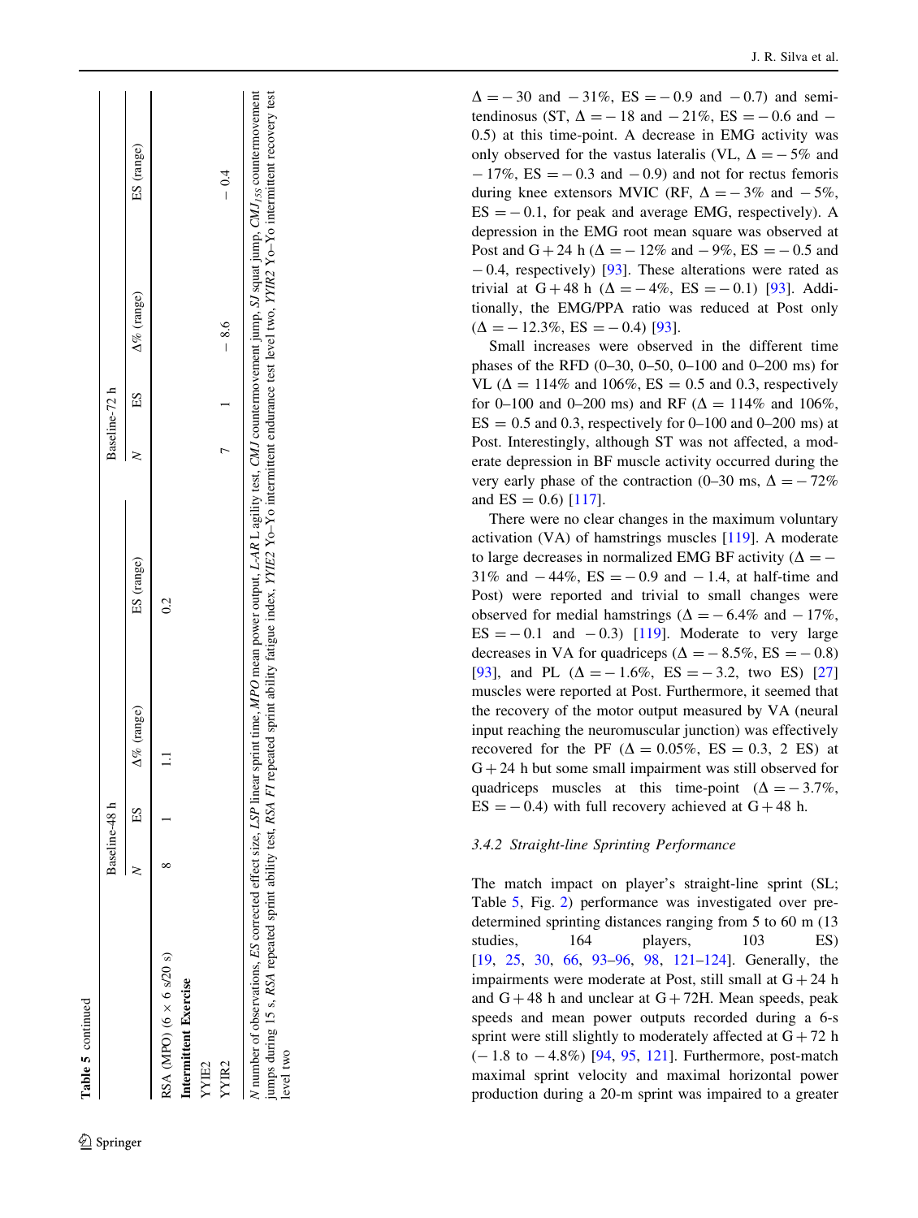**Table 5** continued

| | Baseline-48 h | | | | Baseline-72 h | | | |
|---|---|---|---|---|---|---|---|---|
| | *N* | ES | Δ% (range) | ES (range) | *N* | ES | Δ% (range) | ES (range) |
| RSA (MPO) (6 × 6 s/20 s) | 8 | 1 | 1.1 | 0.2 | | | | |
| **Intermittent Exercise** | | | | | | | | |
| YYIE2 | | | | | | | | |
| YYIR2 | | | | | 7 | 1 | − 8.6 | − 0.4 |

*N* number of observations, *ES* corrected effect size, *LSP* linear sprint time, *MPO* mean power output, *L-AR* L agility test, *CMJ* countermovement jump, *SJ* squat jump, $CMJ_{15S}$ countermovement jumps during 15 s, *RSA* repeated sprint ability test, *RSA FI* repeated sprint ability fatigue index, *YYIE2* Yo–Yo intermittent endurance test level two, *YYIR2* Yo–Yo intermittent recovery test level two

Δ = − 30 and − 31%, ES = − 0.9 and − 0.7) and semitendinosus (ST, Δ = − 18 and − 21%, ES = − 0.6 and − 0.5) at this time-point. A decrease in EMG activity was only observed for the vastus lateralis (VL, Δ = − 5% and − 17%, ES = − 0.3 and − 0.9) and not for rectus femoris during knee extensors MVIC (RF, Δ = − 3% and − 5%, ES = − 0.1, for peak and average EMG, respectively). A depression in the EMG root mean square was observed at Post and G + 24 h (Δ = − 12% and − 9%, ES = − 0.5 and − 0.4, respectively) [93]. These alterations were rated as trivial at G + 48 h (Δ = − 4%, ES = − 0.1) [93]. Additionally, the EMG/PPA ratio was reduced at Post only (Δ = − 12.3%, ES = − 0.4) [93].

Small increases were observed in the different time phases of the RFD (0–30, 0–50, 0–100 and 0–200 ms) for VL (Δ = 114% and 106%, ES = 0.5 and 0.3, respectively for 0–100 and 0–200 ms) and RF (Δ = 114% and 106%, ES = 0.5 and 0.3, respectively for 0–100 and 0–200 ms) at Post. Interestingly, although ST was not affected, a moderate depression in BF muscle activity occurred during the very early phase of the contraction (0–30 ms, Δ = − 72% and ES = 0.6) [117].

There were no clear changes in the maximum voluntary activation (VA) of hamstrings muscles [119]. A moderate to large decreases in normalized EMG BF activity (Δ = − 31% and − 44%, ES = − 0.9 and − 1.4, at half-time and Post) were reported and trivial to small changes were observed for medial hamstrings (Δ = − 6.4% and − 17%, ES = − 0.1 and − 0.3) [119]. Moderate to very large decreases in VA for quadriceps (Δ = − 8.5%, ES = − 0.8) [93], and PL (Δ = − 1.6%, ES = − 3.2, two ES) [27] muscles were reported at Post. Furthermore, it seemed that the recovery of the motor output measured by VA (neural input reaching the neuromuscular junction) was effectively recovered for the PF (Δ = 0.05%, ES = 0.3, 2 ES) at G + 24 h but some small impairment was still observed for quadriceps muscles at this time-point (Δ = − 3.7%, ES = − 0.4) with full recovery achieved at G + 48 h.

### 3.4.2 Straight-line Sprinting Performance

The match impact on player's straight-line sprint (SL; Table 5, Fig. 2) performance was investigated over predetermined sprinting distances ranging from 5 to 60 m (13 studies, 164 players, 103 ES) [19, 25, 30, 66, 93–96, 98, 121–124]. Generally, the impairments were moderate at Post, still small at G + 24 h and G + 48 h and unclear at G + 72H. Mean speeds, peak speeds and mean power outputs recorded during a 6-s sprint were still slightly to moderately affected at G + 72 h (− 1.8 to − 4.8%) [94, 95, 121]. Furthermore, post-match maximal sprint velocity and maximal horizontal power production during a 20-m sprint was impaired to a greater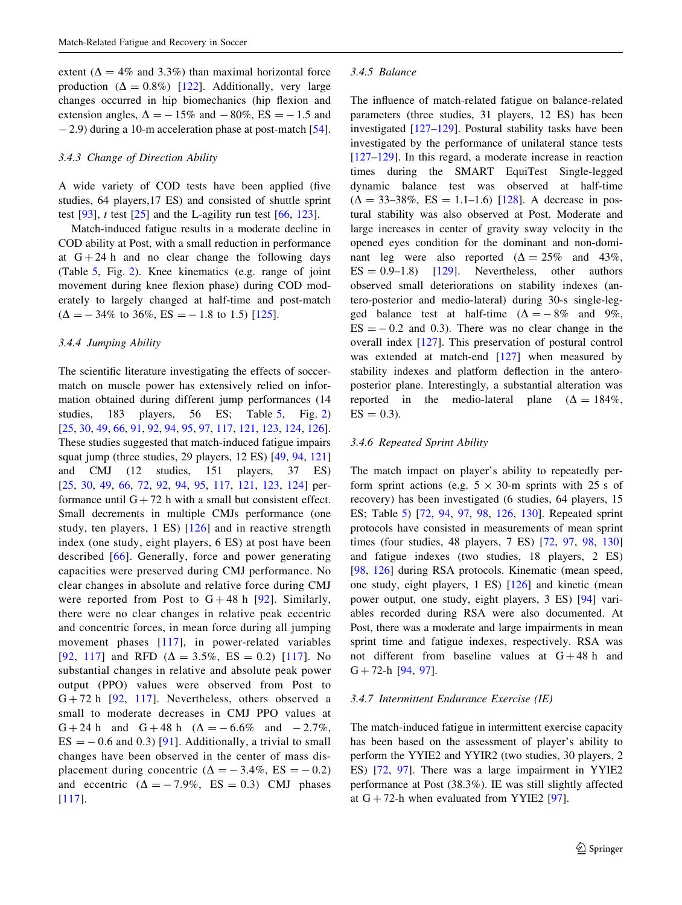extent ($\Delta = 4\%$ and 3.3%) than maximal horizontal force production ($\Delta = 0.8\%$) [122]. Additionally, very large changes occurred in hip biomechanics (hip flexion and extension angles, $\Delta = -15\%$ and $-80\%$, ES $= -1.5$ and $-2.9$) during a 10-m acceleration phase at post-match [54].

### 3.4.3 Change of Direction Ability

A wide variety of COD tests have been applied (five studies, 64 players,17 ES) and consisted of shuttle sprint test [93], *t* test [25] and the L-agility run test [66, 123].

Match-induced fatigue results in a moderate decline in COD ability at Post, with a small reduction in performance at G + 24 h and no clear change the following days (Table 5, Fig. 2). Knee kinematics (e.g. range of joint movement during knee flexion phase) during COD moderately to largely changed at half-time and post-match ($\Delta = -34\%$ to 36%, ES $= -1.8$ to 1.5) [125].

### 3.4.4 Jumping Ability

The scientific literature investigating the effects of soccer-match on muscle power has extensively relied on information obtained during different jump performances (14 studies, 183 players, 56 ES; Table 5, Fig. 2) [25, 30, 49, 66, 91, 92, 94, 95, 97, 117, 121, 123, 124, 126]. These studies suggested that match-induced fatigue impairs squat jump (three studies, 29 players, 12 ES) [49, 94, 121] and CMJ (12 studies, 151 players, 37 ES) [25, 30, 49, 66, 72, 92, 94, 95, 117, 121, 123, 124] performance until G + 72 h with a small but consistent effect. Small decrements in multiple CMJs performance (one study, ten players, 1 ES) [126] and in reactive strength index (one study, eight players, 6 ES) at post have been described [66]. Generally, force and power generating capacities were preserved during CMJ performance. No clear changes in absolute and relative force during CMJ were reported from Post to G + 48 h [92]. Similarly, there were no clear changes in relative peak eccentric and concentric forces, in mean force during all jumping movement phases [117], in power-related variables [92, 117] and RFD ($\Delta = 3.5\%$, ES $= 0.2$) [117]. No substantial changes in relative and absolute peak power output (PPO) values were observed from Post to G + 72 h [92, 117]. Nevertheless, others observed a small to moderate decreases in CMJ PPO values at G + 24 h and G + 48 h ($\Delta = -6.6\%$ and $-2.7\%$, ES $= -0.6$ and 0.3) [91]. Additionally, a trivial to small changes have been observed in the center of mass displacement during concentric ($\Delta = -3.4\%$, ES $= -0.2$) and eccentric ($\Delta = -7.9\%$, ES $= 0.3$) CMJ phases [117].

### 3.4.5 Balance

The influence of match-related fatigue on balance-related parameters (three studies, 31 players, 12 ES) has been investigated [127–129]. Postural stability tasks have been investigated by the performance of unilateral stance tests [127–129]. In this regard, a moderate increase in reaction times during the SMART EquiTest Single-legged dynamic balance test was observed at half-time ($\Delta = 33$–38%, ES $= 1.1$–1.6) [128]. A decrease in postural stability was also observed at Post. Moderate and large increases in center of gravity sway velocity in the opened eyes condition for the dominant and non-dominant leg were also reported ($\Delta = 25\%$ and 43%, ES $= 0.9$–1.8) [129]. Nevertheless, other authors observed small deteriorations on stability indexes (antero-posterior and medio-lateral) during 30-s single-legged balance test at half-time ($\Delta = -8\%$ and 9%, ES $= -0.2$ and 0.3). There was no clear change in the overall index [127]. This preservation of postural control was extended at match-end [127] when measured by stability indexes and platform deflection in the antero-posterior plane. Interestingly, a substantial alteration was reported in the medio-lateral plane ($\Delta = 184\%$, ES $= 0.3$).

### 3.4.6 Repeated Sprint Ability

The match impact on player's ability to repeatedly perform sprint actions (e.g. 5 × 30-m sprints with 25 s of recovery) has been investigated (6 studies, 64 players, 15 ES; Table 5) [72, 94, 97, 98, 126, 130]. Repeated sprint protocols have consisted in measurements of mean sprint times (four studies, 48 players, 7 ES) [72, 97, 98, 130] and fatigue indexes (two studies, 18 players, 2 ES) [98, 126] during RSA protocols. Kinematic (mean speed, one study, eight players, 1 ES) [126] and kinetic (mean power output, one study, eight players, 3 ES) [94] variables recorded during RSA were also documented. At Post, there was a moderate and large impairments in mean sprint time and fatigue indexes, respectively. RSA was not different from baseline values at G + 48 h and G + 72-h [94, 97].

### 3.4.7 Intermittent Endurance Exercise (IE)

The match-induced fatigue in intermittent exercise capacity has been based on the assessment of player's ability to perform the YYIE2 and YYIR2 (two studies, 30 players, 2 ES) [72, 97]. There was a large impairment in YYIE2 performance at Post (38.3%). IE was still slightly affected at G + 72-h when evaluated from YYIE2 [97].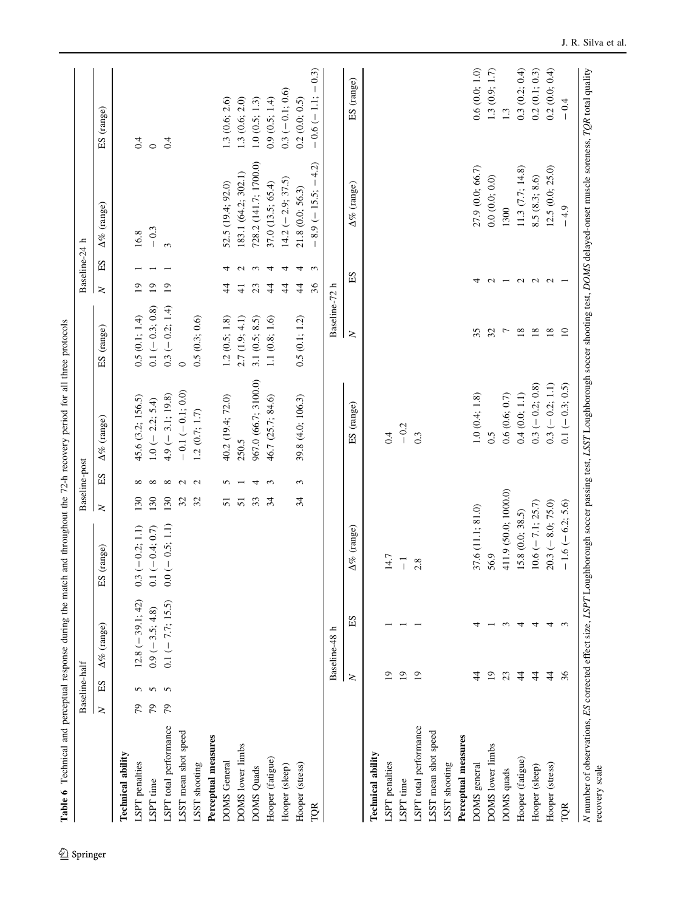**Table 6** Technical and perceptual response during the match and throughout the 72-h recovery period for all three protocols

| | Baseline-half | | | | Baseline-post | | | | Baseline-24 h | | | |
|---|---|---|---|---|---|---|---|---|---|---|---|---|
| | *N* | ES | Δ% (range) | ES (range) | *N* | ES | Δ% (range) | ES (range) | *N* | ES | Δ% (range) | ES (range) |
| **Technical ability** | | | | | | | | | | | | |
| LSPT penalties | 79 | 5 | 12.8 (− 39.1; 42) | 0.3 (− 0.2; 1.1) | 130 | 8 | 45.6 (3.2; 156.5) | 0.5 (0.1; 1.4) | 19 | 1 | 16.8 | 0.4 |
| LSPT time | 79 | 5 | 0.9 (− 3.5; 4.8) | 0.1 (− 0.4; 0.7) | 130 | 8 | 1.0 (− 2.2; 5.4) | 0.1 (− 0.3; 0.8) | 19 | 1 | − 0.3 | 0 |
| LSPT total performance | 79 | 5 | 0.1 (− 7.7; 15.5) | 0.0 (− 0.5; 1.1) | 130 | 8 | 4.9 (− 3.1; 19.8) | 0.3 (− 0.2; 1.4) | 19 | 1 | 3 | 0.4 |
| LSST mean shot speed | | | | | 32 | 2 | − 0.1 (− 0.1; 0.0) | 0 | | | | |
| LSST shooting | | | | | 32 | 2 | 1.2 (0.7; 1.7) | 0.5 (0.3; 0.6) | | | | |
| **Perceptual measures** | | | | | | | | | | | | |
| DOMS General | | | | | 51 | 5 | 40.2 (19.4; 72.0) | 1.2 (0.5; 1.8) | 44 | 4 | 52.5 (19.4; 92.0) | 1.3 (0.6; 2.6) |
| DOMS lower limbs | | | | | 51 | 1 | 250.5 | 2.7 (1.9; 4.1) | 41 | 2 | 183.1 (64.2; 302.1) | 1.3 (0.6; 2.0) |
| DOMS Quads | | | | | 33 | 4 | 967.0 (66.7; 3100.0) | 3.1 (0.5; 8.5) | 23 | 3 | 728.2 (141.7; 1700.0) | 1.0 (0.5; 1.3) |
| Hooper (fatigue) | | | | | 34 | 3 | 46.7 (25.7; 84.6) | 1.1 (0.8; 1.6) | 44 | 4 | 37.0 (13.5; 65.4) | 0.9 (0.5; 1.4) |
| Hooper (sleep) | | | | | | | | | 44 | 4 | 14.2 (− 2.9; 37.5) | 0.3 (− 0.1; 0.6) |
| Hooper (stress) | | | | | 34 | 3 | 39.8 (4.0; 106.3) | 0.5 (0.1; 1.2) | 44 | 4 | 21.8 (0.0; 56.3) | 0.2 (0.0; 0.5) |
| TQR | | | | | | | | | 36 | 3 | − 8.9 (− 15.5; − 4.2) | − 0.6 (− 1.1; − 0.3) |

| | Baseline-48 h | | | | Baseline-72 h | | | |
|---|---|---|---|---|---|---|---|---|
| | *N* | ES | Δ% (range) | ES (range) | *N* | ES | Δ% (range) | ES (range) |
| **Technical ability** | | | | | | | | |
| LSPT penalties | 19 | 1 | 14.7 | 0.4 | | | | |
| LSPT time | 19 | 1 | − 1 | − 0.2 | | | | |
| LSPT total performance | 19 | 1 | 2.8 | 0.3 | | | | |
| LSST mean shot speed | | | | | | | | |
| LSST shooting | | | | | | | | |
| **Perceptual measures** | | | | | | | | |
| DOMS general | 44 | 4 | 37.6 (11.1; 81.0) | 1.0 (0.4; 1.8) | 35 | 4 | 27.9 (0.0; 66.7) | 0.6 (0.0; 1.0) |
| DOMS lower limbs | 19 | 1 | 56.9 | 0.5 | 32 | 2 | 0.0 (0.0; 0.0) | 1.3 (0.9; 1.7) |
| DOMS quads | 23 | 3 | 411.9 (50.0; 1000.0) | 0.6 (0.6; 0.7) | 7 | 1 | 1300 | 1.3 |
| Hooper (fatigue) | 44 | 4 | 15.8 (0.0; 38.5) | 0.4 (0.0; 1.1) | 18 | 2 | 11.3 (7.7; 14.8) | 0.3 (0.2; 0.4) |
| Hooper (sleep) | 44 | 4 | 10.6 (− 7.1; 25.7) | 0.3 (− 0.2; 0.8) | 18 | 2 | 8.5 (8.3; 8.6) | 0.2 (0.1; 0.3) |
| Hooper (stress) | 44 | 4 | 20.3 (− 8.0; 75.0) | 0.3 (− 0.2; 1.1) | 18 | 2 | 12.5 (0.0; 25.0) | 0.2 (0.0; 0.4) |
| TQR | 36 | 3 | − 1.6 (− 6.2; 5.6) | 0.1 (− 0.3; 0.5) | 10 | 1 | − 4.9 | − 0.4 |

*N* number of observations, *ES* corrected effect size, *LSPT* Loughborough soccer passing test, *LSST* Loughborough soccer shooting test, *DOMS* delayed-onset muscle soreness, *TQR* total quality recovery scale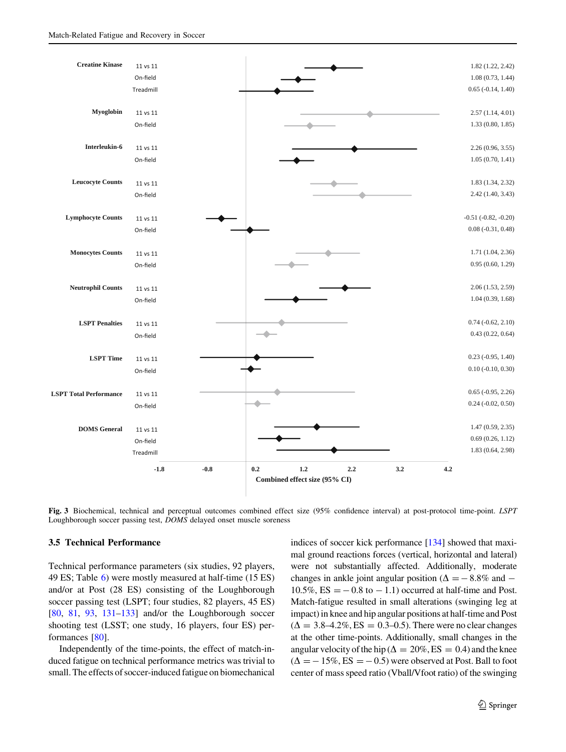| Outcome | Comparison | Effect size (95% CI) |
|---|---|---|
| **Creatine Kinase** | 11 vs 11 | 1.82 (1.22, 2.42) |
| | On-field | 1.08 (0.73, 1.44) |
| | Treadmill | 0.65 (-0.14, 1.40) |
| **Myoglobin** | 11 vs 11 | 2.57 (1.14, 4.01) |
| | On-field | 1.33 (0.80, 1.85) |
| **Interleukin-6** | 11 vs 11 | 2.26 (0.96, 3.55) |
| | On-field | 1.05 (0.70, 1.41) |
| **Leucocyte Counts** | 11 vs 11 | 1.83 (1.34, 2.32) |
| | On-field | 2.42 (1.40, 3.43) |
| **Lymphocyte Counts** | 11 vs 11 | -0.51 (-0.82, -0.20) |
| | On-field | 0.08 (-0.31, 0.48) |
| **Monocytes Counts** | 11 vs 11 | 1.71 (1.04, 2.36) |
| | On-field | 0.95 (0.60, 1.29) |
| **Neutrophil Counts** | 11 vs 11 | 2.06 (1.53, 2.59) |
| | On-field | 1.04 (0.39, 1.68) |
| **LSPT Penalties** | 11 vs 11 | 0.74 (-0.62, 2.10) |
| | On-field | 0.43 (0.22, 0.64) |
| **LSPT Time** | 11 vs 11 | 0.23 (-0.95, 1.40) |
| | On-field | 0.10 (-0.10, 0.30) |
| **LSPT Total Performance** | 11 vs 11 | 0.65 (-0.95, 2.26) |
| | On-field | 0.24 (-0.02, 0.50) |
| **DOMS General** | 11 vs 11 | 1.47 (0.59, 2.35) |
| | On-field | 0.69 (0.26, 1.12) |
| | Treadmill | 1.83 (0.64, 2.98) |

Combined effect size (95% CI)

**Fig. 3** Biochemical, technical and perceptual outcomes combined effect size (95% confidence interval) at post-protocol time-point. *LSPT* Loughborough soccer passing test, *DOMS* delayed onset muscle soreness

### 3.5 Technical Performance

Technical performance parameters (six studies, 92 players, 49 ES; Table 6) were mostly measured at half-time (15 ES) and/or at Post (28 ES) consisting of the Loughborough soccer passing test (LSPT; four studies, 82 players, 45 ES) [80, 81, 93, 131–133] and/or the Loughborough soccer shooting test (LSST; one study, 16 players, four ES) performances [80].

Independently of the time-points, the effect of match-induced fatigue on technical performance metrics was trivial to small. The effects of soccer-induced fatigue on biomechanical indices of soccer kick performance [134] showed that maximal ground reactions forces (vertical, horizontal and lateral) were not substantially affected. Additionally, moderate changes in ankle joint angular position ($\Delta = -8.8\%$ and $-10.5\%$, ES $= -0.8$ to $-1.1$) occurred at half-time and Post. Match-fatigue resulted in small alterations (swinging leg at impact) in knee and hip angular positions at half-time and Post ($\Delta = 3.8$–$4.2\%$, ES $= 0.3$–$0.5$). There were no clear changes at the other time-points. Additionally, small changes in the angular velocity of the hip ($\Delta = 20\%$, ES $= 0.4$) and the knee ($\Delta = -15\%$, ES $= -0.5$) were observed at Post. Ball to foot center of mass speed ratio (Vball/Vfoot ratio) of the swinging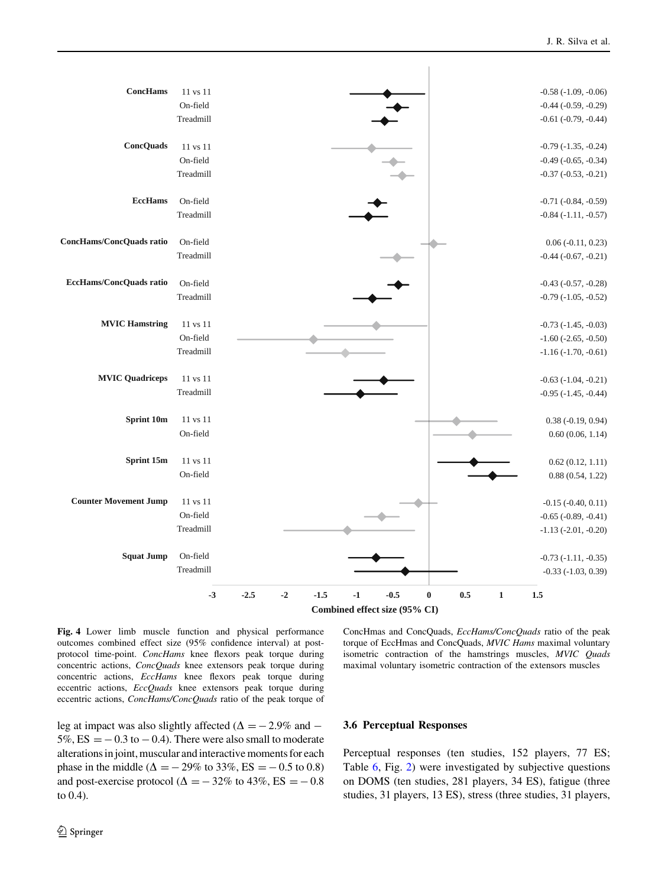| Outcome | Protocol | Combined effect size (95% CI) |
|---|---|---|
| ConcHams | 11 vs 11 | -0.58 (-1.09, -0.06) |
| | On-field | -0.44 (-0.59, -0.29) |
| | Treadmill | -0.61 (-0.79, -0.44) |
| ConcQuads | 11 vs 11 | -0.79 (-1.35, -0.24) |
| | On-field | -0.49 (-0.65, -0.34) |
| | Treadmill | -0.37 (-0.53, -0.21) |
| EccHams | On-field | -0.71 (-0.84, -0.59) |
| | Treadmill | -0.84 (-1.11, -0.57) |
| ConcHams/ConcQuads ratio | On-field | 0.06 (-0.11, 0.23) |
| | Treadmill | -0.44 (-0.67, -0.21) |
| EccHams/ConcQuads ratio | On-field | -0.43 (-0.57, -0.28) |
| | Treadmill | -0.79 (-1.05, -0.52) |
| MVIC Hamstring | 11 vs 11 | -0.73 (-1.45, -0.03) |
| | On-field | -1.60 (-2.65, -0.50) |
| | Treadmill | -1.16 (-1.70, -0.61) |
| MVIC Quadriceps | 11 vs 11 | -0.63 (-1.04, -0.21) |
| | Treadmill | -0.95 (-1.45, -0.44) |
| Sprint 10m | 11 vs 11 | 0.38 (-0.19, 0.94) |
| | On-field | 0.60 (0.06, 1.14) |
| Sprint 15m | 11 vs 11 | 0.62 (0.12, 1.11) |
| | On-field | 0.88 (0.54, 1.22) |
| Counter Movement Jump | 11 vs 11 | -0.15 (-0.40, 0.11) |
| | On-field | -0.65 (-0.89, -0.41) |
| | Treadmill | -1.13 (-2.01, -0.20) |
| Squat Jump | On-field | -0.73 (-1.11, -0.35) |
| | Treadmill | -0.33 (-1.03, 0.39) |

Combined effect size (95% CI)

**Fig. 4** Lower limb muscle function and physical performance outcomes combined effect size (95% confidence interval) at post-protocol time-point. *ConcHams* knee flexors peak torque during concentric actions, *ConcQuads* knee extensors peak torque during concentric actions, *EccHams* knee flexors peak torque during eccentric actions, *EccQuads* knee extensors peak torque during eccentric actions, *ConcHams/ConcQuads* ratio of the peak torque of ConcHmas and ConcQuads, *EccHams/ConcQuads* ratio of the peak torque of EccHmas and ConcQuads, *MVIC Hams* maximal voluntary isometric contraction of the hamstrings muscles, *MVIC Quads* maximal voluntary isometric contraction of the extensors muscles

leg at impact was also slightly affected ($\Delta = -2.9\%$ and $-5\%$, ES $= -0.3$ to $-0.4$). There were also small to moderate alterations in joint, muscular and interactive moments for each phase in the middle ($\Delta = -29\%$ to 33%, ES $= -0.5$ to 0.8) and post-exercise protocol ($\Delta = -32\%$ to 43%, ES $= -0.8$ to 0.4).

### 3.6 Perceptual Responses

Perceptual responses (ten studies, 152 players, 77 ES; Table 6, Fig. 2) were investigated by subjective questions on DOMS (ten studies, 281 players, 34 ES), fatigue (three studies, 31 players, 13 ES), stress (three studies, 31 players,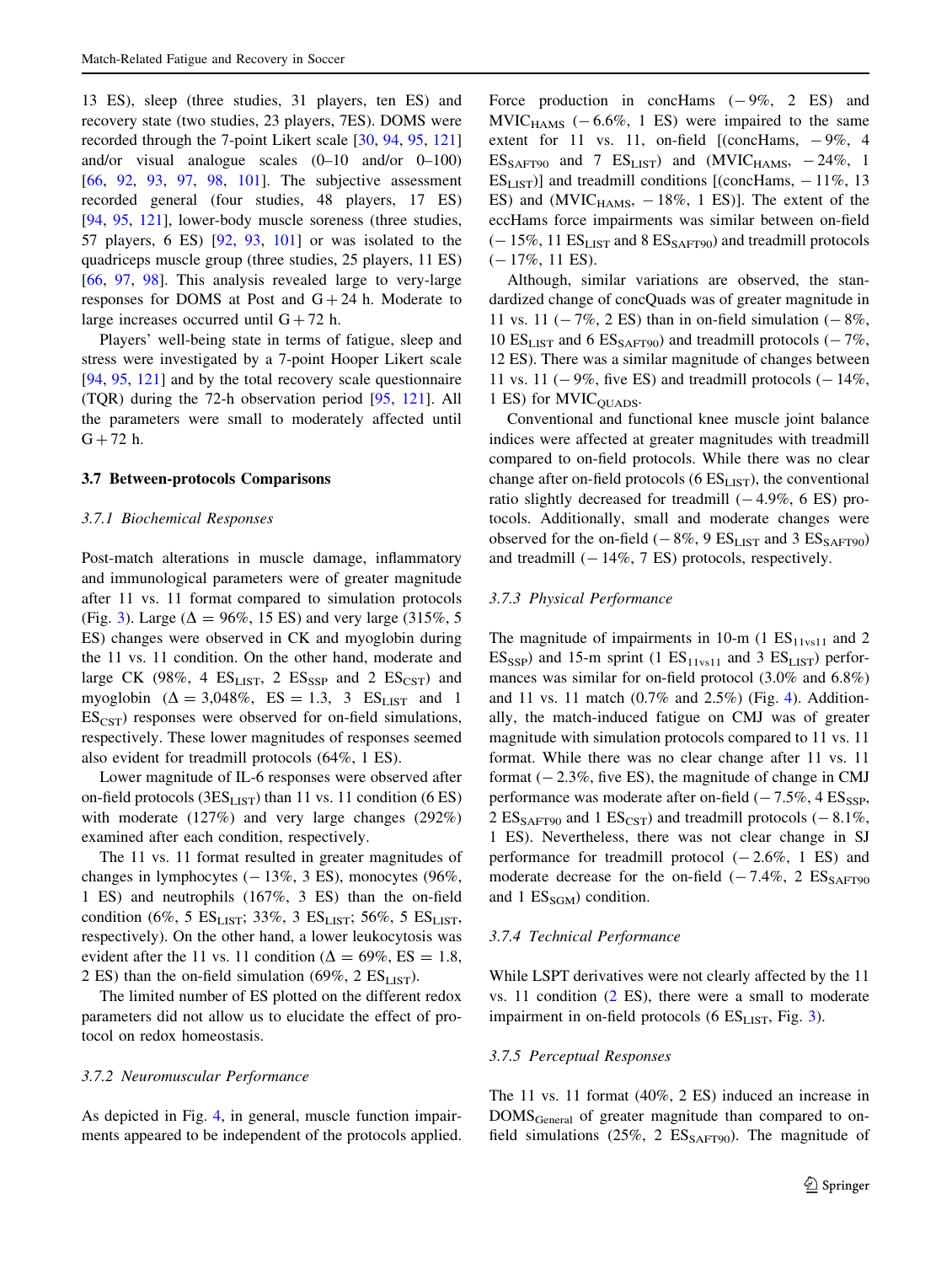13 ES), sleep (three studies, 31 players, ten ES) and recovery state (two studies, 23 players, 7ES). DOMS were recorded through the 7-point Likert scale [30, 94, 95, 121] and/or visual analogue scales (0–10 and/or 0–100) [66, 92, 93, 97, 98, 101]. The subjective assessment recorded general (four studies, 48 players, 17 ES) [94, 95, 121], lower-body muscle soreness (three studies, 57 players, 6 ES) [92, 93, 101] or was isolated to the quadriceps muscle group (three studies, 25 players, 11 ES) [66, 97, 98]. This analysis revealed large to very-large responses for DOMS at Post and G + 24 h. Moderate to large increases occurred until G + 72 h.

Players' well-being state in terms of fatigue, sleep and stress were investigated by a 7-point Hooper Likert scale [94, 95, 121] and by the total recovery scale questionnaire (TQR) during the 72-h observation period [95, 121]. All the parameters were small to moderately affected until G + 72 h.

### 3.7 Between-protocols Comparisons

#### 3.7.1 Biochemical Responses

Post-match alterations in muscle damage, inflammatory and immunological parameters were of greater magnitude after 11 vs. 11 format compared to simulation protocols (Fig. 3). Large ($\Delta = 96\%$, 15 ES) and very large (315%, 5 ES) changes were observed in CK and myoglobin during the 11 vs. 11 condition. On the other hand, moderate and large CK (98%, 4 $ES_{LIST}$, 2 $ES_{SSP}$ and 2 $ES_{CST}$) and myoglobin ($\Delta = 3{,}048\%$, ES = 1.3, 3 $ES_{LIST}$ and 1 $ES_{CST}$) responses were observed for on-field simulations, respectively. These lower magnitudes of responses seemed also evident for treadmill protocols (64%, 1 ES).

Lower magnitude of IL-6 responses were observed after on-field protocols (3$ES_{LIST}$) than 11 vs. 11 condition (6 ES) with moderate (127%) and very large changes (292%) examined after each condition, respectively.

The 11 vs. 11 format resulted in greater magnitudes of changes in lymphocytes (− 13%, 3 ES), monocytes (96%, 1 ES) and neutrophils (167%, 3 ES) than the on-field condition (6%, 5 $ES_{LIST}$; 33%, 3 $ES_{LIST}$; 56%, 5 $ES_{LIST}$, respectively). On the other hand, a lower leukocytosis was evident after the 11 vs. 11 condition ($\Delta = 69\%$, ES = 1.8, 2 ES) than the on-field simulation (69%, 2 $ES_{LIST}$).

The limited number of ES plotted on the different redox parameters did not allow us to elucidate the effect of protocol on redox homeostasis.

#### 3.7.2 Neuromuscular Performance

As depicted in Fig. 4, in general, muscle function impairments appeared to be independent of the protocols applied. Force production in concHams (− 9%, 2 ES) and $MVIC_{HAMS}$ (− 6.6%, 1 ES) were impaired to the same extent for 11 vs. 11, on-field [(concHams, − 9%, 4 $ES_{SAFT90}$ and 7 $ES_{LIST}$) and ($MVIC_{HAMS}$, − 24%, 1 $ES_{LIST}$)] and treadmill conditions [(concHams, − 11%, 13 ES) and ($MVIC_{HAMS}$, − 18%, 1 ES)]. The extent of the eccHams force impairments was similar between on-field (− 15%, 11 $ES_{LIST}$ and 8 $ES_{SAFT90}$) and treadmill protocols (− 17%, 11 ES).

Although, similar variations are observed, the standardized change of concQuads was of greater magnitude in 11 vs. 11 (− 7%, 2 ES) than in on-field simulation (− 8%, 10 $ES_{LIST}$ and 6 $ES_{SAFT90}$) and treadmill protocols (− 7%, 12 ES). There was a similar magnitude of changes between 11 vs. 11 (− 9%, five ES) and treadmill protocols (− 14%, 1 ES) for $MVIC_{QUADS}$.

Conventional and functional knee muscle joint balance indices were affected at greater magnitudes with treadmill compared to on-field protocols. While there was no clear change after on-field protocols (6 $ES_{LIST}$), the conventional ratio slightly decreased for treadmill (− 4.9%, 6 ES) protocols. Additionally, small and moderate changes were observed for the on-field (− 8%, 9 $ES_{LIST}$ and 3 $ES_{SAFT90}$) and treadmill (− 14%, 7 ES) protocols, respectively.

#### 3.7.3 Physical Performance

The magnitude of impairments in 10-m (1 $ES_{11vs11}$ and 2 $ES_{SSP}$) and 15-m sprint (1 $ES_{11vs11}$ and 3 $ES_{LIST}$) performances was similar for on-field protocol (3.0% and 6.8%) and 11 vs. 11 match (0.7% and 2.5%) (Fig. 4). Additionally, the match-induced fatigue on CMJ was of greater magnitude with simulation protocols compared to 11 vs. 11 format. While there was no clear change after 11 vs. 11 format (− 2.3%, five ES), the magnitude of change in CMJ performance was moderate after on-field (− 7.5%, 4 $ES_{SSP}$, 2 $ES_{SAFT90}$ and 1 $ES_{CST}$) and treadmill protocols (− 8.1%, 1 ES). Nevertheless, there was not clear change in SJ performance for treadmill protocol (− 2.6%, 1 ES) and moderate decrease for the on-field (− 7.4%, 2 $ES_{SAFT90}$ and 1 $ES_{SGM}$) condition.

#### 3.7.4 Technical Performance

While LSPT derivatives were not clearly affected by the 11 vs. 11 condition (2 ES), there were a small to moderate impairment in on-field protocols (6 $ES_{LIST}$, Fig. 3).

#### 3.7.5 Perceptual Responses

The 11 vs. 11 format (40%, 2 ES) induced an increase in $DOMS_{General}$ of greater magnitude than compared to on-field simulations (25%, 2 $ES_{SAFT90}$). The magnitude of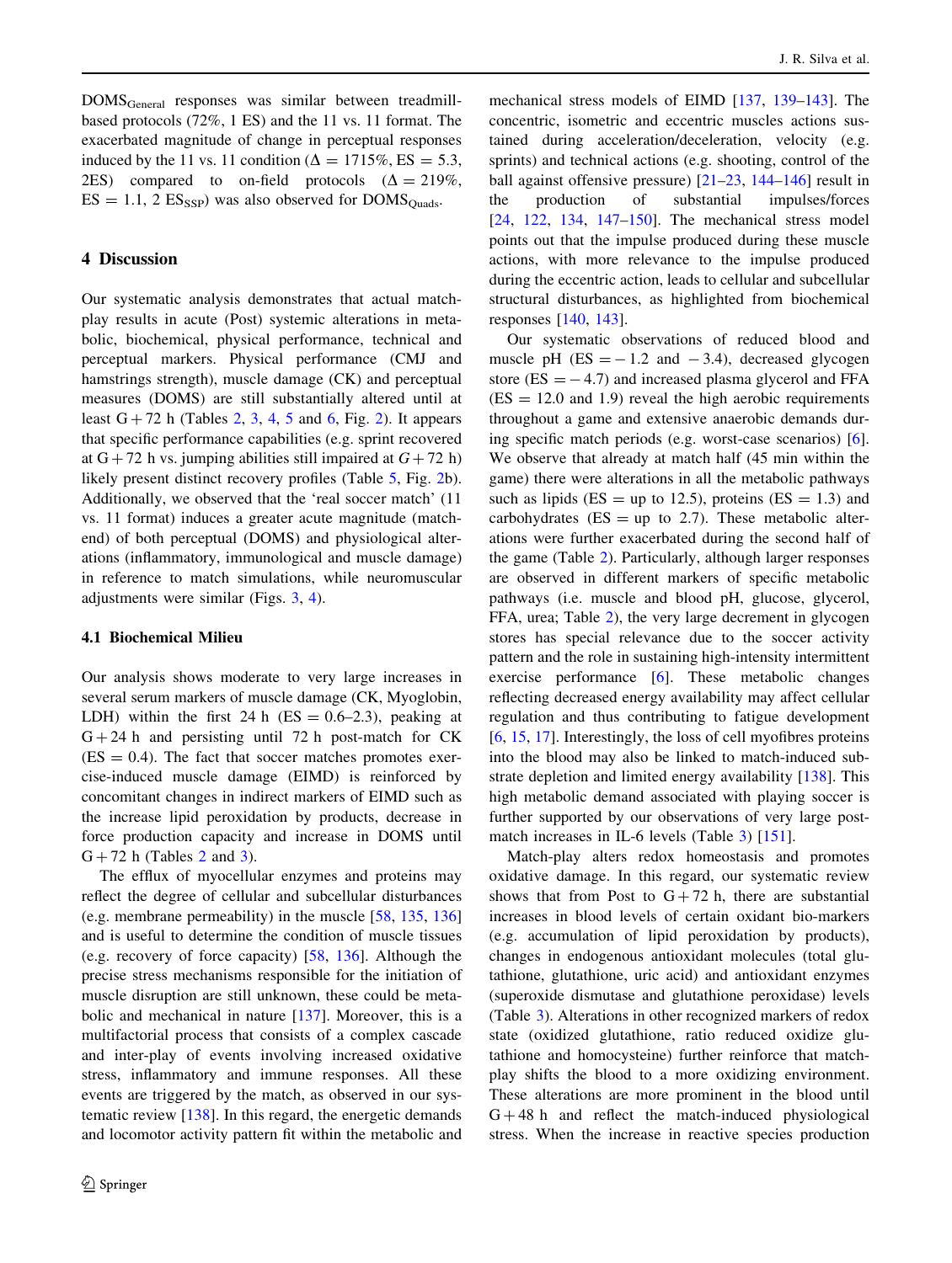$DOMS_{General}$ responses was similar between treadmill-based protocols (72%, 1 ES) and the 11 vs. 11 format. The exacerbated magnitude of change in perceptual responses induced by the 11 vs. 11 condition ($\Delta = 1715\%$, ES = 5.3, 2ES) compared to on-field protocols ($\Delta = 219\%$, ES = 1.1, 2 $ES_{SSP}$) was also observed for $DOMS_{Quads}$.

## 4 Discussion

Our systematic analysis demonstrates that actual match-play results in acute (Post) systemic alterations in metabolic, biochemical, physical performance, technical and perceptual markers. Physical performance (CMJ and hamstrings strength), muscle damage (CK) and perceptual measures (DOMS) are still substantially altered until at least G + 72 h (Tables 2, 3, 4, 5 and 6, Fig. 2). It appears that specific performance capabilities (e.g. sprint recovered at G + 72 h vs. jumping abilities still impaired at G + 72 h) likely present distinct recovery profiles (Table 5, Fig. 2b). Additionally, we observed that the 'real soccer match' (11 vs. 11 format) induces a greater acute magnitude (match-end) of both perceptual (DOMS) and physiological alterations (inflammatory, immunological and muscle damage) in reference to match simulations, while neuromuscular adjustments were similar (Figs. 3, 4).

### 4.1 Biochemical Milieu

Our analysis shows moderate to very large increases in several serum markers of muscle damage (CK, Myoglobin, LDH) within the first 24 h (ES = 0.6–2.3), peaking at G + 24 h and persisting until 72 h post-match for CK (ES = 0.4). The fact that soccer matches promotes exercise-induced muscle damage (EIMD) is reinforced by concomitant changes in indirect markers of EIMD such as the increase lipid peroxidation by products, decrease in force production capacity and increase in DOMS until G + 72 h (Tables 2 and 3).

The efflux of myocellular enzymes and proteins may reflect the degree of cellular and subcellular disturbances (e.g. membrane permeability) in the muscle [58, 135, 136] and is useful to determine the condition of muscle tissues (e.g. recovery of force capacity) [58, 136]. Although the precise stress mechanisms responsible for the initiation of muscle disruption are still unknown, these could be metabolic and mechanical in nature [137]. Moreover, this is a multifactorial process that consists of a complex cascade and inter-play of events involving increased oxidative stress, inflammatory and immune responses. All these events are triggered by the match, as observed in our systematic review [138]. In this regard, the energetic demands and locomotor activity pattern fit within the metabolic and mechanical stress models of EIMD [137, 139–143]. The concentric, isometric and eccentric muscles actions sustained during acceleration/deceleration, velocity (e.g. sprints) and technical actions (e.g. shooting, control of the ball against offensive pressure) [21–23, 144–146] result in the production of substantial impulses/forces [24, 122, 134, 147–150]. The mechanical stress model points out that the impulse produced during these muscle actions, with more relevance to the impulse produced during the eccentric action, leads to cellular and subcellular structural disturbances, as highlighted from biochemical responses [140, 143].

Our systematic observations of reduced blood and muscle pH (ES = − 1.2 and − 3.4), decreased glycogen store (ES = − 4.7) and increased plasma glycerol and FFA (ES = 12.0 and 1.9) reveal the high aerobic requirements throughout a game and extensive anaerobic demands during specific match periods (e.g. worst-case scenarios) [6]. We observe that already at match half (45 min within the game) there were alterations in all the metabolic pathways such as lipids (ES = up to 12.5), proteins (ES = 1.3) and carbohydrates (ES = up to 2.7). These metabolic alterations were further exacerbated during the second half of the game (Table 2). Particularly, although larger responses are observed in different markers of specific metabolic pathways (i.e. muscle and blood pH, glucose, glycerol, FFA, urea; Table 2), the very large decrement in glycogen stores has special relevance due to the soccer activity pattern and the role in sustaining high-intensity intermittent exercise performance [6]. These metabolic changes reflecting decreased energy availability may affect cellular regulation and thus contributing to fatigue development [6, 15, 17]. Interestingly, the loss of cell myofibres proteins into the blood may also be linked to match-induced substrate depletion and limited energy availability [138]. This high metabolic demand associated with playing soccer is further supported by our observations of very large post-match increases in IL-6 levels (Table 3) [151].

Match-play alters redox homeostasis and promotes oxidative damage. In this regard, our systematic review shows that from Post to G + 72 h, there are substantial increases in blood levels of certain oxidant bio-markers (e.g. accumulation of lipid peroxidation by products), changes in endogenous antioxidant molecules (total glutathione, glutathione, uric acid) and antioxidant enzymes (superoxide dismutase and glutathione peroxidase) levels (Table 3). Alterations in other recognized markers of redox state (oxidized glutathione, ratio reduced oxidize glutathione and homocysteine) further reinforce that match-play shifts the blood to a more oxidizing environment. These alterations are more prominent in the blood until G + 48 h and reflect the match-induced physiological stress. When the increase in reactive species production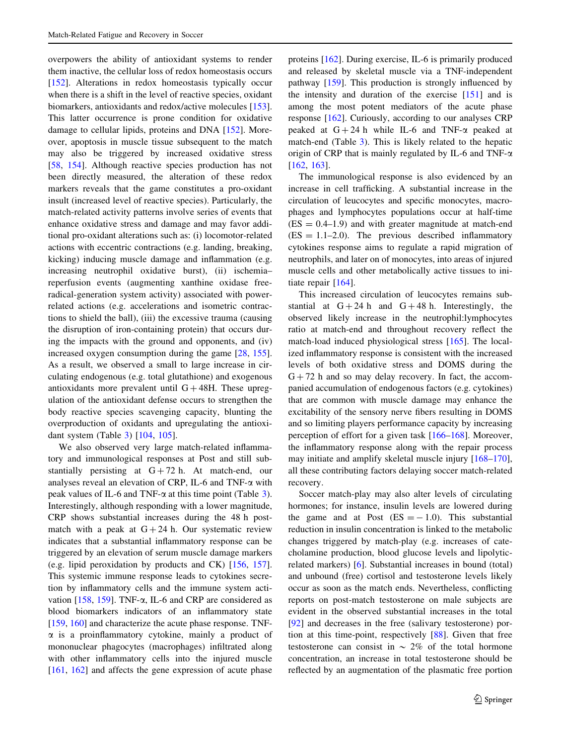overpowers the ability of antioxidant systems to render them inactive, the cellular loss of redox homeostasis occurs [152]. Alterations in redox homeostasis typically occur when there is a shift in the level of reactive species, oxidant biomarkers, antioxidants and redox/active molecules [153]. This latter occurrence is prone condition for oxidative damage to cellular lipids, proteins and DNA [152]. Moreover, apoptosis in muscle tissue subsequent to the match may also be triggered by increased oxidative stress [58, 154]. Although reactive species production has not been directly measured, the alteration of these redox markers reveals that the game constitutes a pro-oxidant insult (increased level of reactive species). Particularly, the match-related activity patterns involve series of events that enhance oxidative stress and damage and may favor additional pro-oxidant alterations such as: (i) locomotor-related actions with eccentric contractions (e.g. landing, breaking, kicking) inducing muscle damage and inflammation (e.g. increasing neutrophil oxidative burst), (ii) ischemia–reperfusion events (augmenting xanthine oxidase free-radical-generation system activity) associated with power-related actions (e.g. accelerations and isometric contractions to shield the ball), (iii) the excessive trauma (causing the disruption of iron-containing protein) that occurs during the impacts with the ground and opponents, and (iv) increased oxygen consumption during the game [28, 155]. As a result, we observed a small to large increase in circulating endogenous (e.g. total glutathione) and exogenous antioxidants more prevalent until G + 48H. These upregulation of the antioxidant defense occurs to strengthen the body reactive species scavenging capacity, blunting the overproduction of oxidants and upregulating the antioxidant system (Table 3) [104, 105].

We also observed very large match-related inflammatory and immunological responses at Post and still substantially persisting at G + 72 h. At match-end, our analyses reveal an elevation of CRP, IL-6 and TNF-α with peak values of IL-6 and TNF-α at this time point (Table 3). Interestingly, although responding with a lower magnitude, CRP shows substantial increases during the 48 h post-match with a peak at G + 24 h. Our systematic review indicates that a substantial inflammatory response can be triggered by an elevation of serum muscle damage markers (e.g. lipid peroxidation by products and CK) [156, 157]. This systemic immune response leads to cytokines secretion by inflammatory cells and the immune system activation [158, 159]. TNF-α, IL-6 and CRP are considered as blood biomarkers indicators of an inflammatory state [159, 160] and characterize the acute phase response. TNF-α is a proinflammatory cytokine, mainly a product of mononuclear phagocytes (macrophages) infiltrated along with other inflammatory cells into the injured muscle [161, 162] and affects the gene expression of acute phase proteins [162]. During exercise, IL-6 is primarily produced and released by skeletal muscle via a TNF-independent pathway [159]. This production is strongly influenced by the intensity and duration of the exercise [151] and is among the most potent mediators of the acute phase response [162]. Curiously, according to our analyses CRP peaked at G + 24 h while IL-6 and TNF-α peaked at match-end (Table 3). This is likely related to the hepatic origin of CRP that is mainly regulated by IL-6 and TNF-α [162, 163].

The immunological response is also evidenced by an increase in cell trafficking. A substantial increase in the circulation of leucocytes and specific monocytes, macrophages and lymphocytes populations occur at half-time (ES = 0.4–1.9) and with greater magnitude at match-end (ES = 1.1–2.0). The previous described inflammatory cytokines response aims to regulate a rapid migration of neutrophils, and later on of monocytes, into areas of injured muscle cells and other metabolically active tissues to initiate repair [164].

This increased circulation of leucocytes remains substantial at G + 24 h and G + 48 h. Interestingly, the observed likely increase in the neutrophil:lymphocytes ratio at match-end and throughout recovery reflect the match-load induced physiological stress [165]. The localized inflammatory response is consistent with the increased levels of both oxidative stress and DOMS during the G + 72 h and so may delay recovery. In fact, the accompanied accumulation of endogenous factors (e.g. cytokines) that are common with muscle damage may enhance the excitability of the sensory nerve fibers resulting in DOMS and so limiting players performance capacity by increasing perception of effort for a given task [166–168]. Moreover, the inflammatory response along with the repair process may initiate and amplify skeletal muscle injury [168–170], all these contributing factors delaying soccer match-related recovery.

Soccer match-play may also alter levels of circulating hormones; for instance, insulin levels are lowered during the game and at Post (ES = − 1.0). This substantial reduction in insulin concentration is linked to the metabolic changes triggered by match-play (e.g. increases of catecholamine production, blood glucose levels and lipolytic-related markers) [6]. Substantial increases in bound (total) and unbound (free) cortisol and testosterone levels likely occur as soon as the match ends. Nevertheless, conflicting reports on post-match testosterone on male subjects are evident in the observed substantial increases in the total [92] and decreases in the free (salivary testosterone) portion at this time-point, respectively [88]. Given that free testosterone can consist in ~ 2% of the total hormone concentration, an increase in total testosterone should be reflected by an augmentation of the plasmatic free portion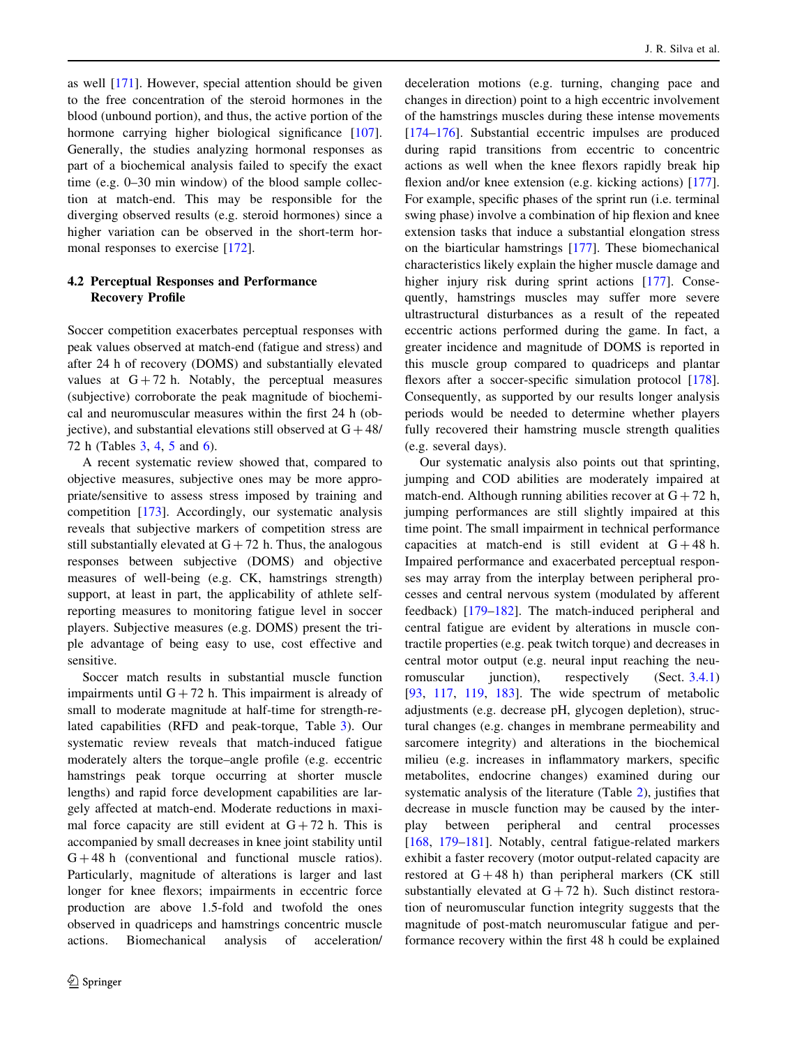as well [171]. However, special attention should be given to the free concentration of the steroid hormones in the blood (unbound portion), and thus, the active portion of the hormone carrying higher biological significance [107]. Generally, the studies analyzing hormonal responses as part of a biochemical analysis failed to specify the exact time (e.g. 0–30 min window) of the blood sample collection at match-end. This may be responsible for the diverging observed results (e.g. steroid hormones) since a higher variation can be observed in the short-term hormonal responses to exercise [172].

### 4.2 Perceptual Responses and Performance Recovery Profile

Soccer competition exacerbates perceptual responses with peak values observed at match-end (fatigue and stress) and after 24 h of recovery (DOMS) and substantially elevated values at G + 72 h. Notably, the perceptual measures (subjective) corroborate the peak magnitude of biochemical and neuromuscular measures within the first 24 h (objective), and substantial elevations still observed at G + 48/72 h (Tables 3, 4, 5 and 6).

A recent systematic review showed that, compared to objective measures, subjective ones may be more appropriate/sensitive to assess stress imposed by training and competition [173]. Accordingly, our systematic analysis reveals that subjective markers of competition stress are still substantially elevated at G + 72 h. Thus, the analogous responses between subjective (DOMS) and objective measures of well-being (e.g. CK, hamstrings strength) support, at least in part, the applicability of athlete self-reporting measures to monitoring fatigue level in soccer players. Subjective measures (e.g. DOMS) present the triple advantage of being easy to use, cost effective and sensitive.

Soccer match results in substantial muscle function impairments until G + 72 h. This impairment is already of small to moderate magnitude at half-time for strength-related capabilities (RFD and peak-torque, Table 3). Our systematic review reveals that match-induced fatigue moderately alters the torque–angle profile (e.g. eccentric hamstrings peak torque occurring at shorter muscle lengths) and rapid force development capabilities are largely affected at match-end. Moderate reductions in maximal force capacity are still evident at G + 72 h. This is accompanied by small decreases in knee joint stability until G + 48 h (conventional and functional muscle ratios). Particularly, magnitude of alterations is larger and last longer for knee flexors; impairments in eccentric force production are above 1.5-fold and twofold the ones observed in quadriceps and hamstrings concentric muscle actions. Biomechanical analysis of acceleration/deceleration motions (e.g. turning, changing pace and changes in direction) point to a high eccentric involvement of the hamstrings muscles during these intense movements [174–176]. Substantial eccentric impulses are produced during rapid transitions from eccentric to concentric actions as well when the knee flexors rapidly break hip flexion and/or knee extension (e.g. kicking actions) [177]. For example, specific phases of the sprint run (i.e. terminal swing phase) involve a combination of hip flexion and knee extension tasks that induce a substantial elongation stress on the biarticular hamstrings [177]. These biomechanical characteristics likely explain the higher muscle damage and higher injury risk during sprint actions [177]. Consequently, hamstrings muscles may suffer more severe ultrastructural disturbances as a result of the repeated eccentric actions performed during the game. In fact, a greater incidence and magnitude of DOMS is reported in this muscle group compared to quadriceps and plantar flexors after a soccer-specific simulation protocol [178]. Consequently, as supported by our results longer analysis periods would be needed to determine whether players fully recovered their hamstring muscle strength qualities (e.g. several days).

Our systematic analysis also points out that sprinting, jumping and COD abilities are moderately impaired at match-end. Although running abilities recover at G + 72 h, jumping performances are still slightly impaired at this time point. The small impairment in technical performance capacities at match-end is still evident at G + 48 h. Impaired performance and exacerbated perceptual responses may array from the interplay between peripheral processes and central nervous system (modulated by afferent feedback) [179–182]. The match-induced peripheral and central fatigue are evident by alterations in muscle contractile properties (e.g. peak twitch torque) and decreases in central motor output (e.g. neural input reaching the neuromuscular junction), respectively (Sect. 3.4.1) [93, 117, 119, 183]. The wide spectrum of metabolic adjustments (e.g. decrease pH, glycogen depletion), structural changes (e.g. changes in membrane permeability and sarcomere integrity) and alterations in the biochemical milieu (e.g. increases in inflammatory markers, specific metabolites, endocrine changes) examined during our systematic analysis of the literature (Table 2), justifies that decrease in muscle function may be caused by the interplay between peripheral and central processes [168, 179–181]. Notably, central fatigue-related markers exhibit a faster recovery (motor output-related capacity are restored at G + 48 h) than peripheral markers (CK still substantially elevated at G + 72 h). Such distinct restoration of neuromuscular function integrity suggests that the magnitude of post-match neuromuscular fatigue and performance recovery within the first 48 h could be explained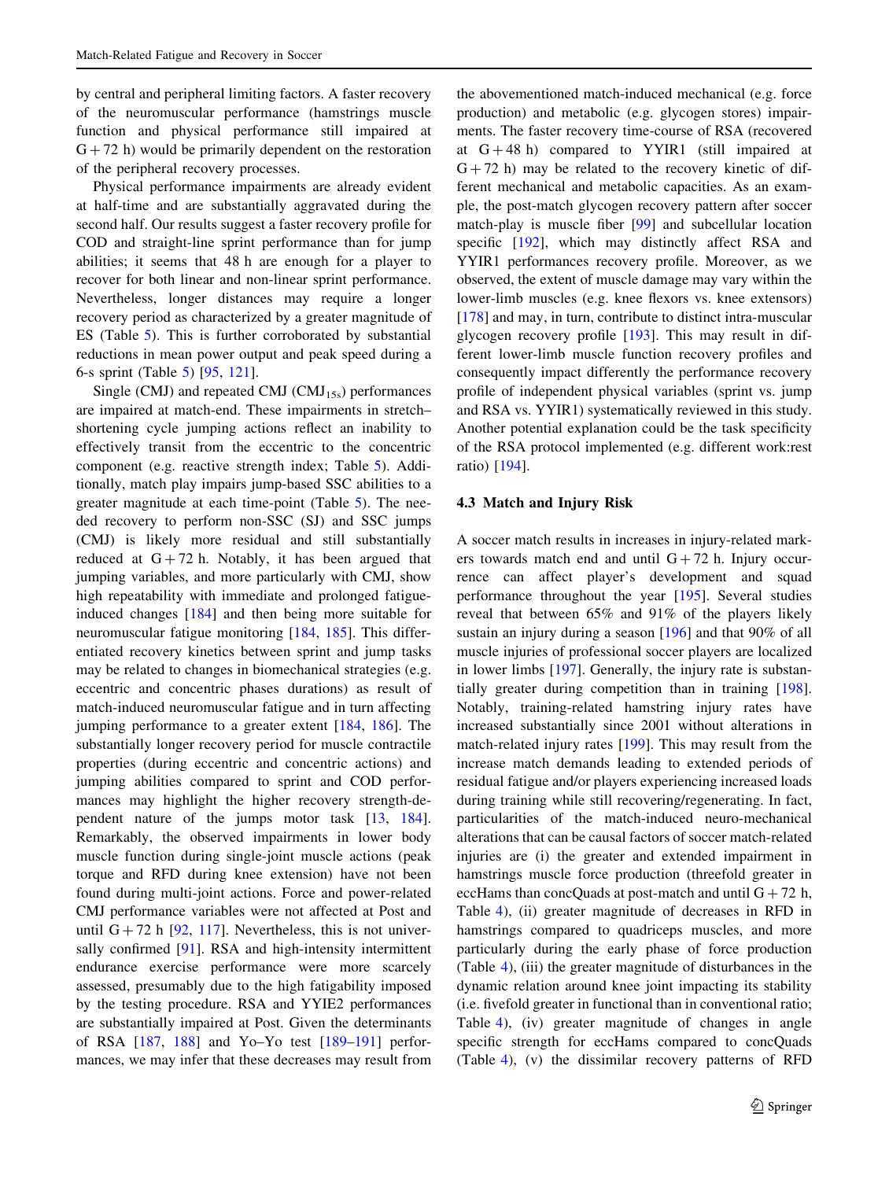by central and peripheral limiting factors. A faster recovery of the neuromuscular performance (hamstrings muscle function and physical performance still impaired at G + 72 h) would be primarily dependent on the restoration of the peripheral recovery processes.

Physical performance impairments are already evident at half-time and are substantially aggravated during the second half. Our results suggest a faster recovery profile for COD and straight-line sprint performance than for jump abilities; it seems that 48 h are enough for a player to recover for both linear and non-linear sprint performance. Nevertheless, longer distances may require a longer recovery period as characterized by a greater magnitude of ES (Table 5). This is further corroborated by substantial reductions in mean power output and peak speed during a 6-s sprint (Table 5) [95, 121].

Single (CMJ) and repeated CMJ ($CMJ_{15s}$) performances are impaired at match-end. These impairments in stretch–shortening cycle jumping actions reflect an inability to effectively transit from the eccentric to the concentric component (e.g. reactive strength index; Table 5). Additionally, match play impairs jump-based SSC abilities to a greater magnitude at each time-point (Table 5). The needed recovery to perform non-SSC (SJ) and SSC jumps (CMJ) is likely more residual and still substantially reduced at G + 72 h. Notably, it has been argued that jumping variables, and more particularly with CMJ, show high repeatability with immediate and prolonged fatigue-induced changes [184] and then being more suitable for neuromuscular fatigue monitoring [184, 185]. This differentiated recovery kinetics between sprint and jump tasks may be related to changes in biomechanical strategies (e.g. eccentric and concentric phases durations) as result of match-induced neuromuscular fatigue and in turn affecting jumping performance to a greater extent [184, 186]. The substantially longer recovery period for muscle contractile properties (during eccentric and concentric actions) and jumping abilities compared to sprint and COD performances may highlight the higher recovery strength-dependent nature of the jumps motor task [13, 184]. Remarkably, the observed impairments in lower body muscle function during single-joint muscle actions (peak torque and RFD during knee extension) have not been found during multi-joint actions. Force and power-related CMJ performance variables were not affected at Post and until G + 72 h [92, 117]. Nevertheless, this is not universally confirmed [91]. RSA and high-intensity intermittent endurance exercise performance were more scarcely assessed, presumably due to the high fatigability imposed by the testing procedure. RSA and YYIE2 performances are substantially impaired at Post. Given the determinants of RSA [187, 188] and Yo–Yo test [189–191] performances, we may infer that these decreases may result from the abovementioned match-induced mechanical (e.g. force production) and metabolic (e.g. glycogen stores) impairments. The faster recovery time-course of RSA (recovered at G + 48 h) compared to YYIR1 (still impaired at G + 72 h) may be related to the recovery kinetic of different mechanical and metabolic capacities. As an example, the post-match glycogen recovery pattern after soccer match-play is muscle fiber [99] and subcellular location specific [192], which may distinctly affect RSA and YYIR1 performances recovery profile. Moreover, as we observed, the extent of muscle damage may vary within the lower-limb muscles (e.g. knee flexors vs. knee extensors) [178] and may, in turn, contribute to distinct intra-muscular glycogen recovery profile [193]. This may result in different lower-limb muscle function recovery profiles and consequently impact differently the performance recovery profile of independent physical variables (sprint vs. jump and RSA vs. YYIR1) systematically reviewed in this study. Another potential explanation could be the task specificity of the RSA protocol implemented (e.g. different work:rest ratio) [194].

### 4.3 Match and Injury Risk

A soccer match results in increases in injury-related markers towards match end and until G + 72 h. Injury occurrence can affect player's development and squad performance throughout the year [195]. Several studies reveal that between 65% and 91% of the players likely sustain an injury during a season [196] and that 90% of all muscle injuries of professional soccer players are localized in lower limbs [197]. Generally, the injury rate is substantially greater during competition than in training [198]. Notably, training-related hamstring injury rates have increased substantially since 2001 without alterations in match-related injury rates [199]. This may result from the increase match demands leading to extended periods of residual fatigue and/or players experiencing increased loads during training while still recovering/regenerating. In fact, particularities of the match-induced neuro-mechanical alterations that can be causal factors of soccer match-related injuries are (i) the greater and extended impairment in hamstrings muscle force production (threefold greater in eccHams than concQuads at post-match and until G + 72 h, Table 4), (ii) greater magnitude of decreases in RFD in hamstrings compared to quadriceps muscles, and more particularly during the early phase of force production (Table 4), (iii) the greater magnitude of disturbances in the dynamic relation around knee joint impacting its stability (i.e. fivefold greater in functional than in conventional ratio; Table 4), (iv) greater magnitude of changes in angle specific strength for eccHams compared to concQuads (Table 4), (v) the dissimilar recovery patterns of RFD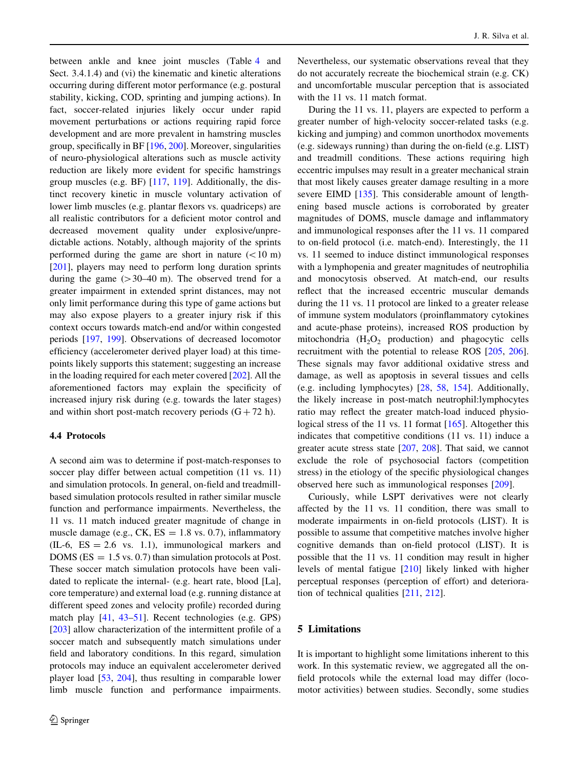between ankle and knee joint muscles (Table 4 and Sect. 3.4.1.4) and (vi) the kinematic and kinetic alterations occurring during different motor performance (e.g. postural stability, kicking, COD, sprinting and jumping actions). In fact, soccer-related injuries likely occur under rapid movement perturbations or actions requiring rapid force development and are more prevalent in hamstring muscles group, specifically in BF [196, 200]. Moreover, singularities of neuro-physiological alterations such as muscle activity reduction are likely more evident for specific hamstrings group muscles (e.g. BF) [117, 119]. Additionally, the distinct recovery kinetic in muscle voluntary activation of lower limb muscles (e.g. plantar flexors vs. quadriceps) are all realistic contributors for a deficient motor control and decreased movement quality under explosive/unpredictable actions. Notably, although majority of the sprints performed during the game are short in nature (< 10 m) [201], players may need to perform long duration sprints during the game (> 30–40 m). The observed trend for a greater impairment in extended sprint distances, may not only limit performance during this type of game actions but may also expose players to a greater injury risk if this context occurs towards match-end and/or within congested periods [197, 199]. Observations of decreased locomotor efficiency (accelerometer derived player load) at this time-points likely supports this statement; suggesting an increase in the loading required for each meter covered [202]. All the aforementioned factors may explain the specificity of increased injury risk during (e.g. towards the later stages) and within short post-match recovery periods (G + 72 h).

### 4.4 Protocols

A second aim was to determine if post-match-responses to soccer play differ between actual competition (11 vs. 11) and simulation protocols. In general, on-field and treadmill-based simulation protocols resulted in rather similar muscle function and performance impairments. Nevertheless, the 11 vs. 11 match induced greater magnitude of change in muscle damage (e.g., CK, ES = 1.8 vs. 0.7), inflammatory (IL-6, ES = 2.6 vs. 1.1), immunological markers and DOMS (ES = 1.5 vs. 0.7) than simulation protocols at Post. These soccer match simulation protocols have been validated to replicate the internal- (e.g. heart rate, blood [La], core temperature) and external load (e.g. running distance at different speed zones and velocity profile) recorded during match play [41, 43–51]. Recent technologies (e.g. GPS) [203] allow characterization of the intermittent profile of a soccer match and subsequently match simulations under field and laboratory conditions. In this regard, simulation protocols may induce an equivalent accelerometer derived player load [53, 204], thus resulting in comparable lower limb muscle function and performance impairments. Nevertheless, our systematic observations reveal that they do not accurately recreate the biochemical strain (e.g. CK) and uncomfortable muscular perception that is associated with the 11 vs. 11 match format.

During the 11 vs. 11, players are expected to perform a greater number of high-velocity soccer-related tasks (e.g. kicking and jumping) and common unorthodox movements (e.g. sideways running) than during the on-field (e.g. LIST) and treadmill conditions. These actions requiring high eccentric impulses may result in a greater mechanical strain that most likely causes greater damage resulting in a more severe EIMD [135]. This considerable amount of lengthening based muscle actions is corroborated by greater magnitudes of DOMS, muscle damage and inflammatory and immunological responses after the 11 vs. 11 compared to on-field protocol (i.e. match-end). Interestingly, the 11 vs. 11 seemed to induce distinct immunological responses with a lymphopenia and greater magnitudes of neutrophilia and monocytosis observed. At match-end, our results reflect that the increased eccentric muscular demands during the 11 vs. 11 protocol are linked to a greater release of immune system modulators (proinflammatory cytokines and acute-phase proteins), increased ROS production by mitochondria ($H_2O_2$ production) and phagocytic cells recruitment with the potential to release ROS [205, 206]. These signals may favor additional oxidative stress and damage, as well as apoptosis in several tissues and cells (e.g. including lymphocytes) [28, 58, 154]. Additionally, the likely increase in post-match neutrophil:lymphocytes ratio may reflect the greater match-load induced physiological stress of the 11 vs. 11 format [165]. Altogether this indicates that competitive conditions (11 vs. 11) induce a greater acute stress state [207, 208]. That said, we cannot exclude the role of psychosocial factors (competition stress) in the etiology of the specific physiological changes observed here such as immunological responses [209].

Curiously, while LSPT derivatives were not clearly affected by the 11 vs. 11 condition, there was small to moderate impairments in on-field protocols (LIST). It is possible to assume that competitive matches involve higher cognitive demands than on-field protocol (LIST). It is possible that the 11 vs. 11 condition may result in higher levels of mental fatigue [210] likely linked with higher perceptual responses (perception of effort) and deterioration of technical qualities [211, 212].

## 5 Limitations

It is important to highlight some limitations inherent to this work. In this systematic review, we aggregated all the on-field protocols while the external load may differ (locomotor activities) between studies. Secondly, some studies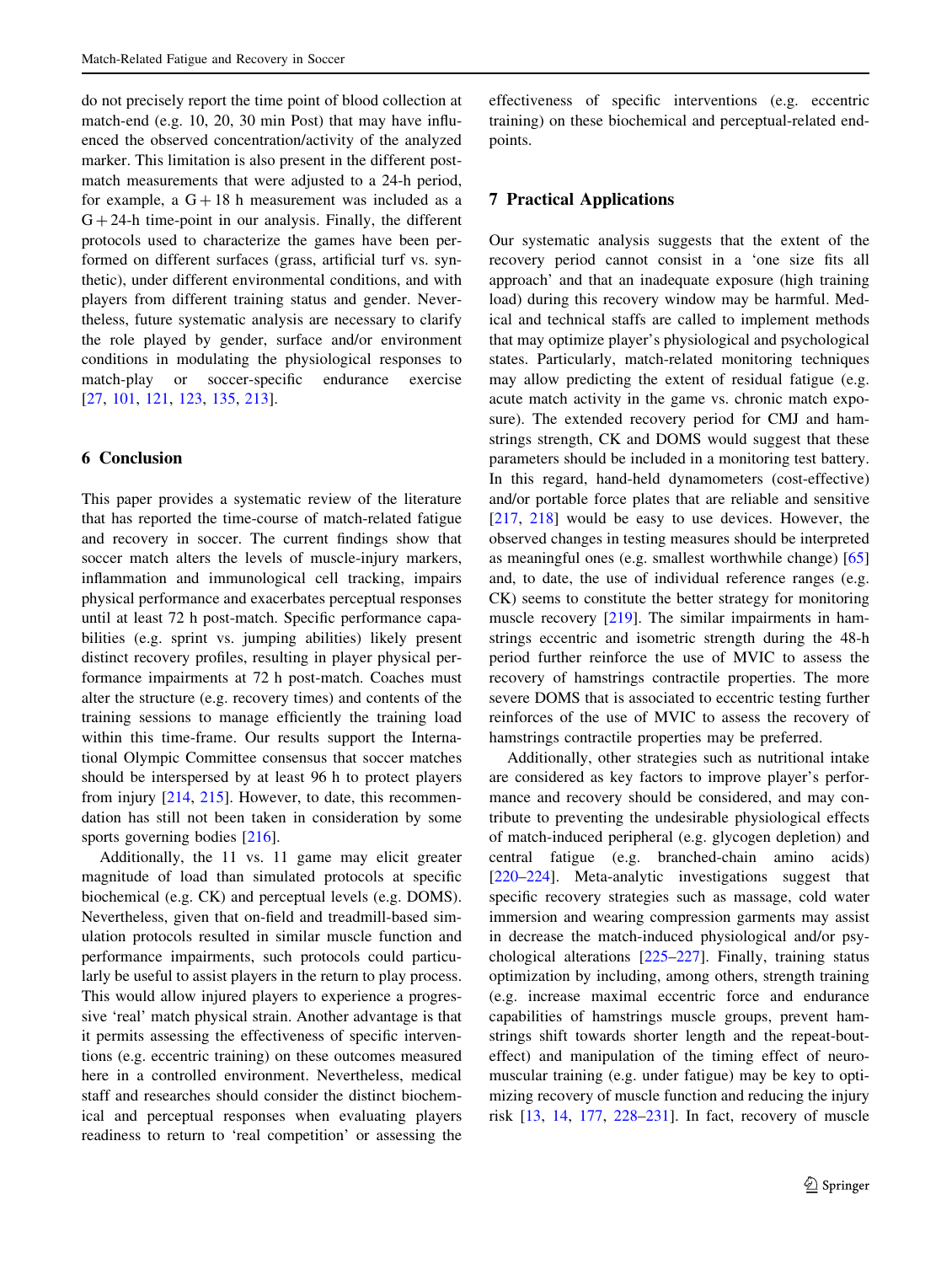do not precisely report the time point of blood collection at match-end (e.g. 10, 20, 30 min Post) that may have influenced the observed concentration/activity of the analyzed marker. This limitation is also present in the different post-match measurements that were adjusted to a 24-h period, for example, a G + 18 h measurement was included as a G + 24-h time-point in our analysis. Finally, the different protocols used to characterize the games have been performed on different surfaces (grass, artificial turf vs. synthetic), under different environmental conditions, and with players from different training status and gender. Nevertheless, future systematic analysis are necessary to clarify the role played by gender, surface and/or environment conditions in modulating the physiological responses to match-play or soccer-specific endurance exercise [27, 101, 121, 123, 135, 213].

## 6 Conclusion

This paper provides a systematic review of the literature that has reported the time-course of match-related fatigue and recovery in soccer. The current findings show that soccer match alters the levels of muscle-injury markers, inflammation and immunological cell tracking, impairs physical performance and exacerbates perceptual responses until at least 72 h post-match. Specific performance capabilities (e.g. sprint vs. jumping abilities) likely present distinct recovery profiles, resulting in player physical performance impairments at 72 h post-match. Coaches must alter the structure (e.g. recovery times) and contents of the training sessions to manage efficiently the training load within this time-frame. Our results support the International Olympic Committee consensus that soccer matches should be interspersed by at least 96 h to protect players from injury [214, 215]. However, to date, this recommendation has still not been taken in consideration by some sports governing bodies [216].

Additionally, the 11 vs. 11 game may elicit greater magnitude of load than simulated protocols at specific biochemical (e.g. CK) and perceptual levels (e.g. DOMS). Nevertheless, given that on-field and treadmill-based simulation protocols resulted in similar muscle function and performance impairments, such protocols could particularly be useful to assist players in the return to play process. This would allow injured players to experience a progressive 'real' match physical strain. Another advantage is that it permits assessing the effectiveness of specific interventions (e.g. eccentric training) on these outcomes measured here in a controlled environment. Nevertheless, medical staff and researches should consider the distinct biochemical and perceptual responses when evaluating players readiness to return to 'real competition' or assessing the effectiveness of specific interventions (e.g. eccentric training) on these biochemical and perceptual-related endpoints.

## 7 Practical Applications

Our systematic analysis suggests that the extent of the recovery period cannot consist in a 'one size fits all approach' and that an inadequate exposure (high training load) during this recovery window may be harmful. Medical and technical staffs are called to implement methods that may optimize player's physiological and psychological states. Particularly, match-related monitoring techniques may allow predicting the extent of residual fatigue (e.g. acute match activity in the game vs. chronic match exposure). The extended recovery period for CMJ and hamstrings strength, CK and DOMS would suggest that these parameters should be included in a monitoring test battery. In this regard, hand-held dynamometers (cost-effective) and/or portable force plates that are reliable and sensitive [217, 218] would be easy to use devices. However, the observed changes in testing measures should be interpreted as meaningful ones (e.g. smallest worthwhile change) [65] and, to date, the use of individual reference ranges (e.g. CK) seems to constitute the better strategy for monitoring muscle recovery [219]. The similar impairments in hamstrings eccentric and isometric strength during the 48-h period further reinforce the use of MVIC to assess the recovery of hamstrings contractile properties. The more severe DOMS that is associated to eccentric testing further reinforces of the use of MVIC to assess the recovery of hamstrings contractile properties may be preferred.

Additionally, other strategies such as nutritional intake are considered as key factors to improve player's performance and recovery should be considered, and may contribute to preventing the undesirable physiological effects of match-induced peripheral (e.g. glycogen depletion) and central fatigue (e.g. branched-chain amino acids) [220–224]. Meta-analytic investigations suggest that specific recovery strategies such as massage, cold water immersion and wearing compression garments may assist in decrease the match-induced physiological and/or psychological alterations [225–227]. Finally, training status optimization by including, among others, strength training (e.g. increase maximal eccentric force and endurance capabilities of hamstrings muscle groups, prevent hamstrings shift towards shorter length and the repeat-bout-effect) and manipulation of the timing effect of neuromuscular training (e.g. under fatigue) may be key to optimizing recovery of muscle function and reducing the injury risk [13, 14, 177, 228–231]. In fact, recovery of muscle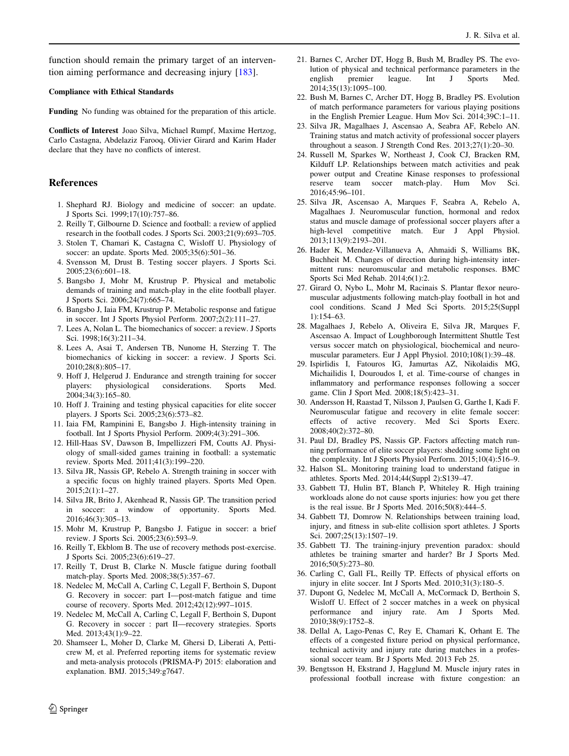function should remain the primary target of an intervention aiming performance and decreasing injury [183].

**Compliance with Ethical Standards**

**Funding** No funding was obtained for the preparation of this article.

**Conflicts of Interest** Joao Silva, Michael Rumpf, Maxime Hertzog, Carlo Castagna, Abdelaziz Farooq, Olivier Girard and Karim Hader declare that they have no conflicts of interest.

## References

1. Shephard RJ. Biology and medicine of soccer: an update. J Sports Sci. 1999;17(10):757–86.
2. Reilly T, Gilbourne D. Science and football: a review of applied research in the football codes. J Sports Sci. 2003;21(9):693–705.
3. Stolen T, Chamari K, Castagna C, Wisloff U. Physiology of soccer: an update. Sports Med. 2005;35(6):501–36.
4. Svensson M, Drust B. Testing soccer players. J Sports Sci. 2005;23(6):601–18.
5. Bangsbo J, Mohr M, Krustrup P. Physical and metabolic demands of training and match-play in the elite football player. J Sports Sci. 2006;24(7):665–74.
6. Bangsbo J, Iaia FM, Krustrup P. Metabolic response and fatigue in soccer. Int J Sports Physiol Perform. 2007;2(2):111–27.
7. Lees A, Nolan L. The biomechanics of soccer: a review. J Sports Sci. 1998;16(3):211–34.
8. Lees A, Asai T, Andersen TB, Nunome H, Sterzing T. The biomechanics of kicking in soccer: a review. J Sports Sci. 2010;28(8):805–17.
9. Hoff J, Helgerud J. Endurance and strength training for soccer players: physiological considerations. Sports Med. 2004;34(3):165–80.
10. Hoff J. Training and testing physical capacities for elite soccer players. J Sports Sci. 2005;23(6):573–82.
11. Iaia FM, Rampinini E, Bangsbo J. High-intensity training in football. Int J Sports Physiol Perform. 2009;4(3):291–306.
12. Hill-Haas SV, Dawson B, Impellizzeri FM, Coutts AJ. Physiology of small-sided games training in football: a systematic review. Sports Med. 2011;41(3):199–220.
13. Silva JR, Nassis GP, Rebelo A. Strength training in soccer with a specific focus on highly trained players. Sports Med Open. 2015;2(1):1–27.
14. Silva JR, Brito J, Akenhead R, Nassis GP. The transition period in soccer: a window of opportunity. Sports Med. 2016;46(3):305–13.
15. Mohr M, Krustrup P, Bangsbo J. Fatigue in soccer: a brief review. J Sports Sci. 2005;23(6):593–9.
16. Reilly T, Ekblom B. The use of recovery methods post-exercise. J Sports Sci. 2005;23(6):619–27.
17. Reilly T, Drust B, Clarke N. Muscle fatigue during football match-play. Sports Med. 2008;38(5):357–67.
18. Nedelec M, McCall A, Carling C, Legall F, Berthoin S, Dupont G. Recovery in soccer: part I—post-match fatigue and time course of recovery. Sports Med. 2012;42(12):997–1015.
19. Nedelec M, McCall A, Carling C, Legall F, Berthoin S, Dupont G. Recovery in soccer : part II—recovery strategies. Sports Med. 2013;43(1):9–22.
20. Shamseer L, Moher D, Clarke M, Ghersi D, Liberati A, Petticrew M, et al. Preferred reporting items for systematic review and meta-analysis protocols (PRISMA-P) 2015: elaboration and explanation. BMJ. 2015;349:g7647.
21. Barnes C, Archer DT, Hogg B, Bush M, Bradley PS. The evolution of physical and technical performance parameters in the english premier league. Int J Sports Med. 2014;35(13):1095–100.
22. Bush M, Barnes C, Archer DT, Hogg B, Bradley PS. Evolution of match performance parameters for various playing positions in the English Premier League. Hum Mov Sci. 2014;39C:1–11.
23. Silva JR, Magalhaes J, Ascensao A, Seabra AF, Rebelo AN. Training status and match activity of professional soccer players throughout a season. J Strength Cond Res. 2013;27(1):20–30.
24. Russell M, Sparkes W, Northeast J, Cook CJ, Bracken RM, Kilduff LP. Relationships between match activities and peak power output and Creatine Kinase responses to professional reserve team soccer match-play. Hum Mov Sci. 2016;45:96–101.
25. Silva JR, Ascensao A, Marques F, Seabra A, Rebelo A, Magalhaes J. Neuromuscular function, hormonal and redox status and muscle damage of professional soccer players after a high-level competitive match. Eur J Appl Physiol. 2013;113(9):2193–201.
26. Hader K, Mendez-Villanueva A, Ahmaidi S, Williams BK, Buchheit M. Changes of direction during high-intensity intermittent runs: neuromuscular and metabolic responses. BMC Sports Sci Med Rehab. 2014;6(1):2.
27. Girard O, Nybo L, Mohr M, Racinais S. Plantar flexor neuromuscular adjustments following match-play football in hot and cool conditions. Scand J Med Sci Sports. 2015;25(Suppl 1):154–63.
28. Magalhaes J, Rebelo A, Oliveira E, Silva JR, Marques F, Ascensao A. Impact of Loughborough Intermittent Shuttle Test versus soccer match on physiological, biochemical and neuromuscular parameters. Eur J Appl Physiol. 2010;108(1):39–48.
29. Ispirlidis I, Fatouros IG, Jamurtas AZ, Nikolaidis MG, Michailidis I, Douroudos I, et al. Time-course of changes in inflammatory and performance responses following a soccer game. Clin J Sport Med. 2008;18(5):423–31.
30. Andersson H, Raastad T, Nilsson J, Paulsen G, Garthe I, Kadi F. Neuromuscular fatigue and recovery in elite female soccer: effects of active recovery. Med Sci Sports Exerc. 2008;40(2):372–80.
31. Paul DJ, Bradley PS, Nassis GP. Factors affecting match running performance of elite soccer players: shedding some light on the complexity. Int J Sports Physiol Perform. 2015;10(4):516–9.
32. Halson SL. Monitoring training load to understand fatigue in athletes. Sports Med. 2014;44(Suppl 2):S139–47.
33. Gabbett TJ, Hulin BT, Blanch P, Whiteley R. High training workloads alone do not cause sports injuries: how you get there is the real issue. Br J Sports Med. 2016;50(8):444–5.
34. Gabbett TJ, Domrow N. Relationships between training load, injury, and fitness in sub-elite collision sport athletes. J Sports Sci. 2007;25(13):1507–19.
35. Gabbett TJ. The training-injury prevention paradox: should athletes be training smarter and harder? Br J Sports Med. 2016;50(5):273–80.
36. Carling C, Gall FL, Reilly TP. Effects of physical efforts on injury in elite soccer. Int J Sports Med. 2010;31(3):180–5.
37. Dupont G, Nedelec M, McCall A, McCormack D, Berthoin S, Wisloff U. Effect of 2 soccer matches in a week on physical performance and injury rate. Am J Sports Med. 2010;38(9):1752–8.
38. Dellal A, Lago-Penas C, Rey E, Chamari K, Orhant E. The effects of a congested fixture period on physical performance, technical activity and injury rate during matches in a professional soccer team. Br J Sports Med. 2013 Feb 25.
39. Bengtsson H, Ekstrand J, Hagglund M. Muscle injury rates in professional football increase with fixture congestion: an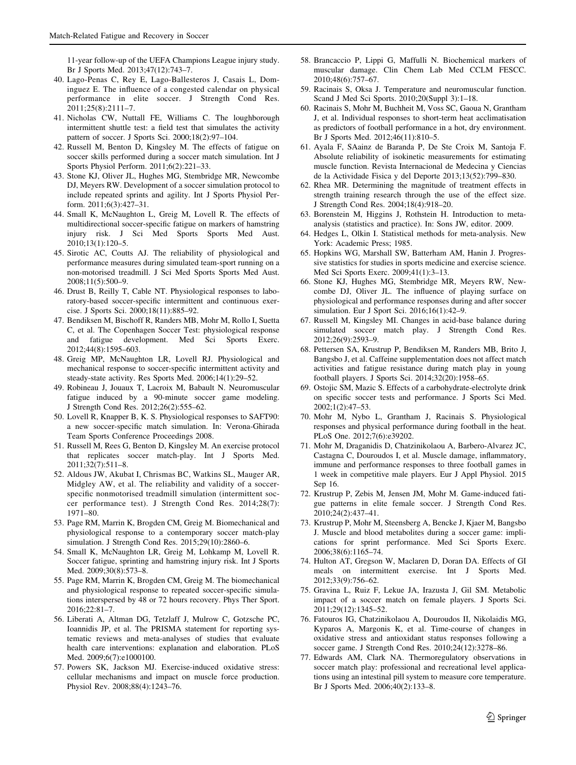11-year follow-up of the UEFA Champions League injury study. Br J Sports Med. 2013;47(12):743–7.

40. Lago-Penas C, Rey E, Lago-Ballesteros J, Casais L, Dominguez E. The influence of a congested calendar on physical performance in elite soccer. J Strength Cond Res. 2011;25(8):2111–7.
41. Nicholas CW, Nuttall FE, Williams C. The loughborough intermittent shuttle test: a field test that simulates the activity pattern of soccer. J Sports Sci. 2000;18(2):97–104.
42. Russell M, Benton D, Kingsley M. The effects of fatigue on soccer skills performed during a soccer match simulation. Int J Sports Physiol Perform. 2011;6(2):221–33.
43. Stone KJ, Oliver JL, Hughes MG, Stembridge MR, Newcombe DJ, Meyers RW. Development of a soccer simulation protocol to include repeated sprints and agility. Int J Sports Physiol Perform. 2011;6(3):427–31.
44. Small K, McNaughton L, Greig M, Lovell R. The effects of multidirectional soccer-specific fatigue on markers of hamstring injury risk. J Sci Med Sports Sports Med Aust. 2010;13(1):120–5.
45. Sirotic AC, Coutts AJ. The reliability of physiological and performance measures during simulated team-sport running on a non-motorised treadmill. J Sci Med Sports Sports Med Aust. 2008;11(5):500–9.
46. Drust B, Reilly T, Cable NT. Physiological responses to laboratory-based soccer-specific intermittent and continuous exercise. J Sports Sci. 2000;18(11):885–92.
47. Bendiksen M, Bischoff R, Randers MB, Mohr M, Rollo I, Suetta C, et al. The Copenhagen Soccer Test: physiological response and fatigue development. Med Sci Sports Exerc. 2012;44(8):1595–603.
48. Greig MP, McNaughton LR, Lovell RJ. Physiological and mechanical response to soccer-specific intermittent activity and steady-state activity. Res Sports Med. 2006;14(1):29–52.
49. Robineau J, Jouaux T, Lacroix M, Babault N. Neuromuscular fatigue induced by a 90-minute soccer game modeling. J Strength Cond Res. 2012;26(2):555–62.
50. Lovell R, Knapper B, K. S. Physiological responses to SAFT90: a new soccer-specific match simulation. In: Verona-Ghirada Team Sports Conference Proceedings 2008.
51. Russell M, Rees G, Benton D, Kingsley M. An exercise protocol that replicates soccer match-play. Int J Sports Med. 2011;32(7):511–8.
52. Aldous JW, Akubat I, Chrismas BC, Watkins SL, Mauger AR, Midgley AW, et al. The reliability and validity of a soccer-specific nonmotorised treadmill simulation (intermittent soccer performance test). J Strength Cond Res. 2014;28(7): 1971–80.
53. Page RM, Marrin K, Brogden CM, Greig M. Biomechanical and physiological response to a contemporary soccer match-play simulation. J Strength Cond Res. 2015;29(10):2860–6.
54. Small K, McNaughton LR, Greig M, Lohkamp M, Lovell R. Soccer fatigue, sprinting and hamstring injury risk. Int J Sports Med. 2009;30(8):573–8.
55. Page RM, Marrin K, Brogden CM, Greig M. The biomechanical and physiological response to repeated soccer-specific simulations interspersed by 48 or 72 hours recovery. Phys Ther Sport. 2016;22:81–7.
56. Liberati A, Altman DG, Tetzlaff J, Mulrow C, Gotzsche PC, Ioannidis JP, et al. The PRISMA statement for reporting systematic reviews and meta-analyses of studies that evaluate health care interventions: explanation and elaboration. PLoS Med. 2009;6(7):e1000100.
57. Powers SK, Jackson MJ. Exercise-induced oxidative stress: cellular mechanisms and impact on muscle force production. Physiol Rev. 2008;88(4):1243–76.
58. Brancaccio P, Lippi G, Maffulli N. Biochemical markers of muscular damage. Clin Chem Lab Med CCLM FESCC. 2010;48(6):757–67.
59. Racinais S, Oksa J. Temperature and neuromuscular function. Scand J Med Sci Sports. 2010;20(Suppl 3):1–18.
60. Racinais S, Mohr M, Buchheit M, Voss SC, Gaoua N, Grantham J, et al. Individual responses to short-term heat acclimatisation as predictors of football performance in a hot, dry environment. Br J Sports Med. 2012;46(11):810–5.
61. Ayala F, SAainz de Baranda P, De Ste Croix M, Santoja F. Absolute reliability of isokinetic measurements for estimating muscle function. Revista Internacional de Medecina y Ciencias de la Actividade Fisica y del Deporte 2013;13(52):799–830.
62. Rhea MR. Determining the magnitude of treatment effects in strength training research through the use of the effect size. J Strength Cond Res. 2004;18(4):918–20.
63. Borenstein M, Higgins J, Rothstein H. Introduction to meta-analysis (statistics and practice). In: Sons JW, editor. 2009.
64. Hedges L, Olkin I. Statistical methods for meta-analysis. New York: Academic Press; 1985.
65. Hopkins WG, Marshall SW, Batterham AM, Hanin J. Progressive statistics for studies in sports medicine and exercise science. Med Sci Sports Exerc. 2009;41(1):3–13.
66. Stone KJ, Hughes MG, Stembridge MR, Meyers RW, Newcombe DJ, Oliver JL. The influence of playing surface on physiological and performance responses during and after soccer simulation. Eur J Sport Sci. 2016;16(1):42–9.
67. Russell M, Kingsley MI. Changes in acid-base balance during simulated soccer match play. J Strength Cond Res. 2012;26(9):2593–9.
68. Pettersen SA, Krustrup P, Bendiksen M, Randers MB, Brito J, Bangsbo J, et al. Caffeine supplementation does not affect match activities and fatigue resistance during match play in young football players. J Sports Sci. 2014;32(20):1958–65.
69. Ostojic SM, Mazic S. Effects of a carbohydrate-electrolyte drink on specific soccer tests and performance. J Sports Sci Med. 2002;1(2):47–53.
70. Mohr M, Nybo L, Grantham J, Racinais S. Physiological responses and physical performance during football in the heat. PLoS One. 2012;7(6):e39202.
71. Mohr M, Draganidis D, Chatzinikolaou A, Barbero-Alvarez JC, Castagna C, Douroudos I, et al. Muscle damage, inflammatory, immune and performance responses to three football games in 1 week in competitive male players. Eur J Appl Physiol. 2015 Sep 16.
72. Krustrup P, Zebis M, Jensen JM, Mohr M. Game-induced fatigue patterns in elite female soccer. J Strength Cond Res. 2010;24(2):437–41.
73. Krustrup P, Mohr M, Steensberg A, Bencke J, Kjaer M, Bangsbo J. Muscle and blood metabolites during a soccer game: implications for sprint performance. Med Sci Sports Exerc. 2006;38(6):1165–74.
74. Hulton AT, Gregson W, Maclaren D, Doran DA. Effects of GI meals on intermittent exercise. Int J Sports Med. 2012;33(9):756–62.
75. Gravina L, Ruiz F, Lekue JA, Irazusta J, Gil SM. Metabolic impact of a soccer match on female players. J Sports Sci. 2011;29(12):1345–52.
76. Fatouros IG, Chatzinikolaou A, Douroudos II, Nikolaidis MG, Kyparos A, Margonis K, et al. Time-course of changes in oxidative stress and antioxidant status responses following a soccer game. J Strength Cond Res. 2010;24(12):3278–86.
77. Edwards AM, Clark NA. Thermoregulatory observations in soccer match play: professional and recreational level applications using an intestinal pill system to measure core temperature. Br J Sports Med. 2006;40(2):133–8.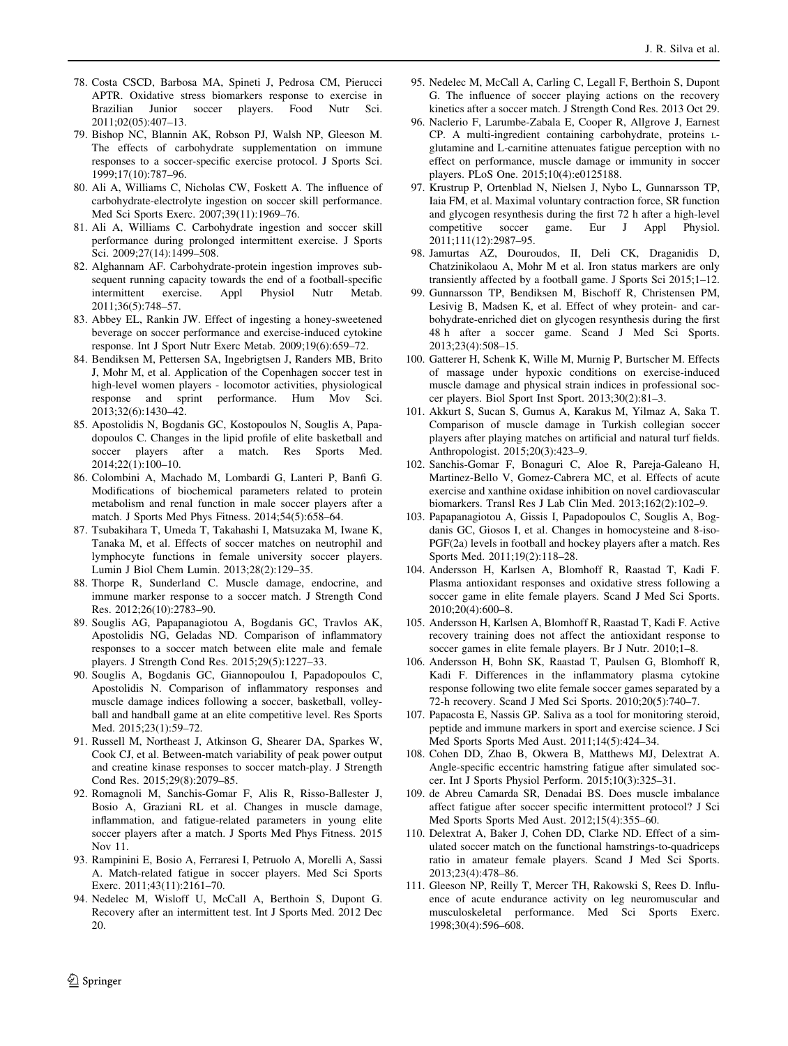78. Costa CSCD, Barbosa MA, Spineti J, Pedrosa CM, Pierucci APTR. Oxidative stress biomarkers response to exercise in Brazilian Junior soccer players. Food Nutr Sci. 2011;02(05):407–13.
79. Bishop NC, Blannin AK, Robson PJ, Walsh NP, Gleeson M. The effects of carbohydrate supplementation on immune responses to a soccer-specific exercise protocol. J Sports Sci. 1999;17(10):787–96.
80. Ali A, Williams C, Nicholas CW, Foskett A. The influence of carbohydrate-electrolyte ingestion on soccer skill performance. Med Sci Sports Exerc. 2007;39(11):1969–76.
81. Ali A, Williams C. Carbohydrate ingestion and soccer skill performance during prolonged intermittent exercise. J Sports Sci. 2009;27(14):1499–508.
82. Alghannam AF. Carbohydrate-protein ingestion improves subsequent running capacity towards the end of a football-specific intermittent exercise. Appl Physiol Nutr Metab. 2011;36(5):748–57.
83. Abbey EL, Rankin JW. Effect of ingesting a honey-sweetened beverage on soccer performance and exercise-induced cytokine response. Int J Sport Nutr Exerc Metab. 2009;19(6):659–72.
84. Bendiksen M, Pettersen SA, Ingebrigtsen J, Randers MB, Brito J, Mohr M, et al. Application of the Copenhagen soccer test in high-level women players - locomotor activities, physiological response and sprint performance. Hum Mov Sci. 2013;32(6):1430–42.
85. Apostolidis N, Bogdanis GC, Kostopoulos N, Souglis A, Papadopoulos C. Changes in the lipid profile of elite basketball and soccer players after a match. Res Sports Med. 2014;22(1):100–10.
86. Colombini A, Machado M, Lombardi G, Lanteri P, Banfi G. Modifications of biochemical parameters related to protein metabolism and renal function in male soccer players after a match. J Sports Med Phys Fitness. 2014;54(5):658–64.
87. Tsubakihara T, Umeda T, Takahashi I, Matsuzaka M, Iwane K, Tanaka M, et al. Effects of soccer matches on neutrophil and lymphocyte functions in female university soccer players. Lumin J Biol Chem Lumin. 2013;28(2):129–35.
88. Thorpe R, Sunderland C. Muscle damage, endocrine, and immune marker response to a soccer match. J Strength Cond Res. 2012;26(10):2783–90.
89. Souglis AG, Papapanagiotou A, Bogdanis GC, Travlos AK, Apostolidis NG, Geladas ND. Comparison of inflammatory responses to a soccer match between elite male and female players. J Strength Cond Res. 2015;29(5):1227–33.
90. Souglis A, Bogdanis GC, Giannopoulou I, Papadopoulos C, Apostolidis N. Comparison of inflammatory responses and muscle damage indices following a soccer, basketball, volleyball and handball game at an elite competitive level. Res Sports Med. 2015;23(1):59–72.
91. Russell M, Northeast J, Atkinson G, Shearer DA, Sparkes W, Cook CJ, et al. Between-match variability of peak power output and creatine kinase responses to soccer match-play. J Strength Cond Res. 2015;29(8):2079–85.
92. Romagnoli M, Sanchis-Gomar F, Alis R, Risso-Ballester J, Bosio A, Graziani RL et al. Changes in muscle damage, inflammation, and fatigue-related parameters in young elite soccer players after a match. J Sports Med Phys Fitness. 2015 Nov 11.
93. Rampinini E, Bosio A, Ferraresi I, Petruolo A, Morelli A, Sassi A. Match-related fatigue in soccer players. Med Sci Sports Exerc. 2011;43(11):2161–70.
94. Nedelec M, Wisloff U, McCall A, Berthoin S, Dupont G. Recovery after an intermittent test. Int J Sports Med. 2012 Dec 20.
95. Nedelec M, McCall A, Carling C, Legall F, Berthoin S, Dupont G. The influence of soccer playing actions on the recovery kinetics after a soccer match. J Strength Cond Res. 2013 Oct 29.
96. Naclerio F, Larumbe-Zabala E, Cooper R, Allgrove J, Earnest CP. A multi-ingredient containing carbohydrate, proteins L-glutamine and L-carnitine attenuates fatigue perception with no effect on performance, muscle damage or immunity in soccer players. PLoS One. 2015;10(4):e0125188.
97. Krustrup P, Ortenblad N, Nielsen J, Nybo L, Gunnarsson TP, Iaia FM, et al. Maximal voluntary contraction force, SR function and glycogen resynthesis during the first 72 h after a high-level competitive soccer game. Eur J Appl Physiol. 2011;111(12):2987–95.
98. Jamurtas AZ, Douroudos, II, Deli CK, Draganidis D, Chatzinikolaou A, Mohr M et al. Iron status markers are only transiently affected by a football game. J Sports Sci 2015;1–12.
99. Gunnarsson TP, Bendiksen M, Bischoff R, Christensen PM, Lesivig B, Madsen K, et al. Effect of whey protein- and carbohydrate-enriched diet on glycogen resynthesis during the first 48 h after a soccer game. Scand J Med Sci Sports. 2013;23(4):508–15.
100. Gatterer H, Schenk K, Wille M, Murnig P, Burtscher M. Effects of massage under hypoxic conditions on exercise-induced muscle damage and physical strain indices in professional soccer players. Biol Sport Inst Sport. 2013;30(2):81–3.
101. Akkurt S, Sucan S, Gumus A, Karakus M, Yilmaz A, Saka T. Comparison of muscle damage in Turkish collegian soccer players after playing matches on artificial and natural turf fields. Anthropologist. 2015;20(3):423–9.
102. Sanchis-Gomar F, Bonaguri C, Aloe R, Pareja-Galeano H, Martinez-Bello V, Gomez-Cabrera MC, et al. Effects of acute exercise and xanthine oxidase inhibition on novel cardiovascular biomarkers. Transl Res J Lab Clin Med. 2013;162(2):102–9.
103. Papapanagiotou A, Gissis I, Papadopoulos C, Souglis A, Bogdanis GC, Giosos I, et al. Changes in homocysteine and 8-iso-PGF(2a) levels in football and hockey players after a match. Res Sports Med. 2011;19(2):118–28.
104. Andersson H, Karlsen A, Blomhoff R, Raastad T, Kadi F. Plasma antioxidant responses and oxidative stress following a soccer game in elite female players. Scand J Med Sci Sports. 2010;20(4):600–8.
105. Andersson H, Karlsen A, Blomhoff R, Raastad T, Kadi F. Active recovery training does not affect the antioxidant response to soccer games in elite female players. Br J Nutr. 2010;1–8.
106. Andersson H, Bohn SK, Raastad T, Paulsen G, Blomhoff R, Kadi F. Differences in the inflammatory plasma cytokine response following two elite female soccer games separated by a 72-h recovery. Scand J Med Sci Sports. 2010;20(5):740–7.
107. Papacosta E, Nassis GP. Saliva as a tool for monitoring steroid, peptide and immune markers in sport and exercise science. J Sci Med Sports Sports Med Aust. 2011;14(5):424–34.
108. Cohen DD, Zhao B, Okwera B, Matthews MJ, Delextrat A. Angle-specific eccentric hamstring fatigue after simulated soccer. Int J Sports Physiol Perform. 2015;10(3):325–31.
109. de Abreu Camarda SR, Denadai BS. Does muscle imbalance affect fatigue after soccer specific intermittent protocol? J Sci Med Sports Sports Med Aust. 2012;15(4):355–60.
110. Delextrat A, Baker J, Cohen DD, Clarke ND. Effect of a simulated soccer match on the functional hamstrings-to-quadriceps ratio in amateur female players. Scand J Med Sci Sports. 2013;23(4):478–86.
111. Gleeson NP, Reilly T, Mercer TH, Rakowski S, Rees D. Influence of acute endurance activity on leg neuromuscular and musculoskeletal performance. Med Sci Sports Exerc. 1998;30(4):596–608.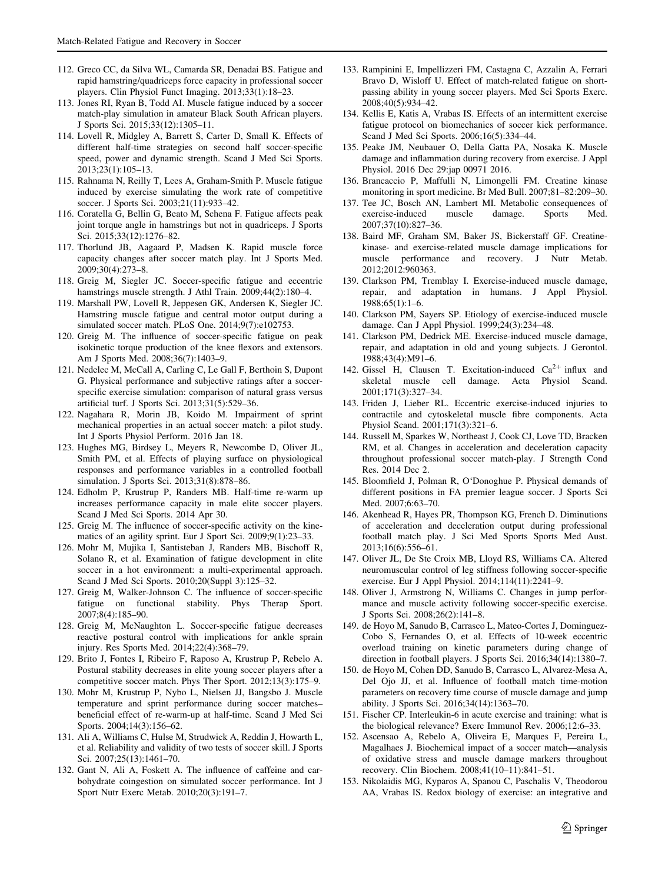112. Greco CC, da Silva WL, Camarda SR, Denadai BS. Fatigue and rapid hamstring/quadriceps force capacity in professional soccer players. Clin Physiol Funct Imaging. 2013;33(1):18–23.
113. Jones RI, Ryan B, Todd AI. Muscle fatigue induced by a soccer match-play simulation in amateur Black South African players. J Sports Sci. 2015;33(12):1305–11.
114. Lovell R, Midgley A, Barrett S, Carter D, Small K. Effects of different half-time strategies on second half soccer-specific speed, power and dynamic strength. Scand J Med Sci Sports. 2013;23(1):105–13.
115. Rahnama N, Reilly T, Lees A, Graham-Smith P. Muscle fatigue induced by exercise simulating the work rate of competitive soccer. J Sports Sci. 2003;21(11):933–42.
116. Coratella G, Bellin G, Beato M, Schena F. Fatigue affects peak joint torque angle in hamstrings but not in quadriceps. J Sports Sci. 2015;33(12):1276–82.
117. Thorlund JB, Aagaard P, Madsen K. Rapid muscle force capacity changes after soccer match play. Int J Sports Med. 2009;30(4):273–8.
118. Greig M, Siegler JC. Soccer-specific fatigue and eccentric hamstrings muscle strength. J Athl Train. 2009;44(2):180–4.
119. Marshall PW, Lovell R, Jeppesen GK, Andersen K, Siegler JC. Hamstring muscle fatigue and central motor output during a simulated soccer match. PLoS One. 2014;9(7):e102753.
120. Greig M. The influence of soccer-specific fatigue on peak isokinetic torque production of the knee flexors and extensors. Am J Sports Med. 2008;36(7):1403–9.
121. Nedelec M, McCall A, Carling C, Le Gall F, Berthoin S, Dupont G. Physical performance and subjective ratings after a soccer-specific exercise simulation: comparison of natural grass versus artificial turf. J Sports Sci. 2013;31(5):529–36.
122. Nagahara R, Morin JB, Koido M. Impairment of sprint mechanical properties in an actual soccer match: a pilot study. Int J Sports Physiol Perform. 2016 Jan 18.
123. Hughes MG, Birdsey L, Meyers R, Newcombe D, Oliver JL, Smith PM, et al. Effects of playing surface on physiological responses and performance variables in a controlled football simulation. J Sports Sci. 2013;31(8):878–86.
124. Edholm P, Krustrup P, Randers MB. Half-time re-warm up increases performance capacity in male elite soccer players. Scand J Med Sci Sports. 2014 Apr 30.
125. Greig M. The influence of soccer-specific activity on the kinematics of an agility sprint. Eur J Sport Sci. 2009;9(1):23–33.
126. Mohr M, Mujika I, Santisteban J, Randers MB, Bischoff R, Solano R, et al. Examination of fatigue development in elite soccer in a hot environment: a multi-experimental approach. Scand J Med Sci Sports. 2010;20(Suppl 3):125–32.
127. Greig M, Walker-Johnson C. The influence of soccer-specific fatigue on functional stability. Phys Therap Sport. 2007;8(4):185–90.
128. Greig M, McNaughton L. Soccer-specific fatigue decreases reactive postural control with implications for ankle sprain injury. Res Sports Med. 2014;22(4):368–79.
129. Brito J, Fontes I, Ribeiro F, Raposo A, Krustrup P, Rebelo A. Postural stability decreases in elite young soccer players after a competitive soccer match. Phys Ther Sport. 2012;13(3):175–9.
130. Mohr M, Krustrup P, Nybo L, Nielsen JJ, Bangsbo J. Muscle temperature and sprint performance during soccer matches–beneficial effect of re-warm-up at half-time. Scand J Med Sci Sports. 2004;14(3):156–62.
131. Ali A, Williams C, Hulse M, Strudwick A, Reddin J, Howarth L, et al. Reliability and validity of two tests of soccer skill. J Sports Sci. 2007;25(13):1461–70.
132. Gant N, Ali A, Foskett A. The influence of caffeine and carbohydrate coingestion on simulated soccer performance. Int J Sport Nutr Exerc Metab. 2010;20(3):191–7.
133. Rampinini E, Impellizzeri FM, Castagna C, Azzalin A, Ferrari Bravo D, Wisloff U. Effect of match-related fatigue on short-passing ability in young soccer players. Med Sci Sports Exerc. 2008;40(5):934–42.
134. Kellis E, Katis A, Vrabas IS. Effects of an intermittent exercise fatigue protocol on biomechanics of soccer kick performance. Scand J Med Sci Sports. 2006;16(5):334–44.
135. Peake JM, Neubauer O, Della Gatta PA, Nosaka K. Muscle damage and inflammation during recovery from exercise. J Appl Physiol. 2016 Dec 29:jap 00971 2016.
136. Brancaccio P, Maffulli N, Limongelli FM. Creatine kinase monitoring in sport medicine. Br Med Bull. 2007;81–82:209–30.
137. Tee JC, Bosch AN, Lambert MI. Metabolic consequences of exercise-induced muscle damage. Sports Med. 2007;37(10):827–36.
138. Baird MF, Graham SM, Baker JS, Bickerstaff GF. Creatine-kinase- and exercise-related muscle damage implications for muscle performance and recovery. J Nutr Metab. 2012;2012:960363.
139. Clarkson PM, Tremblay I. Exercise-induced muscle damage, repair, and adaptation in humans. J Appl Physiol. 1988;65(1):1–6.
140. Clarkson PM, Sayers SP. Etiology of exercise-induced muscle damage. Can J Appl Physiol. 1999;24(3):234–48.
141. Clarkson PM, Dedrick ME. Exercise-induced muscle damage, repair, and adaptation in old and young subjects. J Gerontol. 1988;43(4):M91–6.
142. Gissel H, Clausen T. Excitation-induced $Ca^{2+}$ influx and skeletal muscle cell damage. Acta Physiol Scand. 2001;171(3):327–34.
143. Friden J, Lieber RL. Eccentric exercise-induced injuries to contractile and cytoskeletal muscle fibre components. Acta Physiol Scand. 2001;171(3):321–6.
144. Russell M, Sparkes W, Northeast J, Cook CJ, Love TD, Bracken RM, et al. Changes in acceleration and deceleration capacity throughout professional soccer match-play. J Strength Cond Res. 2014 Dec 2.
145. Bloomfield J, Polman R, O'Donoghue P. Physical demands of different positions in FA premier league soccer. J Sports Sci Med. 2007;6:63–70.
146. Akenhead R, Hayes PR, Thompson KG, French D. Diminutions of acceleration and deceleration output during professional football match play. J Sci Med Sports Sports Med Aust. 2013;16(6):556–61.
147. Oliver JL, De Ste Croix MB, Lloyd RS, Williams CA. Altered neuromuscular control of leg stiffness following soccer-specific exercise. Eur J Appl Physiol. 2014;114(11):2241–9.
148. Oliver J, Armstrong N, Williams C. Changes in jump performance and muscle activity following soccer-specific exercise. J Sports Sci. 2008;26(2):141–8.
149. de Hoyo M, Sanudo B, Carrasco L, Mateo-Cortes J, Dominguez-Cobo S, Fernandes O, et al. Effects of 10-week eccentric overload training on kinetic parameters during change of direction in football players. J Sports Sci. 2016;34(14):1380–7.
150. de Hoyo M, Cohen DD, Sanudo B, Carrasco L, Alvarez-Mesa A, Del Ojo JJ, et al. Influence of football match time-motion parameters on recovery time course of muscle damage and jump ability. J Sports Sci. 2016;34(14):1363–70.
151. Fischer CP. Interleukin-6 in acute exercise and training: what is the biological relevance? Exerc Immunol Rev. 2006;12:6–33.
152. Ascensao A, Rebelo A, Oliveira E, Marques F, Pereira L, Magalhaes J. Biochemical impact of a soccer match—analysis of oxidative stress and muscle damage markers throughout recovery. Clin Biochem. 2008;41(10–11):841–51.
153. Nikolaidis MG, Kyparos A, Spanou C, Paschalis V, Theodorou AA, Vrabas IS. Redox biology of exercise: an integrative and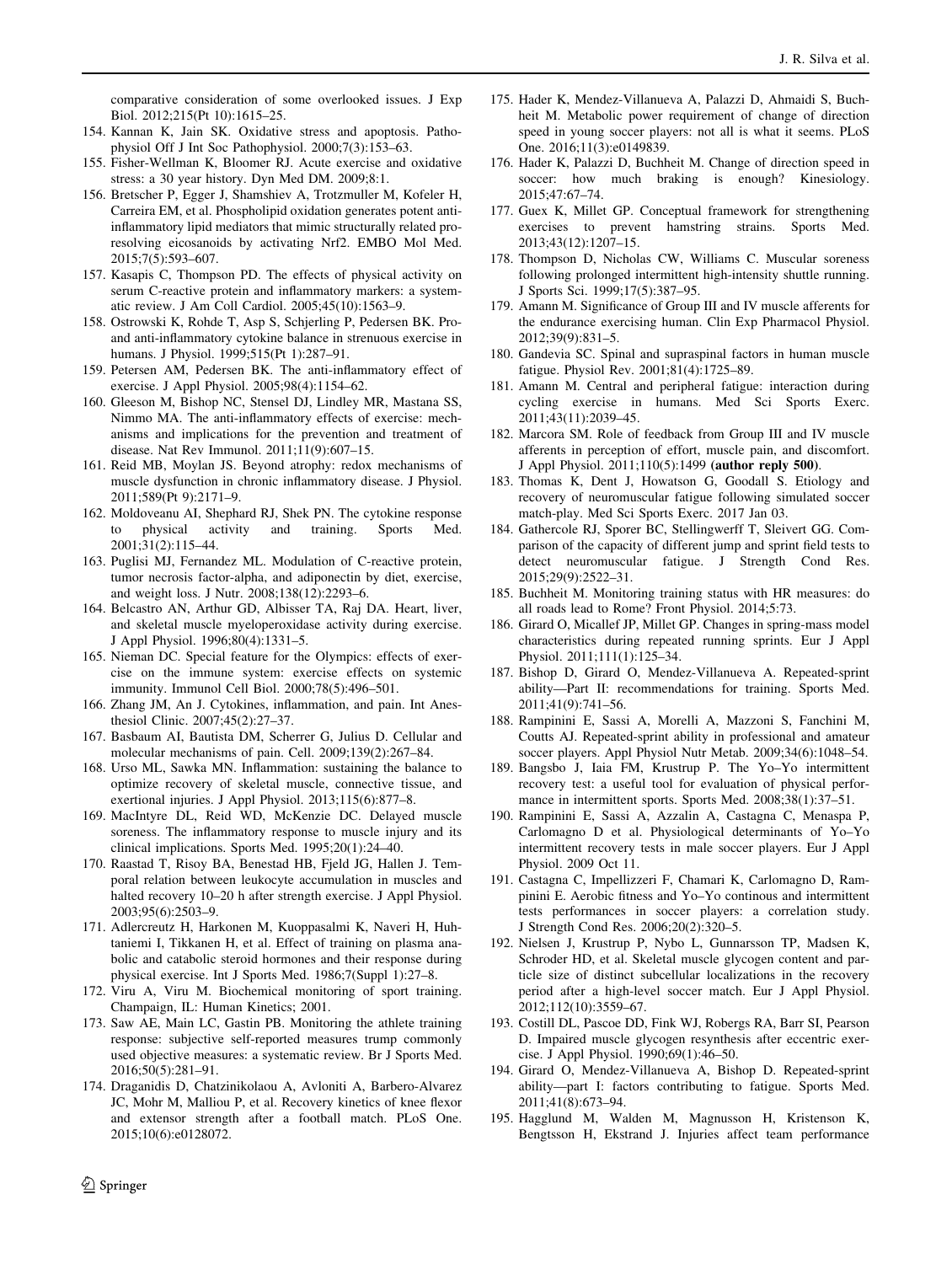comparative consideration of some overlooked issues. J Exp Biol. 2012;215(Pt 10):1615–25.

154. Kannan K, Jain SK. Oxidative stress and apoptosis. Pathophysiol Off J Int Soc Pathophysiol. 2000;7(3):153–63.
155. Fisher-Wellman K, Bloomer RJ. Acute exercise and oxidative stress: a 30 year history. Dyn Med DM. 2009;8:1.
156. Bretscher P, Egger J, Shamshiev A, Trotzmuller M, Kofeler H, Carreira EM, et al. Phospholipid oxidation generates potent anti-inflammatory lipid mediators that mimic structurally related pro-resolving eicosanoids by activating Nrf2. EMBO Mol Med. 2015;7(5):593–607.
157. Kasapis C, Thompson PD. The effects of physical activity on serum C-reactive protein and inflammatory markers: a systematic review. J Am Coll Cardiol. 2005;45(10):1563–9.
158. Ostrowski K, Rohde T, Asp S, Schjerling P, Pedersen BK. Pro- and anti-inflammatory cytokine balance in strenuous exercise in humans. J Physiol. 1999;515(Pt 1):287–91.
159. Petersen AM, Pedersen BK. The anti-inflammatory effect of exercise. J Appl Physiol. 2005;98(4):1154–62.
160. Gleeson M, Bishop NC, Stensel DJ, Lindley MR, Mastana SS, Nimmo MA. The anti-inflammatory effects of exercise: mechanisms and implications for the prevention and treatment of disease. Nat Rev Immunol. 2011;11(9):607–15.
161. Reid MB, Moylan JS. Beyond atrophy: redox mechanisms of muscle dysfunction in chronic inflammatory disease. J Physiol. 2011;589(Pt 9):2171–9.
162. Moldoveanu AI, Shephard RJ, Shek PN. The cytokine response to physical activity and training. Sports Med. 2001;31(2):115–44.
163. Puglisi MJ, Fernandez ML. Modulation of C-reactive protein, tumor necrosis factor-alpha, and adiponectin by diet, exercise, and weight loss. J Nutr. 2008;138(12):2293–6.
164. Belcastro AN, Arthur GD, Albisser TA, Raj DA. Heart, liver, and skeletal muscle myeloperoxidase activity during exercise. J Appl Physiol. 1996;80(4):1331–5.
165. Nieman DC. Special feature for the Olympics: effects of exercise on the immune system: exercise effects on systemic immunity. Immunol Cell Biol. 2000;78(5):496–501.
166. Zhang JM, An J. Cytokines, inflammation, and pain. Int Anesthesiol Clinic. 2007;45(2):27–37.
167. Basbaum AI, Bautista DM, Scherrer G, Julius D. Cellular and molecular mechanisms of pain. Cell. 2009;139(2):267–84.
168. Urso ML, Sawka MN. Inflammation: sustaining the balance to optimize recovery of skeletal muscle, connective tissue, and exertional injuries. J Appl Physiol. 2013;115(6):877–8.
169. MacIntyre DL, Reid WD, McKenzie DC. Delayed muscle soreness. The inflammatory response to muscle injury and its clinical implications. Sports Med. 1995;20(1):24–40.
170. Raastad T, Risoy BA, Benestad HB, Fjeld JG, Hallen J. Temporal relation between leukocyte accumulation in muscles and halted recovery 10–20 h after strength exercise. J Appl Physiol. 2003;95(6):2503–9.
171. Adlercreutz H, Harkonen M, Kuoppasalmi K, Naveri H, Huhtaniemi I, Tikkanen H, et al. Effect of training on plasma anabolic and catabolic steroid hormones and their response during physical exercise. Int J Sports Med. 1986;7(Suppl 1):27–8.
172. Viru A, Viru M. Biochemical monitoring of sport training. Champaign, IL: Human Kinetics; 2001.
173. Saw AE, Main LC, Gastin PB. Monitoring the athlete training response: subjective self-reported measures trump commonly used objective measures: a systematic review. Br J Sports Med. 2016;50(5):281–91.
174. Draganidis D, Chatzinikolaou A, Avloniti A, Barbero-Alvarez JC, Mohr M, Malliou P, et al. Recovery kinetics of knee flexor and extensor strength after a football match. PLoS One. 2015;10(6):e0128072.
175. Hader K, Mendez-Villanueva A, Palazzi D, Ahmaidi S, Buchheit M. Metabolic power requirement of change of direction speed in young soccer players: not all is what it seems. PLoS One. 2016;11(3):e0149839.
176. Hader K, Palazzi D, Buchheit M. Change of direction speed in soccer: how much braking is enough? Kinesiology. 2015;47:67–74.
177. Guex K, Millet GP. Conceptual framework for strengthening exercises to prevent hamstring strains. Sports Med. 2013;43(12):1207–15.
178. Thompson D, Nicholas CW, Williams C. Muscular soreness following prolonged intermittent high-intensity shuttle running. J Sports Sci. 1999;17(5):387–95.
179. Amann M. Significance of Group III and IV muscle afferents for the endurance exercising human. Clin Exp Pharmacol Physiol. 2012;39(9):831–5.
180. Gandevia SC. Spinal and supraspinal factors in human muscle fatigue. Physiol Rev. 2001;81(4):1725–89.
181. Amann M. Central and peripheral fatigue: interaction during cycling exercise in humans. Med Sci Sports Exerc. 2011;43(11):2039–45.
182. Marcora SM. Role of feedback from Group III and IV muscle afferents in perception of effort, muscle pain, and discomfort. J Appl Physiol. 2011;110(5):1499 **(author reply 500)**.
183. Thomas K, Dent J, Howatson G, Goodall S. Etiology and recovery of neuromuscular fatigue following simulated soccer match-play. Med Sci Sports Exerc. 2017 Jan 03.
184. Gathercole RJ, Sporer BC, Stellingwerff T, Sleivert GG. Comparison of the capacity of different jump and sprint field tests to detect neuromuscular fatigue. J Strength Cond Res. 2015;29(9):2522–31.
185. Buchheit M. Monitoring training status with HR measures: do all roads lead to Rome? Front Physiol. 2014;5:73.
186. Girard O, Micallef JP, Millet GP. Changes in spring-mass model characteristics during repeated running sprints. Eur J Appl Physiol. 2011;111(1):125–34.
187. Bishop D, Girard O, Mendez-Villanueva A. Repeated-sprint ability—Part II: recommendations for training. Sports Med. 2011;41(9):741–56.
188. Rampinini E, Sassi A, Morelli A, Mazzoni S, Fanchini M, Coutts AJ. Repeated-sprint ability in professional and amateur soccer players. Appl Physiol Nutr Metab. 2009;34(6):1048–54.
189. Bangsbo J, Iaia FM, Krustrup P. The Yo–Yo intermittent recovery test: a useful tool for evaluation of physical performance in intermittent sports. Sports Med. 2008;38(1):37–51.
190. Rampinini E, Sassi A, Azzalin A, Castagna C, Menaspa P, Carlomagno D et al. Physiological determinants of Yo–Yo intermittent recovery tests in male soccer players. Eur J Appl Physiol. 2009 Oct 11.
191. Castagna C, Impellizzeri F, Chamari K, Carlomagno D, Rampinini E. Aerobic fitness and Yo–Yo continous and intermittent tests performances in soccer players: a correlation study. J Strength Cond Res. 2006;20(2):320–5.
192. Nielsen J, Krustrup P, Nybo L, Gunnarsson TP, Madsen K, Schroder HD, et al. Skeletal muscle glycogen content and particle size of distinct subcellular localizations in the recovery period after a high-level soccer match. Eur J Appl Physiol. 2012;112(10):3559–67.
193. Costill DL, Pascoe DD, Fink WJ, Robergs RA, Barr SI, Pearson D. Impaired muscle glycogen resynthesis after eccentric exercise. J Appl Physiol. 1990;69(1):46–50.
194. Girard O, Mendez-Villanueva A, Bishop D. Repeated-sprint ability—part I: factors contributing to fatigue. Sports Med. 2011;41(8):673–94.
195. Hagglund M, Walden M, Magnusson H, Kristenson K, Bengtsson H, Ekstrand J. Injuries affect team performance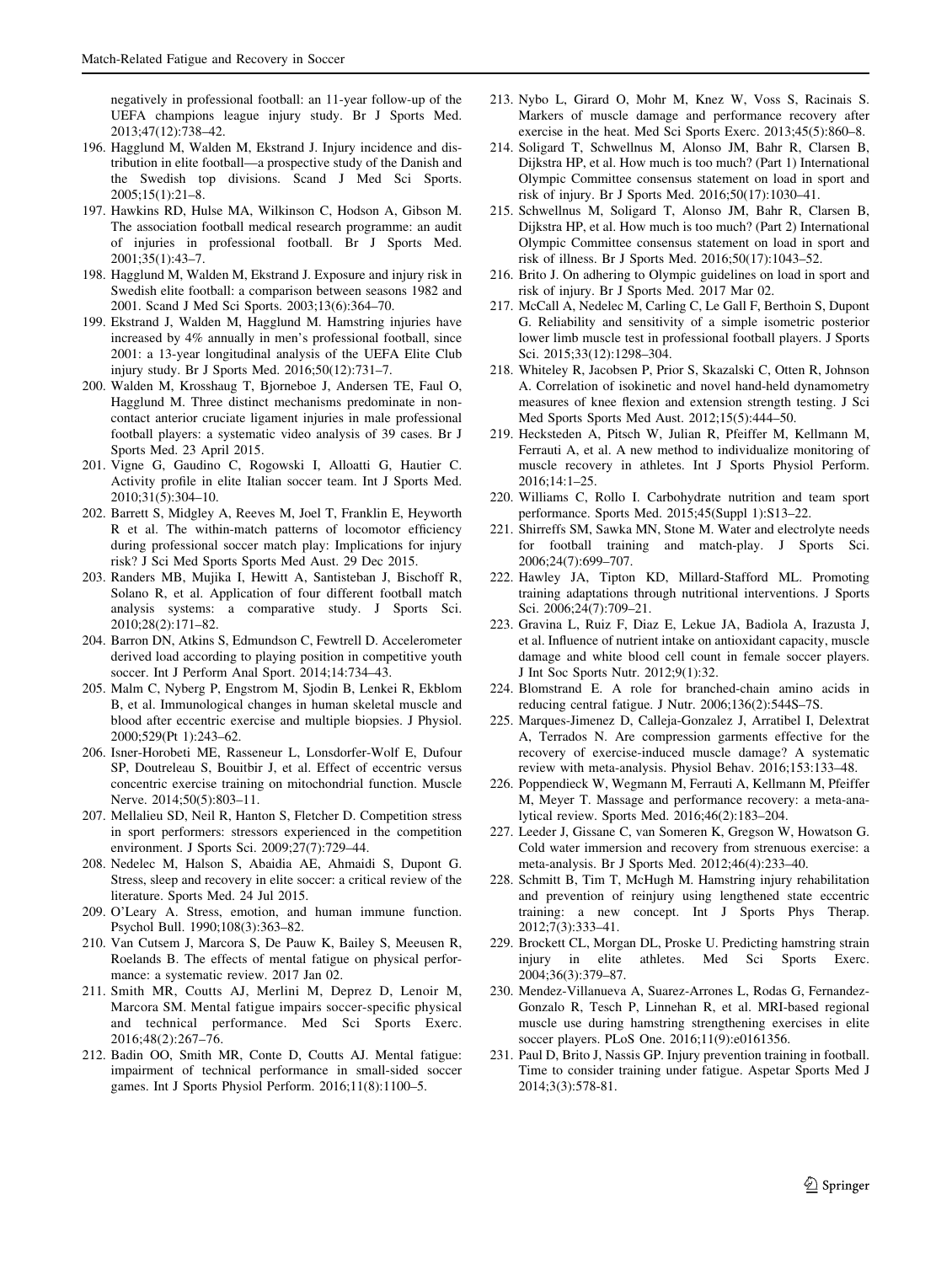negatively in professional football: an 11-year follow-up of the UEFA champions league injury study. Br J Sports Med. 2013;47(12):738–42.

196. Hagglund M, Walden M, Ekstrand J. Injury incidence and distribution in elite football—a prospective study of the Danish and the Swedish top divisions. Scand J Med Sci Sports. 2005;15(1):21–8.
197. Hawkins RD, Hulse MA, Wilkinson C, Hodson A, Gibson M. The association football medical research programme: an audit of injuries in professional football. Br J Sports Med. 2001;35(1):43–7.
198. Hagglund M, Walden M, Ekstrand J. Exposure and injury risk in Swedish elite football: a comparison between seasons 1982 and 2001. Scand J Med Sci Sports. 2003;13(6):364–70.
199. Ekstrand J, Walden M, Hagglund M. Hamstring injuries have increased by 4% annually in men's professional football, since 2001: a 13-year longitudinal analysis of the UEFA Elite Club injury study. Br J Sports Med. 2016;50(12):731–7.
200. Walden M, Krosshaug T, Bjorneboe J, Andersen TE, Faul O, Hagglund M. Three distinct mechanisms predominate in non-contact anterior cruciate ligament injuries in male professional football players: a systematic video analysis of 39 cases. Br J Sports Med. 23 April 2015.
201. Vigne G, Gaudino C, Rogowski I, Alloatti G, Hautier C. Activity profile in elite Italian soccer team. Int J Sports Med. 2010;31(5):304–10.
202. Barrett S, Midgley A, Reeves M, Joel T, Franklin E, Heyworth R et al. The within-match patterns of locomotor efficiency during professional soccer match play: Implications for injury risk? J Sci Med Sports Sports Med Aust. 29 Dec 2015.
203. Randers MB, Mujika I, Hewitt A, Santisteban J, Bischoff R, Solano R, et al. Application of four different football match analysis systems: a comparative study. J Sports Sci. 2010;28(2):171–82.
204. Barron DN, Atkins S, Edmundson C, Fewtrell D. Accelerometer derived load according to playing position in competitive youth soccer. Int J Perform Anal Sport. 2014;14:734–43.
205. Malm C, Nyberg P, Engstrom M, Sjodin B, Lenkei R, Ekblom B, et al. Immunological changes in human skeletal muscle and blood after eccentric exercise and multiple biopsies. J Physiol. 2000;529(Pt 1):243–62.
206. Isner-Horobeti ME, Rasseneur L, Lonsdorfer-Wolf E, Dufour SP, Doutreleau S, Bouitbir J, et al. Effect of eccentric versus concentric exercise training on mitochondrial function. Muscle Nerve. 2014;50(5):803–11.
207. Mellalieu SD, Neil R, Hanton S, Fletcher D. Competition stress in sport performers: stressors experienced in the competition environment. J Sports Sci. 2009;27(7):729–44.
208. Nedelec M, Halson S, Abaidia AE, Ahmaidi S, Dupont G. Stress, sleep and recovery in elite soccer: a critical review of the literature. Sports Med. 24 Jul 2015.
209. O'Leary A. Stress, emotion, and human immune function. Psychol Bull. 1990;108(3):363–82.
210. Van Cutsem J, Marcora S, De Pauw K, Bailey S, Meeusen R, Roelands B. The effects of mental fatigue on physical performance: a systematic review. 2017 Jan 02.
211. Smith MR, Coutts AJ, Merlini M, Deprez D, Lenoir M, Marcora SM. Mental fatigue impairs soccer-specific physical and technical performance. Med Sci Sports Exerc. 2016;48(2):267–76.
212. Badin OO, Smith MR, Conte D, Coutts AJ. Mental fatigue: impairment of technical performance in small-sided soccer games. Int J Sports Physiol Perform. 2016;11(8):1100–5.
213. Nybo L, Girard O, Mohr M, Knez W, Voss S, Racinais S. Markers of muscle damage and performance recovery after exercise in the heat. Med Sci Sports Exerc. 2013;45(5):860–8.
214. Soligard T, Schwellnus M, Alonso JM, Bahr R, Clarsen B, Dijkstra HP, et al. How much is too much? (Part 1) International Olympic Committee consensus statement on load in sport and risk of injury. Br J Sports Med. 2016;50(17):1030–41.
215. Schwellnus M, Soligard T, Alonso JM, Bahr R, Clarsen B, Dijkstra HP, et al. How much is too much? (Part 2) International Olympic Committee consensus statement on load in sport and risk of illness. Br J Sports Med. 2016;50(17):1043–52.
216. Brito J. On adhering to Olympic guidelines on load in sport and risk of injury. Br J Sports Med. 2017 Mar 02.
217. McCall A, Nedelec M, Carling C, Le Gall F, Berthoin S, Dupont G. Reliability and sensitivity of a simple isometric posterior lower limb muscle test in professional football players. J Sports Sci. 2015;33(12):1298–304.
218. Whiteley R, Jacobsen P, Prior S, Skazalski C, Otten R, Johnson A. Correlation of isokinetic and novel hand-held dynamometry measures of knee flexion and extension strength testing. J Sci Med Sports Sports Med Aust. 2012;15(5):444–50.
219. Hecksteden A, Pitsch W, Julian R, Pfeiffer M, Kellmann M, Ferrauti A, et al. A new method to individualize monitoring of muscle recovery in athletes. Int J Sports Physiol Perform. 2016;14:1–25.
220. Williams C, Rollo I. Carbohydrate nutrition and team sport performance. Sports Med. 2015;45(Suppl 1):S13–22.
221. Shirreffs SM, Sawka MN, Stone M. Water and electrolyte needs for football training and match-play. J Sports Sci. 2006;24(7):699–707.
222. Hawley JA, Tipton KD, Millard-Stafford ML. Promoting training adaptations through nutritional interventions. J Sports Sci. 2006;24(7):709–21.
223. Gravina L, Ruiz F, Diaz E, Lekue JA, Badiola A, Irazusta J, et al. Influence of nutrient intake on antioxidant capacity, muscle damage and white blood cell count in female soccer players. J Int Soc Sports Nutr. 2012;9(1):32.
224. Blomstrand E. A role for branched-chain amino acids in reducing central fatigue. J Nutr. 2006;136(2):544S–7S.
225. Marques-Jimenez D, Calleja-Gonzalez J, Arratibel I, Delextrat A, Terrados N. Are compression garments effective for the recovery of exercise-induced muscle damage? A systematic review with meta-analysis. Physiol Behav. 2016;153:133–48.
226. Poppendieck W, Wegmann M, Ferrauti A, Kellmann M, Pfeiffer M, Meyer T. Massage and performance recovery: a meta-analytical review. Sports Med. 2016;46(2):183–204.
227. Leeder J, Gissane C, van Someren K, Gregson W, Howatson G. Cold water immersion and recovery from strenuous exercise: a meta-analysis. Br J Sports Med. 2012;46(4):233–40.
228. Schmitt B, Tim T, McHugh M. Hamstring injury rehabilitation and prevention of reinjury using lengthened state eccentric training: a new concept. Int J Sports Phys Therap. 2012;7(3):333–41.
229. Brockett CL, Morgan DL, Proske U. Predicting hamstring strain injury in elite athletes. Med Sci Sports Exerc. 2004;36(3):379–87.
230. Mendez-Villanueva A, Suarez-Arrones L, Rodas G, Fernandez-Gonzalo R, Tesch P, Linnehan R, et al. MRI-based regional muscle use during hamstring strengthening exercises in elite soccer players. PLoS One. 2016;11(9):e0161356.
231. Paul D, Brito J, Nassis GP. Injury prevention training in football. Time to consider training under fatigue. Aspetar Sports Med J 2014;3(3):578-81.